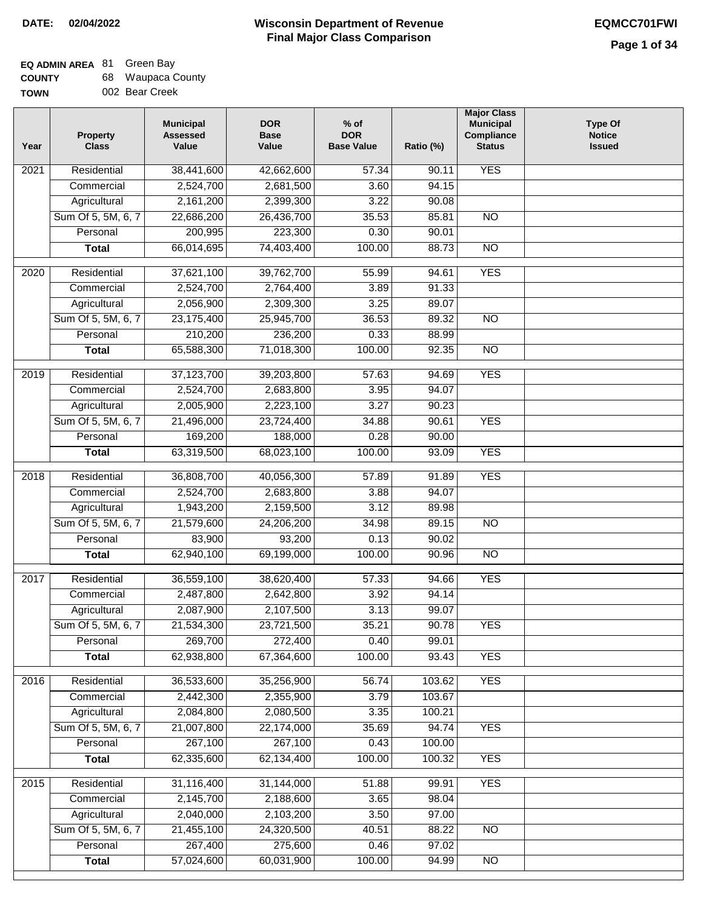**DATE:** 02/04/2022

# Wisconsin Department of Revenue
## Final Major Class Comparison

**EQMCC701FWI**

**EQ ADMIN AREA** 81 Green Bay
**COUNTY** 68 Waupaca County
**TOWN** 002 Bear Creek

| Year | Property Class | Municipal Assessed Value | DOR Base Value | % of DOR Base Value | Ratio (%) | Major Class Municipal Compliance Status | Type Of Notice Issued |
|---|---|---|---|---|---|---|---|
| 2021 | Residential | 38,441,600 | 42,662,600 | 57.34 | 90.11 | YES | |
| | Commercial | 2,524,700 | 2,681,500 | 3.60 | 94.15 | | |
| | Agricultural | 2,161,200 | 2,399,300 | 3.22 | 90.08 | | |
| | Sum Of 5, 5M, 6, 7 | 22,686,200 | 26,436,700 | 35.53 | 85.81 | NO | |
| | Personal | 200,995 | 223,300 | 0.30 | 90.01 | | |
| | **Total** | 66,014,695 | 74,403,400 | 100.00 | 88.73 | NO | |
| 2020 | Residential | 37,621,100 | 39,762,700 | 55.99 | 94.61 | YES | |
| | Commercial | 2,524,700 | 2,764,400 | 3.89 | 91.33 | | |
| | Agricultural | 2,056,900 | 2,309,300 | 3.25 | 89.07 | | |
| | Sum Of 5, 5M, 6, 7 | 23,175,400 | 25,945,700 | 36.53 | 89.32 | NO | |
| | Personal | 210,200 | 236,200 | 0.33 | 88.99 | | |
| | **Total** | 65,588,300 | 71,018,300 | 100.00 | 92.35 | NO | |
| 2019 | Residential | 37,123,700 | 39,203,800 | 57.63 | 94.69 | YES | |
| | Commercial | 2,524,700 | 2,683,800 | 3.95 | 94.07 | | |
| | Agricultural | 2,005,900 | 2,223,100 | 3.27 | 90.23 | | |
| | Sum Of 5, 5M, 6, 7 | 21,496,000 | 23,724,400 | 34.88 | 90.61 | YES | |
| | Personal | 169,200 | 188,000 | 0.28 | 90.00 | | |
| | **Total** | 63,319,500 | 68,023,100 | 100.00 | 93.09 | YES | |
| 2018 | Residential | 36,808,700 | 40,056,300 | 57.89 | 91.89 | YES | |
| | Commercial | 2,524,700 | 2,683,800 | 3.88 | 94.07 | | |
| | Agricultural | 1,943,200 | 2,159,500 | 3.12 | 89.98 | | |
| | Sum Of 5, 5M, 6, 7 | 21,579,600 | 24,206,200 | 34.98 | 89.15 | NO | |
| | Personal | 83,900 | 93,200 | 0.13 | 90.02 | | |
| | **Total** | 62,940,100 | 69,199,000 | 100.00 | 90.96 | NO | |
| 2017 | Residential | 36,559,100 | 38,620,400 | 57.33 | 94.66 | YES | |
| | Commercial | 2,487,800 | 2,642,800 | 3.92 | 94.14 | | |
| | Agricultural | 2,087,900 | 2,107,500 | 3.13 | 99.07 | | |
| | Sum Of 5, 5M, 6, 7 | 21,534,300 | 23,721,500 | 35.21 | 90.78 | YES | |
| | Personal | 269,700 | 272,400 | 0.40 | 99.01 | | |
| | **Total** | 62,938,800 | 67,364,600 | 100.00 | 93.43 | YES | |
| 2016 | Residential | 36,533,600 | 35,256,900 | 56.74 | 103.62 | YES | |
| | Commercial | 2,442,300 | 2,355,900 | 3.79 | 103.67 | | |
| | Agricultural | 2,084,800 | 2,080,500 | 3.35 | 100.21 | | |
| | Sum Of 5, 5M, 6, 7 | 21,007,800 | 22,174,000 | 35.69 | 94.74 | YES | |
| | Personal | 267,100 | 267,100 | 0.43 | 100.00 | | |
| | **Total** | 62,335,600 | 62,134,400 | 100.00 | 100.32 | YES | |
| 2015 | Residential | 31,116,400 | 31,144,000 | 51.88 | 99.91 | YES | |
| | Commercial | 2,145,700 | 2,188,600 | 3.65 | 98.04 | | |
| | Agricultural | 2,040,000 | 2,103,200 | 3.50 | 97.00 | | |
| | Sum Of 5, 5M, 6, 7 | 21,455,100 | 24,320,500 | 40.51 | 88.22 | NO | |
| | Personal | 267,400 | 275,600 | 0.46 | 97.02 | | |
| | **Total** | 57,024,600 | 60,031,900 | 100.00 | 94.99 | NO | |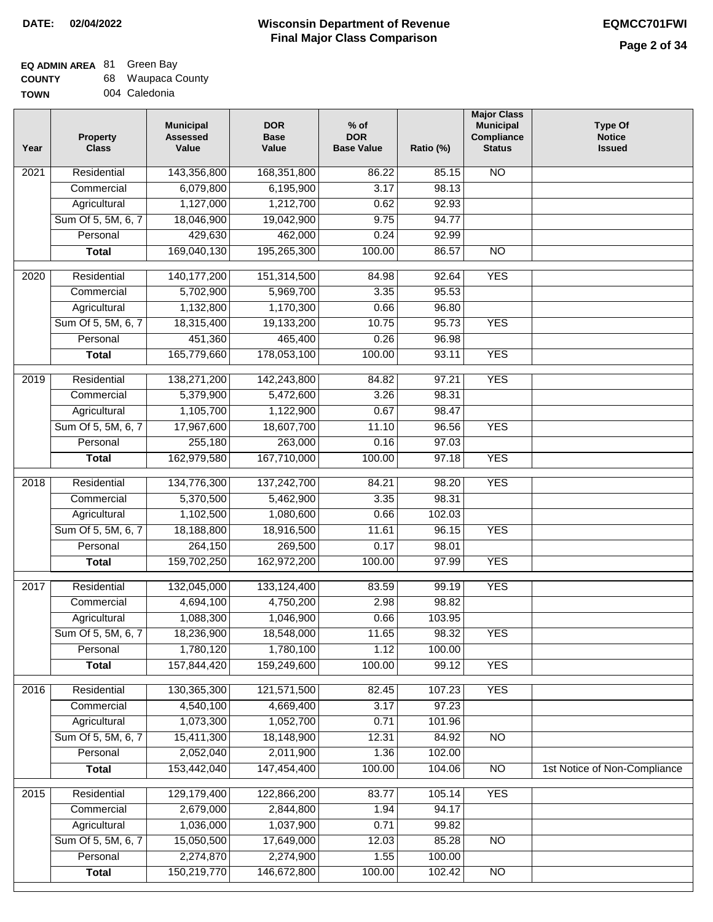**DATE:** 02/04/2022

# Wisconsin Department of Revenue
## Final Major Class Comparison

**EQMCC701FWI**

**EQ ADMIN AREA** 81 Green Bay
**COUNTY** 68 Waupaca County
**TOWN** 004 Caledonia

| Year | Property Class | Municipal Assessed Value | DOR Base Value | % of DOR Base Value | Ratio (%) | Major Class Municipal Compliance Status | Type Of Notice Issued |
|---|---|---|---|---|---|---|---|
| 2021 | Residential | 143,356,800 | 168,351,800 | 86.22 | 85.15 | NO | |
| | Commercial | 6,079,800 | 6,195,900 | 3.17 | 98.13 | | |
| | Agricultural | 1,127,000 | 1,212,700 | 0.62 | 92.93 | | |
| | Sum Of 5, 5M, 6, 7 | 18,046,900 | 19,042,900 | 9.75 | 94.77 | | |
| | Personal | 429,630 | 462,000 | 0.24 | 92.99 | | |
| | **Total** | 169,040,130 | 195,265,300 | 100.00 | 86.57 | NO | |
| 2020 | Residential | 140,177,200 | 151,314,500 | 84.98 | 92.64 | YES | |
| | Commercial | 5,702,900 | 5,969,700 | 3.35 | 95.53 | | |
| | Agricultural | 1,132,800 | 1,170,300 | 0.66 | 96.80 | | |
| | Sum Of 5, 5M, 6, 7 | 18,315,400 | 19,133,200 | 10.75 | 95.73 | YES | |
| | Personal | 451,360 | 465,400 | 0.26 | 96.98 | | |
| | **Total** | 165,779,660 | 178,053,100 | 100.00 | 93.11 | YES | |
| 2019 | Residential | 138,271,200 | 142,243,800 | 84.82 | 97.21 | YES | |
| | Commercial | 5,379,900 | 5,472,600 | 3.26 | 98.31 | | |
| | Agricultural | 1,105,700 | 1,122,900 | 0.67 | 98.47 | | |
| | Sum Of 5, 5M, 6, 7 | 17,967,600 | 18,607,700 | 11.10 | 96.56 | YES | |
| | Personal | 255,180 | 263,000 | 0.16 | 97.03 | | |
| | **Total** | 162,979,580 | 167,710,000 | 100.00 | 97.18 | YES | |
| 2018 | Residential | 134,776,300 | 137,242,700 | 84.21 | 98.20 | YES | |
| | Commercial | 5,370,500 | 5,462,900 | 3.35 | 98.31 | | |
| | Agricultural | 1,102,500 | 1,080,600 | 0.66 | 102.03 | | |
| | Sum Of 5, 5M, 6, 7 | 18,188,800 | 18,916,500 | 11.61 | 96.15 | YES | |
| | Personal | 264,150 | 269,500 | 0.17 | 98.01 | | |
| | **Total** | 159,702,250 | 162,972,200 | 100.00 | 97.99 | YES | |
| 2017 | Residential | 132,045,000 | 133,124,400 | 83.59 | 99.19 | YES | |
| | Commercial | 4,694,100 | 4,750,200 | 2.98 | 98.82 | | |
| | Agricultural | 1,088,300 | 1,046,900 | 0.66 | 103.95 | | |
| | Sum Of 5, 5M, 6, 7 | 18,236,900 | 18,548,000 | 11.65 | 98.32 | YES | |
| | Personal | 1,780,120 | 1,780,100 | 1.12 | 100.00 | | |
| | **Total** | 157,844,420 | 159,249,600 | 100.00 | 99.12 | YES | |
| 2016 | Residential | 130,365,300 | 121,571,500 | 82.45 | 107.23 | YES | |
| | Commercial | 4,540,100 | 4,669,400 | 3.17 | 97.23 | | |
| | Agricultural | 1,073,300 | 1,052,700 | 0.71 | 101.96 | | |
| | Sum Of 5, 5M, 6, 7 | 15,411,300 | 18,148,900 | 12.31 | 84.92 | NO | |
| | Personal | 2,052,040 | 2,011,900 | 1.36 | 102.00 | | |
| | **Total** | 153,442,040 | 147,454,400 | 100.00 | 104.06 | NO | 1st Notice of Non-Compliance |
| 2015 | Residential | 129,179,400 | 122,866,200 | 83.77 | 105.14 | YES | |
| | Commercial | 2,679,000 | 2,844,800 | 1.94 | 94.17 | | |
| | Agricultural | 1,036,000 | 1,037,900 | 0.71 | 99.82 | | |
| | Sum Of 5, 5M, 6, 7 | 15,050,500 | 17,649,000 | 12.03 | 85.28 | NO | |
| | Personal | 2,274,870 | 2,274,900 | 1.55 | 100.00 | | |
| | **Total** | 150,219,770 | 146,672,800 | 100.00 | 102.42 | NO | |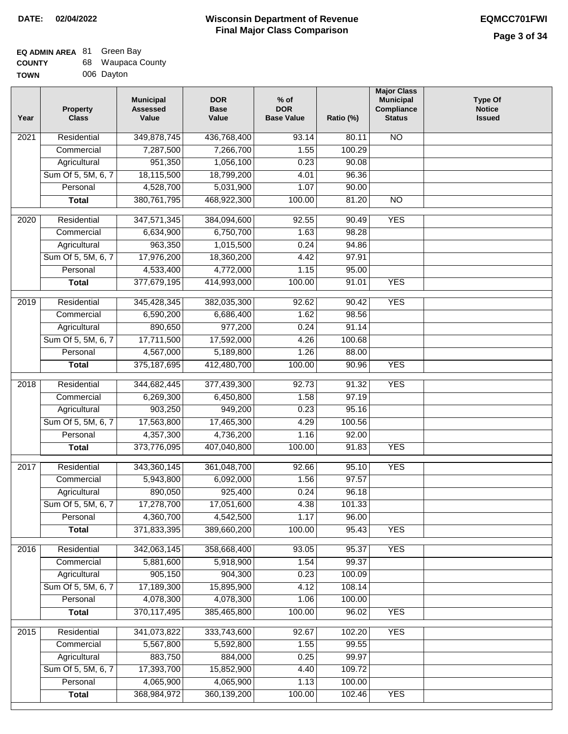**DATE:** 02/04/2022

# Wisconsin Department of Revenue
## Final Major Class Comparison

**EQMCC701FWI**

**EQ ADMIN AREA** 81 Green Bay
**COUNTY** 68 Waupaca County
**TOWN** 006 Dayton

| Year | Property Class | Municipal Assessed Value | DOR Base Value | % of DOR Base Value | Ratio (%) | Major Class Municipal Compliance Status | Type Of Notice Issued |
|---|---|---|---|---|---|---|---|
| 2021 | Residential | 349,878,745 | 436,768,400 | 93.14 | 80.11 | NO | |
| | Commercial | 7,287,500 | 7,266,700 | 1.55 | 100.29 | | |
| | Agricultural | 951,350 | 1,056,100 | 0.23 | 90.08 | | |
| | Sum Of 5, 5M, 6, 7 | 18,115,500 | 18,799,200 | 4.01 | 96.36 | | |
| | Personal | 4,528,700 | 5,031,900 | 1.07 | 90.00 | | |
| | **Total** | 380,761,795 | 468,922,300 | 100.00 | 81.20 | NO | |
| 2020 | Residential | 347,571,345 | 384,094,600 | 92.55 | 90.49 | YES | |
| | Commercial | 6,634,900 | 6,750,700 | 1.63 | 98.28 | | |
| | Agricultural | 963,350 | 1,015,500 | 0.24 | 94.86 | | |
| | Sum Of 5, 5M, 6, 7 | 17,976,200 | 18,360,200 | 4.42 | 97.91 | | |
| | Personal | 4,533,400 | 4,772,000 | 1.15 | 95.00 | | |
| | **Total** | 377,679,195 | 414,993,000 | 100.00 | 91.01 | YES | |
| 2019 | Residential | 345,428,345 | 382,035,300 | 92.62 | 90.42 | YES | |
| | Commercial | 6,590,200 | 6,686,400 | 1.62 | 98.56 | | |
| | Agricultural | 890,650 | 977,200 | 0.24 | 91.14 | | |
| | Sum Of 5, 5M, 6, 7 | 17,711,500 | 17,592,000 | 4.26 | 100.68 | | |
| | Personal | 4,567,000 | 5,189,800 | 1.26 | 88.00 | | |
| | **Total** | 375,187,695 | 412,480,700 | 100.00 | 90.96 | YES | |
| 2018 | Residential | 344,682,445 | 377,439,300 | 92.73 | 91.32 | YES | |
| | Commercial | 6,269,300 | 6,450,800 | 1.58 | 97.19 | | |
| | Agricultural | 903,250 | 949,200 | 0.23 | 95.16 | | |
| | Sum Of 5, 5M, 6, 7 | 17,563,800 | 17,465,300 | 4.29 | 100.56 | | |
| | Personal | 4,357,300 | 4,736,200 | 1.16 | 92.00 | | |
| | **Total** | 373,776,095 | 407,040,800 | 100.00 | 91.83 | YES | |
| 2017 | Residential | 343,360,145 | 361,048,700 | 92.66 | 95.10 | YES | |
| | Commercial | 5,943,800 | 6,092,000 | 1.56 | 97.57 | | |
| | Agricultural | 890,050 | 925,400 | 0.24 | 96.18 | | |
| | Sum Of 5, 5M, 6, 7 | 17,278,700 | 17,051,600 | 4.38 | 101.33 | | |
| | Personal | 4,360,700 | 4,542,500 | 1.17 | 96.00 | | |
| | **Total** | 371,833,395 | 389,660,200 | 100.00 | 95.43 | YES | |
| 2016 | Residential | 342,063,145 | 358,668,400 | 93.05 | 95.37 | YES | |
| | Commercial | 5,881,600 | 5,918,900 | 1.54 | 99.37 | | |
| | Agricultural | 905,150 | 904,300 | 0.23 | 100.09 | | |
| | Sum Of 5, 5M, 6, 7 | 17,189,300 | 15,895,900 | 4.12 | 108.14 | | |
| | Personal | 4,078,300 | 4,078,300 | 1.06 | 100.00 | | |
| | **Total** | 370,117,495 | 385,465,800 | 100.00 | 96.02 | YES | |
| 2015 | Residential | 341,073,822 | 333,743,600 | 92.67 | 102.20 | YES | |
| | Commercial | 5,567,800 | 5,592,800 | 1.55 | 99.55 | | |
| | Agricultural | 883,750 | 884,000 | 0.25 | 99.97 | | |
| | Sum Of 5, 5M, 6, 7 | 17,393,700 | 15,852,900 | 4.40 | 109.72 | | |
| | Personal | 4,065,900 | 4,065,900 | 1.13 | 100.00 | | |
| | **Total** | 368,984,972 | 360,139,200 | 100.00 | 102.46 | YES | |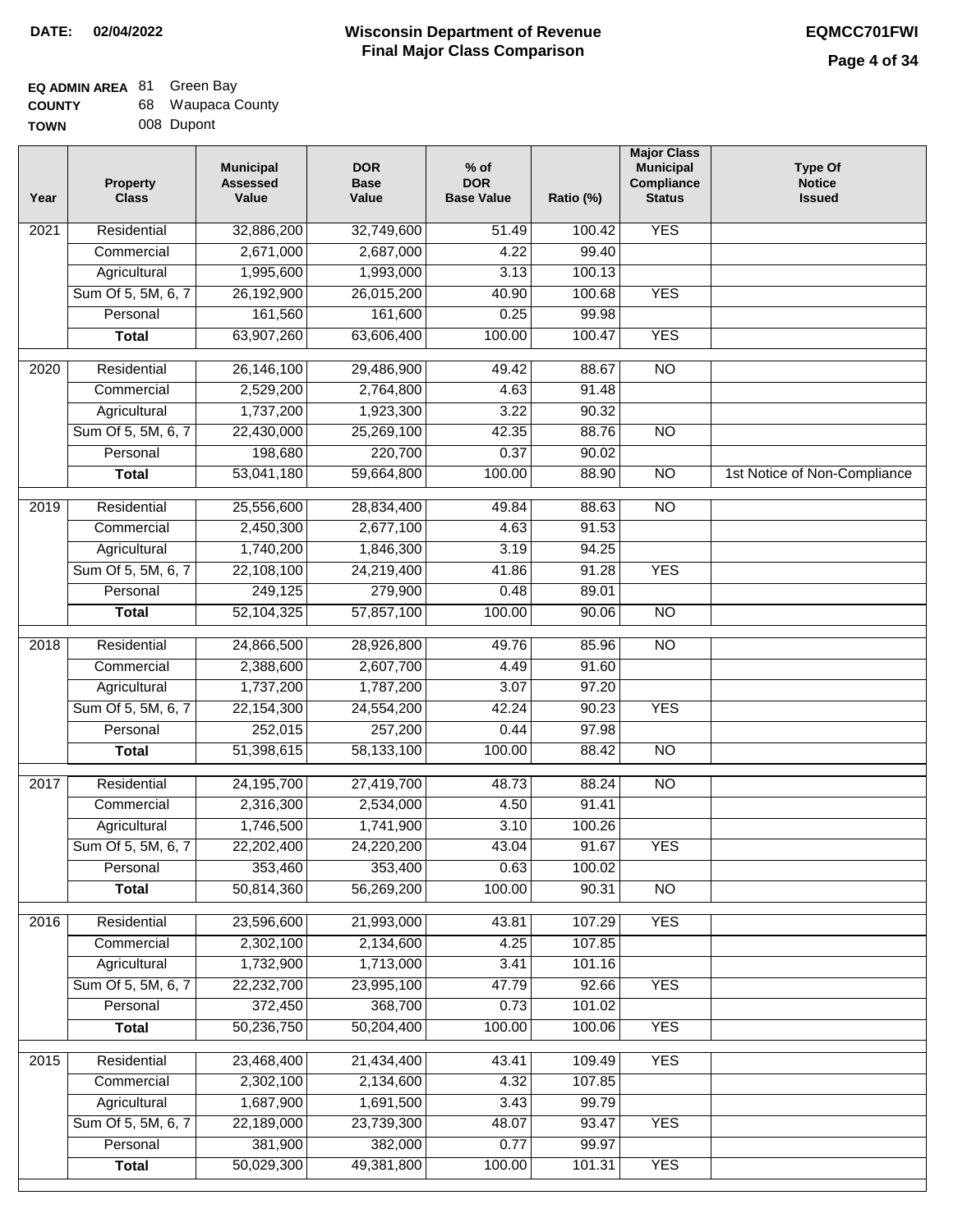**DATE:** 02/04/2022

# Wisconsin Department of Revenue
## Final Major Class Comparison

**EQMCC701FWI**

**EQ ADMIN AREA** 81 Green Bay
**COUNTY** 68 Waupaca County
**TOWN** 008 Dupont

| Year | Property Class | Municipal Assessed Value | DOR Base Value | % of DOR Base Value | Ratio (%) | Major Class Municipal Compliance Status | Type Of Notice Issued |
|---|---|---|---|---|---|---|---|
| 2021 | Residential | 32,886,200 | 32,749,600 | 51.49 | 100.42 | YES | |
| | Commercial | 2,671,000 | 2,687,000 | 4.22 | 99.40 | | |
| | Agricultural | 1,995,600 | 1,993,000 | 3.13 | 100.13 | | |
| | Sum Of 5, 5M, 6, 7 | 26,192,900 | 26,015,200 | 40.90 | 100.68 | YES | |
| | Personal | 161,560 | 161,600 | 0.25 | 99.98 | | |
| | **Total** | 63,907,260 | 63,606,400 | 100.00 | 100.47 | YES | |
| 2020 | Residential | 26,146,100 | 29,486,900 | 49.42 | 88.67 | NO | |
| | Commercial | 2,529,200 | 2,764,800 | 4.63 | 91.48 | | |
| | Agricultural | 1,737,200 | 1,923,300 | 3.22 | 90.32 | | |
| | Sum Of 5, 5M, 6, 7 | 22,430,000 | 25,269,100 | 42.35 | 88.76 | NO | |
| | Personal | 198,680 | 220,700 | 0.37 | 90.02 | | |
| | **Total** | 53,041,180 | 59,664,800 | 100.00 | 88.90 | NO | 1st Notice of Non-Compliance |
| 2019 | Residential | 25,556,600 | 28,834,400 | 49.84 | 88.63 | NO | |
| | Commercial | 2,450,300 | 2,677,100 | 4.63 | 91.53 | | |
| | Agricultural | 1,740,200 | 1,846,300 | 3.19 | 94.25 | | |
| | Sum Of 5, 5M, 6, 7 | 22,108,100 | 24,219,400 | 41.86 | 91.28 | YES | |
| | Personal | 249,125 | 279,900 | 0.48 | 89.01 | | |
| | **Total** | 52,104,325 | 57,857,100 | 100.00 | 90.06 | NO | |
| 2018 | Residential | 24,866,500 | 28,926,800 | 49.76 | 85.96 | NO | |
| | Commercial | 2,388,600 | 2,607,700 | 4.49 | 91.60 | | |
| | Agricultural | 1,737,200 | 1,787,200 | 3.07 | 97.20 | | |
| | Sum Of 5, 5M, 6, 7 | 22,154,300 | 24,554,200 | 42.24 | 90.23 | YES | |
| | Personal | 252,015 | 257,200 | 0.44 | 97.98 | | |
| | **Total** | 51,398,615 | 58,133,100 | 100.00 | 88.42 | NO | |
| 2017 | Residential | 24,195,700 | 27,419,700 | 48.73 | 88.24 | NO | |
| | Commercial | 2,316,300 | 2,534,000 | 4.50 | 91.41 | | |
| | Agricultural | 1,746,500 | 1,741,900 | 3.10 | 100.26 | | |
| | Sum Of 5, 5M, 6, 7 | 22,202,400 | 24,220,200 | 43.04 | 91.67 | YES | |
| | Personal | 353,460 | 353,400 | 0.63 | 100.02 | | |
| | **Total** | 50,814,360 | 56,269,200 | 100.00 | 90.31 | NO | |
| 2016 | Residential | 23,596,600 | 21,993,000 | 43.81 | 107.29 | YES | |
| | Commercial | 2,302,100 | 2,134,600 | 4.25 | 107.85 | | |
| | Agricultural | 1,732,900 | 1,713,000 | 3.41 | 101.16 | | |
| | Sum Of 5, 5M, 6, 7 | 22,232,700 | 23,995,100 | 47.79 | 92.66 | YES | |
| | Personal | 372,450 | 368,700 | 0.73 | 101.02 | | |
| | **Total** | 50,236,750 | 50,204,400 | 100.00 | 100.06 | YES | |
| 2015 | Residential | 23,468,400 | 21,434,400 | 43.41 | 109.49 | YES | |
| | Commercial | 2,302,100 | 2,134,600 | 4.32 | 107.85 | | |
| | Agricultural | 1,687,900 | 1,691,500 | 3.43 | 99.79 | | |
| | Sum Of 5, 5M, 6, 7 | 22,189,000 | 23,739,300 | 48.07 | 93.47 | YES | |
| | Personal | 381,900 | 382,000 | 0.77 | 99.97 | | |
| | **Total** | 50,029,300 | 49,381,800 | 100.00 | 101.31 | YES | |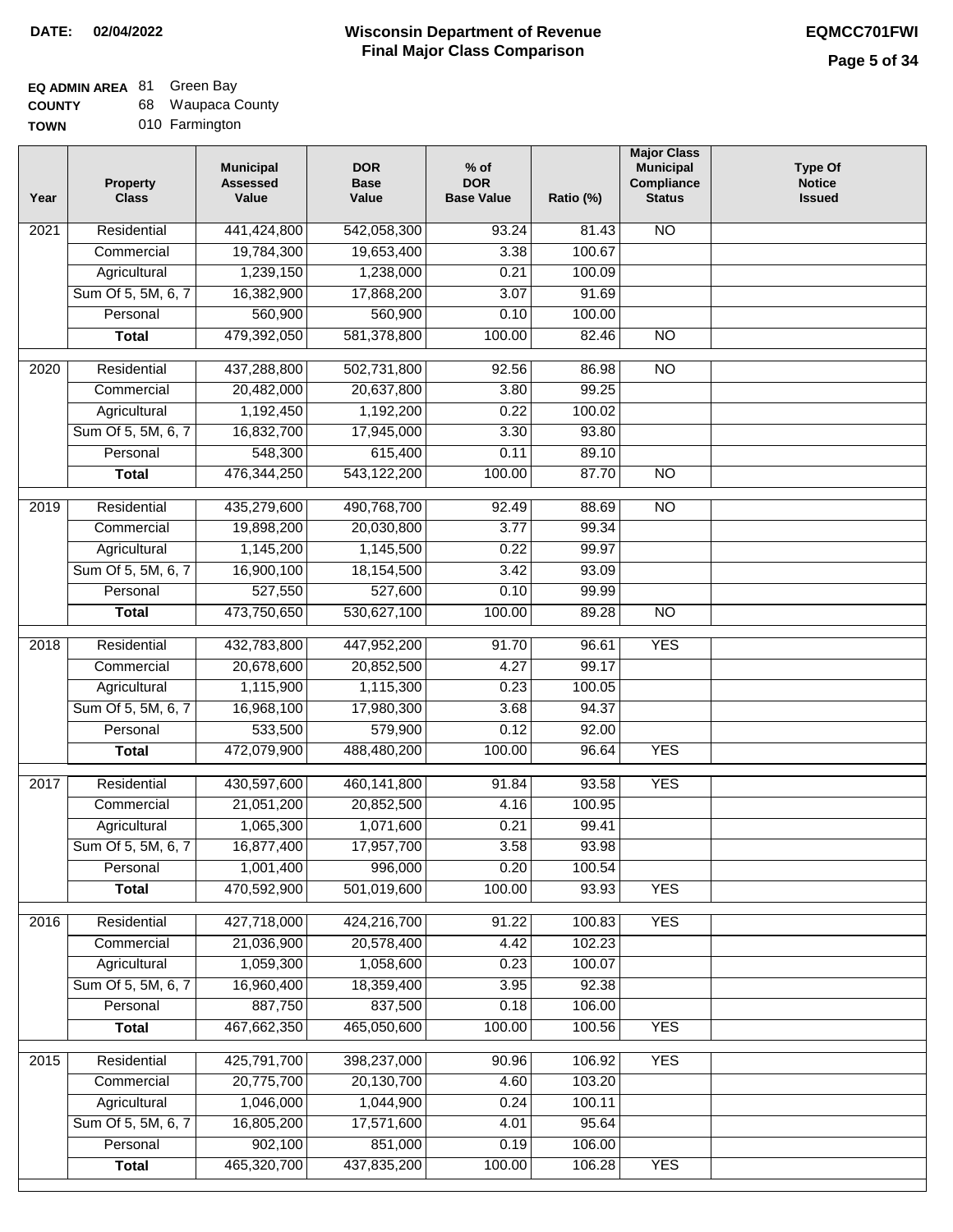**DATE: 02/04/2022**

# Wisconsin Department of Revenue
## Final Major Class Comparison

**EQMCC701FWI**

**EQ ADMIN AREA** 81 Green Bay
**COUNTY** 68 Waupaca County
**TOWN** 010 Farmington

| Year | Property Class | Municipal Assessed Value | DOR Base Value | % of DOR Base Value | Ratio (%) | Major Class Municipal Compliance Status | Type Of Notice Issued |
|---|---|---|---|---|---|---|---|
| 2021 | Residential | 441,424,800 | 542,058,300 | 93.24 | 81.43 | NO | |
| | Commercial | 19,784,300 | 19,653,400 | 3.38 | 100.67 | | |
| | Agricultural | 1,239,150 | 1,238,000 | 0.21 | 100.09 | | |
| | Sum Of 5, 5M, 6, 7 | 16,382,900 | 17,868,200 | 3.07 | 91.69 | | |
| | Personal | 560,900 | 560,900 | 0.10 | 100.00 | | |
| | **Total** | 479,392,050 | 581,378,800 | 100.00 | 82.46 | NO | |
| 2020 | Residential | 437,288,800 | 502,731,800 | 92.56 | 86.98 | NO | |
| | Commercial | 20,482,000 | 20,637,800 | 3.80 | 99.25 | | |
| | Agricultural | 1,192,450 | 1,192,200 | 0.22 | 100.02 | | |
| | Sum Of 5, 5M, 6, 7 | 16,832,700 | 17,945,000 | 3.30 | 93.80 | | |
| | Personal | 548,300 | 615,400 | 0.11 | 89.10 | | |
| | **Total** | 476,344,250 | 543,122,200 | 100.00 | 87.70 | NO | |
| 2019 | Residential | 435,279,600 | 490,768,700 | 92.49 | 88.69 | NO | |
| | Commercial | 19,898,200 | 20,030,800 | 3.77 | 99.34 | | |
| | Agricultural | 1,145,200 | 1,145,500 | 0.22 | 99.97 | | |
| | Sum Of 5, 5M, 6, 7 | 16,900,100 | 18,154,500 | 3.42 | 93.09 | | |
| | Personal | 527,550 | 527,600 | 0.10 | 99.99 | | |
| | **Total** | 473,750,650 | 530,627,100 | 100.00 | 89.28 | NO | |
| 2018 | Residential | 432,783,800 | 447,952,200 | 91.70 | 96.61 | YES | |
| | Commercial | 20,678,600 | 20,852,500 | 4.27 | 99.17 | | |
| | Agricultural | 1,115,900 | 1,115,300 | 0.23 | 100.05 | | |
| | Sum Of 5, 5M, 6, 7 | 16,968,100 | 17,980,300 | 3.68 | 94.37 | | |
| | Personal | 533,500 | 579,900 | 0.12 | 92.00 | | |
| | **Total** | 472,079,900 | 488,480,200 | 100.00 | 96.64 | YES | |
| 2017 | Residential | 430,597,600 | 460,141,800 | 91.84 | 93.58 | YES | |
| | Commercial | 21,051,200 | 20,852,500 | 4.16 | 100.95 | | |
| | Agricultural | 1,065,300 | 1,071,600 | 0.21 | 99.41 | | |
| | Sum Of 5, 5M, 6, 7 | 16,877,400 | 17,957,700 | 3.58 | 93.98 | | |
| | Personal | 1,001,400 | 996,000 | 0.20 | 100.54 | | |
| | **Total** | 470,592,900 | 501,019,600 | 100.00 | 93.93 | YES | |
| 2016 | Residential | 427,718,000 | 424,216,700 | 91.22 | 100.83 | YES | |
| | Commercial | 21,036,900 | 20,578,400 | 4.42 | 102.23 | | |
| | Agricultural | 1,059,300 | 1,058,600 | 0.23 | 100.07 | | |
| | Sum Of 5, 5M, 6, 7 | 16,960,400 | 18,359,400 | 3.95 | 92.38 | | |
| | Personal | 887,750 | 837,500 | 0.18 | 106.00 | | |
| | **Total** | 467,662,350 | 465,050,600 | 100.00 | 100.56 | YES | |
| 2015 | Residential | 425,791,700 | 398,237,000 | 90.96 | 106.92 | YES | |
| | Commercial | 20,775,700 | 20,130,700 | 4.60 | 103.20 | | |
| | Agricultural | 1,046,000 | 1,044,900 | 0.24 | 100.11 | | |
| | Sum Of 5, 5M, 6, 7 | 16,805,200 | 17,571,600 | 4.01 | 95.64 | | |
| | Personal | 902,100 | 851,000 | 0.19 | 106.00 | | |
| | **Total** | 465,320,700 | 437,835,200 | 100.00 | 106.28 | YES | |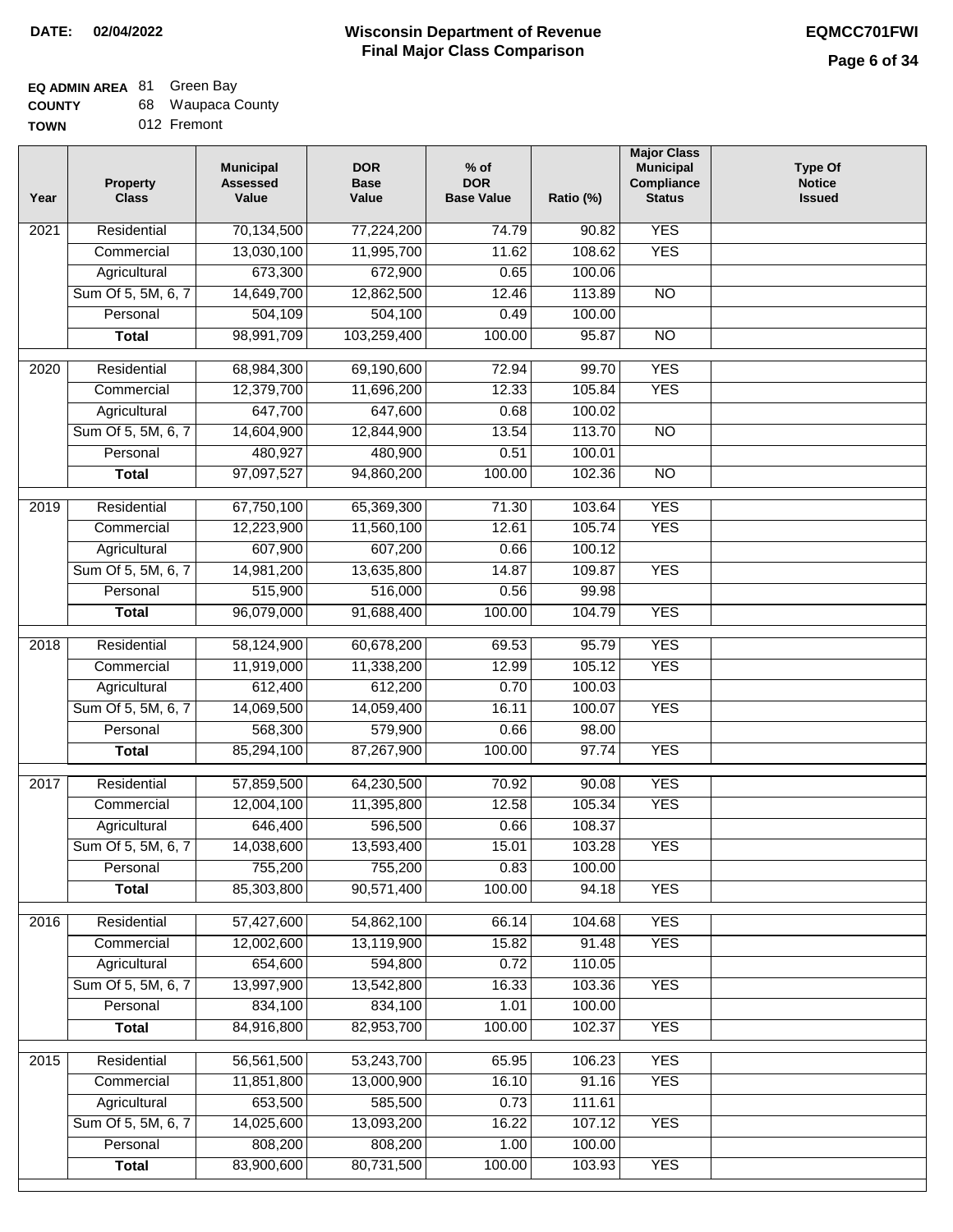**DATE: 02/04/2022**

# Wisconsin Department of Revenue
## Final Major Class Comparison

**EQMCC701FWI**

**EQ ADMIN AREA** 81 Green Bay
**COUNTY** 68 Waupaca County
**TOWN** 012 Fremont

| Year | Property Class | Municipal Assessed Value | DOR Base Value | % of DOR Base Value | Ratio (%) | Major Class Municipal Compliance Status | Type Of Notice Issued |
|---|---|---|---|---|---|---|---|
| 2021 | Residential | 70,134,500 | 77,224,200 | 74.79 | 90.82 | YES | |
| | Commercial | 13,030,100 | 11,995,700 | 11.62 | 108.62 | YES | |
| | Agricultural | 673,300 | 672,900 | 0.65 | 100.06 | | |
| | Sum Of 5, 5M, 6, 7 | 14,649,700 | 12,862,500 | 12.46 | 113.89 | NO | |
| | Personal | 504,109 | 504,100 | 0.49 | 100.00 | | |
| | **Total** | 98,991,709 | 103,259,400 | 100.00 | 95.87 | NO | |
| 2020 | Residential | 68,984,300 | 69,190,600 | 72.94 | 99.70 | YES | |
| | Commercial | 12,379,700 | 11,696,200 | 12.33 | 105.84 | YES | |
| | Agricultural | 647,700 | 647,600 | 0.68 | 100.02 | | |
| | Sum Of 5, 5M, 6, 7 | 14,604,900 | 12,844,900 | 13.54 | 113.70 | NO | |
| | Personal | 480,927 | 480,900 | 0.51 | 100.01 | | |
| | **Total** | 97,097,527 | 94,860,200 | 100.00 | 102.36 | NO | |
| 2019 | Residential | 67,750,100 | 65,369,300 | 71.30 | 103.64 | YES | |
| | Commercial | 12,223,900 | 11,560,100 | 12.61 | 105.74 | YES | |
| | Agricultural | 607,900 | 607,200 | 0.66 | 100.12 | | |
| | Sum Of 5, 5M, 6, 7 | 14,981,200 | 13,635,800 | 14.87 | 109.87 | YES | |
| | Personal | 515,900 | 516,000 | 0.56 | 99.98 | | |
| | **Total** | 96,079,000 | 91,688,400 | 100.00 | 104.79 | YES | |
| 2018 | Residential | 58,124,900 | 60,678,200 | 69.53 | 95.79 | YES | |
| | Commercial | 11,919,000 | 11,338,200 | 12.99 | 105.12 | YES | |
| | Agricultural | 612,400 | 612,200 | 0.70 | 100.03 | | |
| | Sum Of 5, 5M, 6, 7 | 14,069,500 | 14,059,400 | 16.11 | 100.07 | YES | |
| | Personal | 568,300 | 579,900 | 0.66 | 98.00 | | |
| | **Total** | 85,294,100 | 87,267,900 | 100.00 | 97.74 | YES | |
| 2017 | Residential | 57,859,500 | 64,230,500 | 70.92 | 90.08 | YES | |
| | Commercial | 12,004,100 | 11,395,800 | 12.58 | 105.34 | YES | |
| | Agricultural | 646,400 | 596,500 | 0.66 | 108.37 | | |
| | Sum Of 5, 5M, 6, 7 | 14,038,600 | 13,593,400 | 15.01 | 103.28 | YES | |
| | Personal | 755,200 | 755,200 | 0.83 | 100.00 | | |
| | **Total** | 85,303,800 | 90,571,400 | 100.00 | 94.18 | YES | |
| 2016 | Residential | 57,427,600 | 54,862,100 | 66.14 | 104.68 | YES | |
| | Commercial | 12,002,600 | 13,119,900 | 15.82 | 91.48 | YES | |
| | Agricultural | 654,600 | 594,800 | 0.72 | 110.05 | | |
| | Sum Of 5, 5M, 6, 7 | 13,997,900 | 13,542,800 | 16.33 | 103.36 | YES | |
| | Personal | 834,100 | 834,100 | 1.01 | 100.00 | | |
| | **Total** | 84,916,800 | 82,953,700 | 100.00 | 102.37 | YES | |
| 2015 | Residential | 56,561,500 | 53,243,700 | 65.95 | 106.23 | YES | |
| | Commercial | 11,851,800 | 13,000,900 | 16.10 | 91.16 | YES | |
| | Agricultural | 653,500 | 585,500 | 0.73 | 111.61 | | |
| | Sum Of 5, 5M, 6, 7 | 14,025,600 | 13,093,200 | 16.22 | 107.12 | YES | |
| | Personal | 808,200 | 808,200 | 1.00 | 100.00 | | |
| | **Total** | 83,900,600 | 80,731,500 | 100.00 | 103.93 | YES | |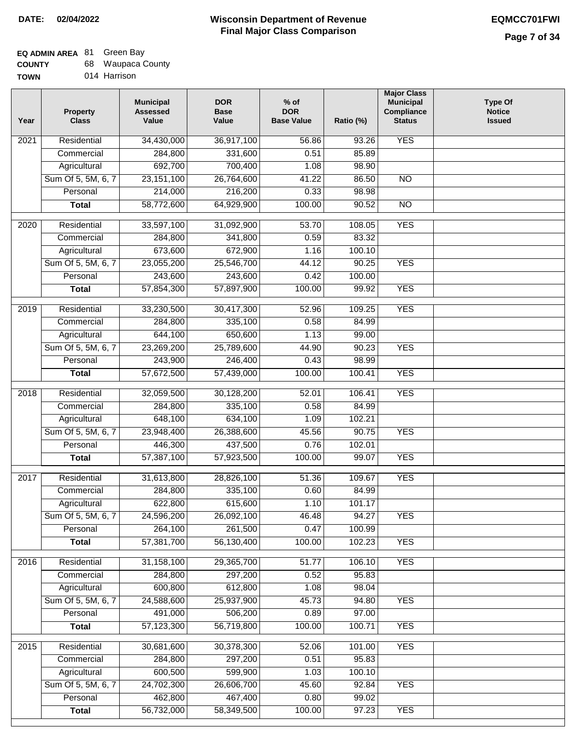**DATE:** 02/04/2022

# Wisconsin Department of Revenue
## Final Major Class Comparison

**EQMCC701FWI**

**EQ ADMIN AREA** 81 Green Bay
**COUNTY** 68 Waupaca County
**TOWN** 014 Harrison

| Year | Property Class | Municipal Assessed Value | DOR Base Value | % of DOR Base Value | Ratio (%) | Major Class Municipal Compliance Status | Type Of Notice Issued |
|---|---|---|---|---|---|---|---|
| 2021 | Residential | 34,430,000 | 36,917,100 | 56.86 | 93.26 | YES | |
| | Commercial | 284,800 | 331,600 | 0.51 | 85.89 | | |
| | Agricultural | 692,700 | 700,400 | 1.08 | 98.90 | | |
| | Sum Of 5, 5M, 6, 7 | 23,151,100 | 26,764,600 | 41.22 | 86.50 | NO | |
| | Personal | 214,000 | 216,200 | 0.33 | 98.98 | | |
| | **Total** | 58,772,600 | 64,929,900 | 100.00 | 90.52 | NO | |
| 2020 | Residential | 33,597,100 | 31,092,900 | 53.70 | 108.05 | YES | |
| | Commercial | 284,800 | 341,800 | 0.59 | 83.32 | | |
| | Agricultural | 673,600 | 672,900 | 1.16 | 100.10 | | |
| | Sum Of 5, 5M, 6, 7 | 23,055,200 | 25,546,700 | 44.12 | 90.25 | YES | |
| | Personal | 243,600 | 243,600 | 0.42 | 100.00 | | |
| | **Total** | 57,854,300 | 57,897,900 | 100.00 | 99.92 | YES | |
| 2019 | Residential | 33,230,500 | 30,417,300 | 52.96 | 109.25 | YES | |
| | Commercial | 284,800 | 335,100 | 0.58 | 84.99 | | |
| | Agricultural | 644,100 | 650,600 | 1.13 | 99.00 | | |
| | Sum Of 5, 5M, 6, 7 | 23,269,200 | 25,789,600 | 44.90 | 90.23 | YES | |
| | Personal | 243,900 | 246,400 | 0.43 | 98.99 | | |
| | **Total** | 57,672,500 | 57,439,000 | 100.00 | 100.41 | YES | |
| 2018 | Residential | 32,059,500 | 30,128,200 | 52.01 | 106.41 | YES | |
| | Commercial | 284,800 | 335,100 | 0.58 | 84.99 | | |
| | Agricultural | 648,100 | 634,100 | 1.09 | 102.21 | | |
| | Sum Of 5, 5M, 6, 7 | 23,948,400 | 26,388,600 | 45.56 | 90.75 | YES | |
| | Personal | 446,300 | 437,500 | 0.76 | 102.01 | | |
| | **Total** | 57,387,100 | 57,923,500 | 100.00 | 99.07 | YES | |
| 2017 | Residential | 31,613,800 | 28,826,100 | 51.36 | 109.67 | YES | |
| | Commercial | 284,800 | 335,100 | 0.60 | 84.99 | | |
| | Agricultural | 622,800 | 615,600 | 1.10 | 101.17 | | |
| | Sum Of 5, 5M, 6, 7 | 24,596,200 | 26,092,100 | 46.48 | 94.27 | YES | |
| | Personal | 264,100 | 261,500 | 0.47 | 100.99 | | |
| | **Total** | 57,381,700 | 56,130,400 | 100.00 | 102.23 | YES | |
| 2016 | Residential | 31,158,100 | 29,365,700 | 51.77 | 106.10 | YES | |
| | Commercial | 284,800 | 297,200 | 0.52 | 95.83 | | |
| | Agricultural | 600,800 | 612,800 | 1.08 | 98.04 | | |
| | Sum Of 5, 5M, 6, 7 | 24,588,600 | 25,937,900 | 45.73 | 94.80 | YES | |
| | Personal | 491,000 | 506,200 | 0.89 | 97.00 | | |
| | **Total** | 57,123,300 | 56,719,800 | 100.00 | 100.71 | YES | |
| 2015 | Residential | 30,681,600 | 30,378,300 | 52.06 | 101.00 | YES | |
| | Commercial | 284,800 | 297,200 | 0.51 | 95.83 | | |
| | Agricultural | 600,500 | 599,900 | 1.03 | 100.10 | | |
| | Sum Of 5, 5M, 6, 7 | 24,702,300 | 26,606,700 | 45.60 | 92.84 | YES | |
| | Personal | 462,800 | 467,400 | 0.80 | 99.02 | | |
| | **Total** | 56,732,000 | 58,349,500 | 100.00 | 97.23 | YES | |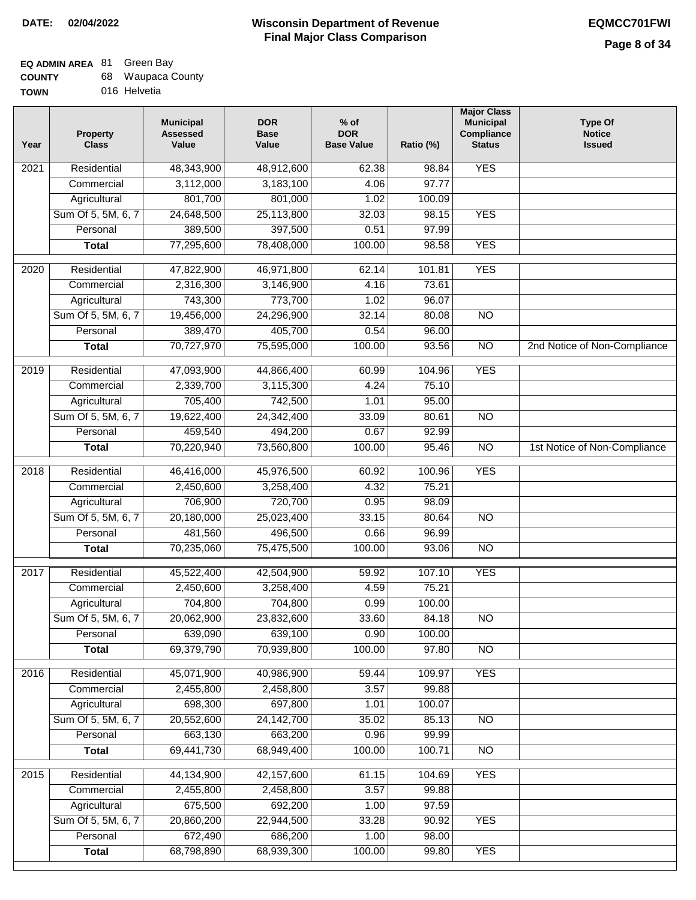**DATE: 02/04/2022**

# Wisconsin Department of Revenue
## Final Major Class Comparison

**EQMCC701FWI**

**EQ ADMIN AREA** 81 Green Bay
**COUNTY** 68 Waupaca County
**TOWN** 016 Helvetia

| Year | Property Class | Municipal Assessed Value | DOR Base Value | % of DOR Base Value | Ratio (%) | Major Class Municipal Compliance Status | Type Of Notice Issued |
|---|---|---|---|---|---|---|---|
| 2021 | Residential | 48,343,900 | 48,912,600 | 62.38 | 98.84 | YES | |
| | Commercial | 3,112,000 | 3,183,100 | 4.06 | 97.77 | | |
| | Agricultural | 801,700 | 801,000 | 1.02 | 100.09 | | |
| | Sum Of 5, 5M, 6, 7 | 24,648,500 | 25,113,800 | 32.03 | 98.15 | YES | |
| | Personal | 389,500 | 397,500 | 0.51 | 97.99 | | |
| | **Total** | 77,295,600 | 78,408,000 | 100.00 | 98.58 | YES | |
| 2020 | Residential | 47,822,900 | 46,971,800 | 62.14 | 101.81 | YES | |
| | Commercial | 2,316,300 | 3,146,900 | 4.16 | 73.61 | | |
| | Agricultural | 743,300 | 773,700 | 1.02 | 96.07 | | |
| | Sum Of 5, 5M, 6, 7 | 19,456,000 | 24,296,900 | 32.14 | 80.08 | NO | |
| | Personal | 389,470 | 405,700 | 0.54 | 96.00 | | |
| | **Total** | 70,727,970 | 75,595,000 | 100.00 | 93.56 | NO | 2nd Notice of Non-Compliance |
| 2019 | Residential | 47,093,900 | 44,866,400 | 60.99 | 104.96 | YES | |
| | Commercial | 2,339,700 | 3,115,300 | 4.24 | 75.10 | | |
| | Agricultural | 705,400 | 742,500 | 1.01 | 95.00 | | |
| | Sum Of 5, 5M, 6, 7 | 19,622,400 | 24,342,400 | 33.09 | 80.61 | NO | |
| | Personal | 459,540 | 494,200 | 0.67 | 92.99 | | |
| | **Total** | 70,220,940 | 73,560,800 | 100.00 | 95.46 | NO | 1st Notice of Non-Compliance |
| 2018 | Residential | 46,416,000 | 45,976,500 | 60.92 | 100.96 | YES | |
| | Commercial | 2,450,600 | 3,258,400 | 4.32 | 75.21 | | |
| | Agricultural | 706,900 | 720,700 | 0.95 | 98.09 | | |
| | Sum Of 5, 5M, 6, 7 | 20,180,000 | 25,023,400 | 33.15 | 80.64 | NO | |
| | Personal | 481,560 | 496,500 | 0.66 | 96.99 | | |
| | **Total** | 70,235,060 | 75,475,500 | 100.00 | 93.06 | NO | |
| 2017 | Residential | 45,522,400 | 42,504,900 | 59.92 | 107.10 | YES | |
| | Commercial | 2,450,600 | 3,258,400 | 4.59 | 75.21 | | |
| | Agricultural | 704,800 | 704,800 | 0.99 | 100.00 | | |
| | Sum Of 5, 5M, 6, 7 | 20,062,900 | 23,832,600 | 33.60 | 84.18 | NO | |
| | Personal | 639,090 | 639,100 | 0.90 | 100.00 | | |
| | **Total** | 69,379,790 | 70,939,800 | 100.00 | 97.80 | NO | |
| 2016 | Residential | 45,071,900 | 40,986,900 | 59.44 | 109.97 | YES | |
| | Commercial | 2,455,800 | 2,458,800 | 3.57 | 99.88 | | |
| | Agricultural | 698,300 | 697,800 | 1.01 | 100.07 | | |
| | Sum Of 5, 5M, 6, 7 | 20,552,600 | 24,142,700 | 35.02 | 85.13 | NO | |
| | Personal | 663,130 | 663,200 | 0.96 | 99.99 | | |
| | **Total** | 69,441,730 | 68,949,400 | 100.00 | 100.71 | NO | |
| 2015 | Residential | 44,134,900 | 42,157,600 | 61.15 | 104.69 | YES | |
| | Commercial | 2,455,800 | 2,458,800 | 3.57 | 99.88 | | |
| | Agricultural | 675,500 | 692,200 | 1.00 | 97.59 | | |
| | Sum Of 5, 5M, 6, 7 | 20,860,200 | 22,944,500 | 33.28 | 90.92 | YES | |
| | Personal | 672,490 | 686,200 | 1.00 | 98.00 | | |
| | **Total** | 68,798,890 | 68,939,300 | 100.00 | 99.80 | YES | |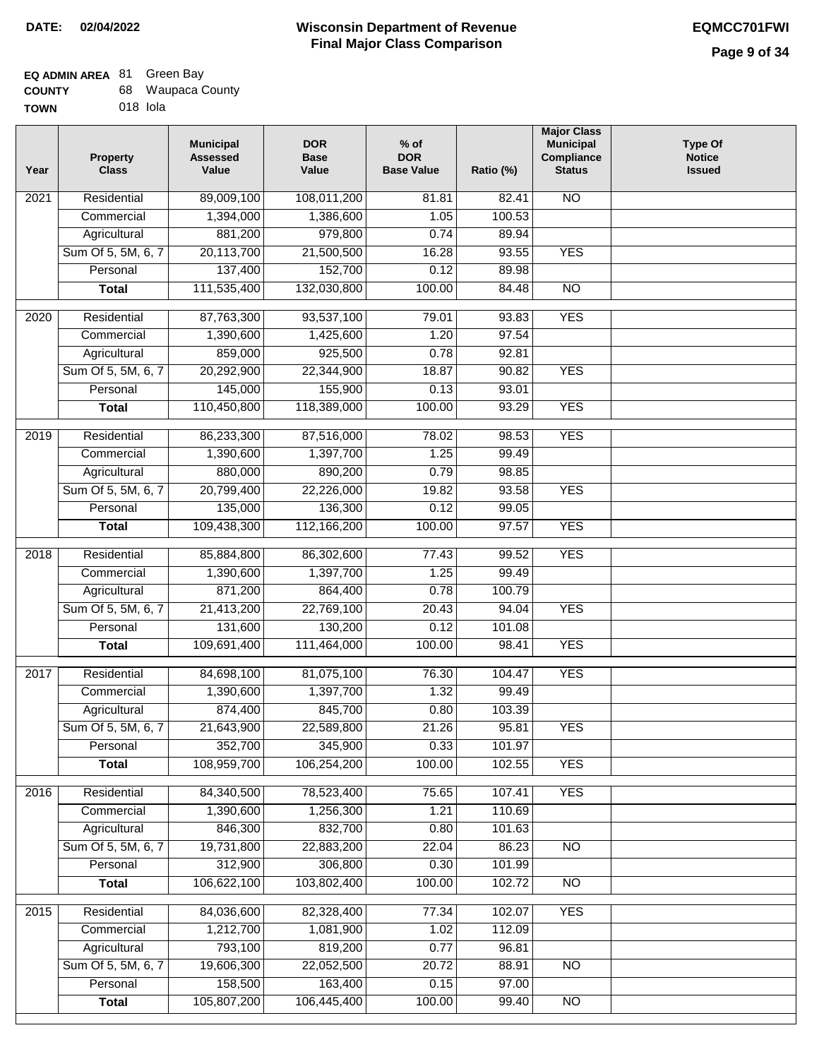**DATE: 02/04/2022**

# Wisconsin Department of Revenue
## Final Major Class Comparison

**EQMCC701FWI**

**EQ ADMIN AREA** 81 Green Bay
**COUNTY** 68 Waupaca County
**TOWN** 018 Iola

| Year | Property Class | Municipal Assessed Value | DOR Base Value | % of DOR Base Value | Ratio (%) | Major Class Municipal Compliance Status | Type Of Notice Issued |
|---|---|---|---|---|---|---|---|
| 2021 | Residential | 89,009,100 | 108,011,200 | 81.81 | 82.41 | NO | |
| | Commercial | 1,394,000 | 1,386,600 | 1.05 | 100.53 | | |
| | Agricultural | 881,200 | 979,800 | 0.74 | 89.94 | | |
| | Sum Of 5, 5M, 6, 7 | 20,113,700 | 21,500,500 | 16.28 | 93.55 | YES | |
| | Personal | 137,400 | 152,700 | 0.12 | 89.98 | | |
| | **Total** | 111,535,400 | 132,030,800 | 100.00 | 84.48 | NO | |
| 2020 | Residential | 87,763,300 | 93,537,100 | 79.01 | 93.83 | YES | |
| | Commercial | 1,390,600 | 1,425,600 | 1.20 | 97.54 | | |
| | Agricultural | 859,000 | 925,500 | 0.78 | 92.81 | | |
| | Sum Of 5, 5M, 6, 7 | 20,292,900 | 22,344,900 | 18.87 | 90.82 | YES | |
| | Personal | 145,000 | 155,900 | 0.13 | 93.01 | | |
| | **Total** | 110,450,800 | 118,389,000 | 100.00 | 93.29 | YES | |
| 2019 | Residential | 86,233,300 | 87,516,000 | 78.02 | 98.53 | YES | |
| | Commercial | 1,390,600 | 1,397,700 | 1.25 | 99.49 | | |
| | Agricultural | 880,000 | 890,200 | 0.79 | 98.85 | | |
| | Sum Of 5, 5M, 6, 7 | 20,799,400 | 22,226,000 | 19.82 | 93.58 | YES | |
| | Personal | 135,000 | 136,300 | 0.12 | 99.05 | | |
| | **Total** | 109,438,300 | 112,166,200 | 100.00 | 97.57 | YES | |
| 2018 | Residential | 85,884,800 | 86,302,600 | 77.43 | 99.52 | YES | |
| | Commercial | 1,390,600 | 1,397,700 | 1.25 | 99.49 | | |
| | Agricultural | 871,200 | 864,400 | 0.78 | 100.79 | | |
| | Sum Of 5, 5M, 6, 7 | 21,413,200 | 22,769,100 | 20.43 | 94.04 | YES | |
| | Personal | 131,600 | 130,200 | 0.12 | 101.08 | | |
| | **Total** | 109,691,400 | 111,464,000 | 100.00 | 98.41 | YES | |
| 2017 | Residential | 84,698,100 | 81,075,100 | 76.30 | 104.47 | YES | |
| | Commercial | 1,390,600 | 1,397,700 | 1.32 | 99.49 | | |
| | Agricultural | 874,400 | 845,700 | 0.80 | 103.39 | | |
| | Sum Of 5, 5M, 6, 7 | 21,643,900 | 22,589,800 | 21.26 | 95.81 | YES | |
| | Personal | 352,700 | 345,900 | 0.33 | 101.97 | | |
| | **Total** | 108,959,700 | 106,254,200 | 100.00 | 102.55 | YES | |
| 2016 | Residential | 84,340,500 | 78,523,400 | 75.65 | 107.41 | YES | |
| | Commercial | 1,390,600 | 1,256,300 | 1.21 | 110.69 | | |
| | Agricultural | 846,300 | 832,700 | 0.80 | 101.63 | | |
| | Sum Of 5, 5M, 6, 7 | 19,731,800 | 22,883,200 | 22.04 | 86.23 | NO | |
| | Personal | 312,900 | 306,800 | 0.30 | 101.99 | | |
| | **Total** | 106,622,100 | 103,802,400 | 100.00 | 102.72 | NO | |
| 2015 | Residential | 84,036,600 | 82,328,400 | 77.34 | 102.07 | YES | |
| | Commercial | 1,212,700 | 1,081,900 | 1.02 | 112.09 | | |
| | Agricultural | 793,100 | 819,200 | 0.77 | 96.81 | | |
| | Sum Of 5, 5M, 6, 7 | 19,606,300 | 22,052,500 | 20.72 | 88.91 | NO | |
| | Personal | 158,500 | 163,400 | 0.15 | 97.00 | | |
| | **Total** | 105,807,200 | 106,445,400 | 100.00 | 99.40 | NO | |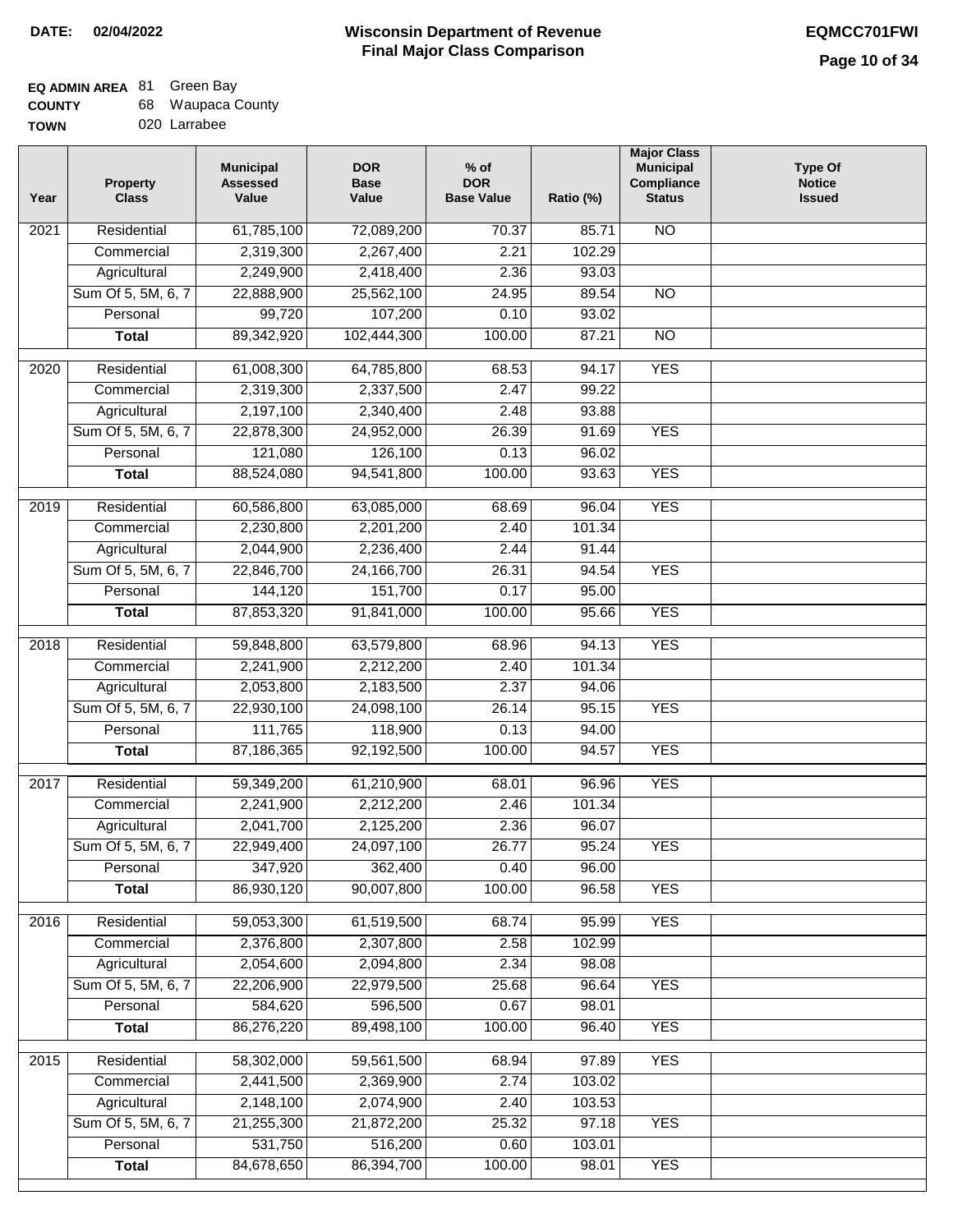**DATE: 02/04/2022**

# Wisconsin Department of Revenue
## Final Major Class Comparison

**EQMCC701FWI**

**EQ ADMIN AREA** 81 Green Bay
**COUNTY** 68 Waupaca County
**TOWN** 020 Larrabee

| Year | Property Class | Municipal Assessed Value | DOR Base Value | % of DOR Base Value | Ratio (%) | Major Class Municipal Compliance Status | Type Of Notice Issued |
|---|---|---|---|---|---|---|---|
| 2021 | Residential | 61,785,100 | 72,089,200 | 70.37 | 85.71 | NO | |
| | Commercial | 2,319,300 | 2,267,400 | 2.21 | 102.29 | | |
| | Agricultural | 2,249,900 | 2,418,400 | 2.36 | 93.03 | | |
| | Sum Of 5, 5M, 6, 7 | 22,888,900 | 25,562,100 | 24.95 | 89.54 | NO | |
| | Personal | 99,720 | 107,200 | 0.10 | 93.02 | | |
| | **Total** | 89,342,920 | 102,444,300 | 100.00 | 87.21 | NO | |
| 2020 | Residential | 61,008,300 | 64,785,800 | 68.53 | 94.17 | YES | |
| | Commercial | 2,319,300 | 2,337,500 | 2.47 | 99.22 | | |
| | Agricultural | 2,197,100 | 2,340,400 | 2.48 | 93.88 | | |
| | Sum Of 5, 5M, 6, 7 | 22,878,300 | 24,952,000 | 26.39 | 91.69 | YES | |
| | Personal | 121,080 | 126,100 | 0.13 | 96.02 | | |
| | **Total** | 88,524,080 | 94,541,800 | 100.00 | 93.63 | YES | |
| 2019 | Residential | 60,586,800 | 63,085,000 | 68.69 | 96.04 | YES | |
| | Commercial | 2,230,800 | 2,201,200 | 2.40 | 101.34 | | |
| | Agricultural | 2,044,900 | 2,236,400 | 2.44 | 91.44 | | |
| | Sum Of 5, 5M, 6, 7 | 22,846,700 | 24,166,700 | 26.31 | 94.54 | YES | |
| | Personal | 144,120 | 151,700 | 0.17 | 95.00 | | |
| | **Total** | 87,853,320 | 91,841,000 | 100.00 | 95.66 | YES | |
| 2018 | Residential | 59,848,800 | 63,579,800 | 68.96 | 94.13 | YES | |
| | Commercial | 2,241,900 | 2,212,200 | 2.40 | 101.34 | | |
| | Agricultural | 2,053,800 | 2,183,500 | 2.37 | 94.06 | | |
| | Sum Of 5, 5M, 6, 7 | 22,930,100 | 24,098,100 | 26.14 | 95.15 | YES | |
| | Personal | 111,765 | 118,900 | 0.13 | 94.00 | | |
| | **Total** | 87,186,365 | 92,192,500 | 100.00 | 94.57 | YES | |
| 2017 | Residential | 59,349,200 | 61,210,900 | 68.01 | 96.96 | YES | |
| | Commercial | 2,241,900 | 2,212,200 | 2.46 | 101.34 | | |
| | Agricultural | 2,041,700 | 2,125,200 | 2.36 | 96.07 | | |
| | Sum Of 5, 5M, 6, 7 | 22,949,400 | 24,097,100 | 26.77 | 95.24 | YES | |
| | Personal | 347,920 | 362,400 | 0.40 | 96.00 | | |
| | **Total** | 86,930,120 | 90,007,800 | 100.00 | 96.58 | YES | |
| 2016 | Residential | 59,053,300 | 61,519,500 | 68.74 | 95.99 | YES | |
| | Commercial | 2,376,800 | 2,307,800 | 2.58 | 102.99 | | |
| | Agricultural | 2,054,600 | 2,094,800 | 2.34 | 98.08 | | |
| | Sum Of 5, 5M, 6, 7 | 22,206,900 | 22,979,500 | 25.68 | 96.64 | YES | |
| | Personal | 584,620 | 596,500 | 0.67 | 98.01 | | |
| | **Total** | 86,276,220 | 89,498,100 | 100.00 | 96.40 | YES | |
| 2015 | Residential | 58,302,000 | 59,561,500 | 68.94 | 97.89 | YES | |
| | Commercial | 2,441,500 | 2,369,900 | 2.74 | 103.02 | | |
| | Agricultural | 2,148,100 | 2,074,900 | 2.40 | 103.53 | | |
| | Sum Of 5, 5M, 6, 7 | 21,255,300 | 21,872,200 | 25.32 | 97.18 | YES | |
| | Personal | 531,750 | 516,200 | 0.60 | 103.01 | | |
| | **Total** | 84,678,650 | 86,394,700 | 100.00 | 98.01 | YES | |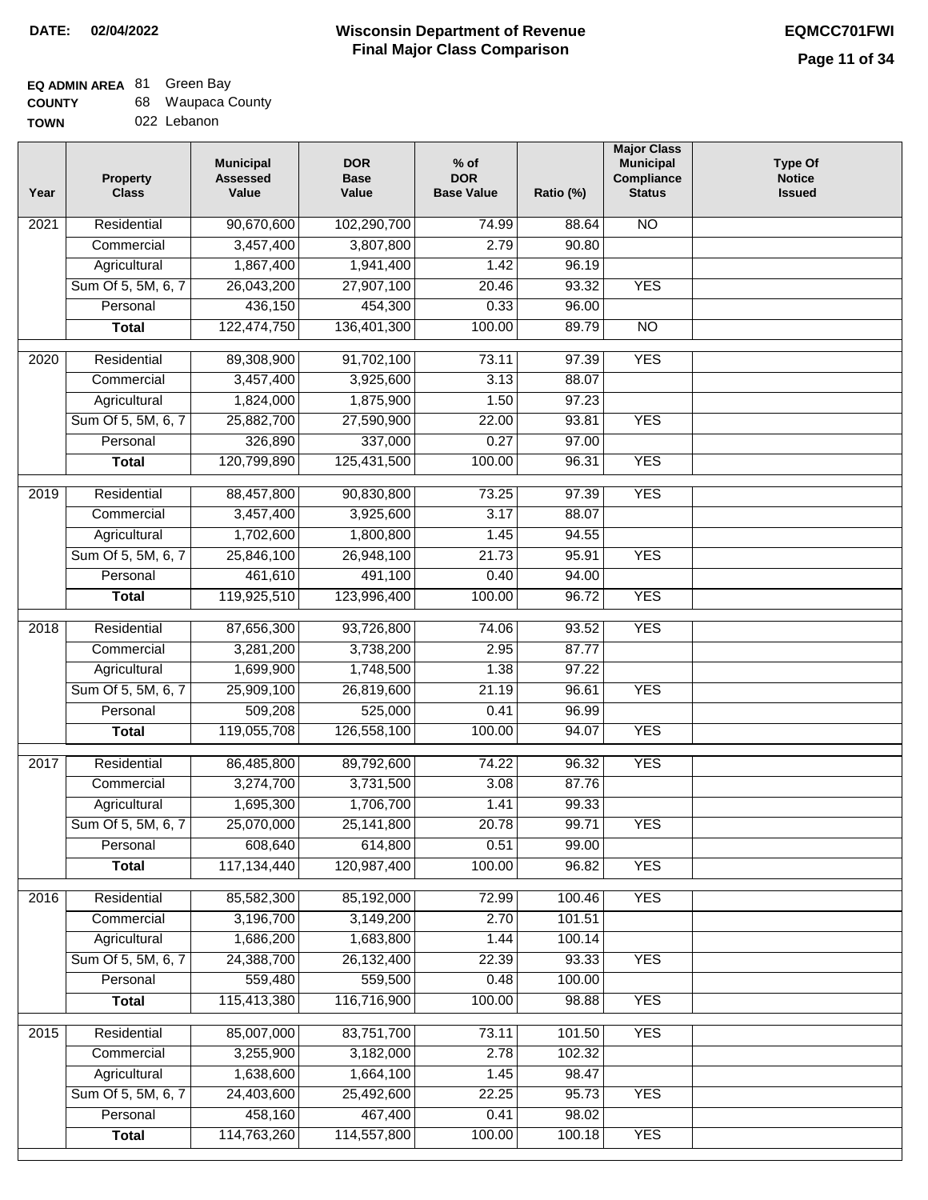**DATE: 02/04/2022**

# Wisconsin Department of Revenue
## Final Major Class Comparison

**EQMCC701FWI**

**EQ ADMIN AREA** 81 Green Bay
**COUNTY** 68 Waupaca County
**TOWN** 022 Lebanon

| Year | Property Class | Municipal Assessed Value | DOR Base Value | % of DOR Base Value | Ratio (%) | Major Class Municipal Compliance Status | Type Of Notice Issued |
|---|---|---|---|---|---|---|---|
| 2021 | Residential | 90,670,600 | 102,290,700 | 74.99 | 88.64 | NO | |
| | Commercial | 3,457,400 | 3,807,800 | 2.79 | 90.80 | | |
| | Agricultural | 1,867,400 | 1,941,400 | 1.42 | 96.19 | | |
| | Sum Of 5, 5M, 6, 7 | 26,043,200 | 27,907,100 | 20.46 | 93.32 | YES | |
| | Personal | 436,150 | 454,300 | 0.33 | 96.00 | | |
| | **Total** | 122,474,750 | 136,401,300 | 100.00 | 89.79 | NO | |
| 2020 | Residential | 89,308,900 | 91,702,100 | 73.11 | 97.39 | YES | |
| | Commercial | 3,457,400 | 3,925,600 | 3.13 | 88.07 | | |
| | Agricultural | 1,824,000 | 1,875,900 | 1.50 | 97.23 | | |
| | Sum Of 5, 5M, 6, 7 | 25,882,700 | 27,590,900 | 22.00 | 93.81 | YES | |
| | Personal | 326,890 | 337,000 | 0.27 | 97.00 | | |
| | **Total** | 120,799,890 | 125,431,500 | 100.00 | 96.31 | YES | |
| 2019 | Residential | 88,457,800 | 90,830,800 | 73.25 | 97.39 | YES | |
| | Commercial | 3,457,400 | 3,925,600 | 3.17 | 88.07 | | |
| | Agricultural | 1,702,600 | 1,800,800 | 1.45 | 94.55 | | |
| | Sum Of 5, 5M, 6, 7 | 25,846,100 | 26,948,100 | 21.73 | 95.91 | YES | |
| | Personal | 461,610 | 491,100 | 0.40 | 94.00 | | |
| | **Total** | 119,925,510 | 123,996,400 | 100.00 | 96.72 | YES | |
| 2018 | Residential | 87,656,300 | 93,726,800 | 74.06 | 93.52 | YES | |
| | Commercial | 3,281,200 | 3,738,200 | 2.95 | 87.77 | | |
| | Agricultural | 1,699,900 | 1,748,500 | 1.38 | 97.22 | | |
| | Sum Of 5, 5M, 6, 7 | 25,909,100 | 26,819,600 | 21.19 | 96.61 | YES | |
| | Personal | 509,208 | 525,000 | 0.41 | 96.99 | | |
| | **Total** | 119,055,708 | 126,558,100 | 100.00 | 94.07 | YES | |
| 2017 | Residential | 86,485,800 | 89,792,600 | 74.22 | 96.32 | YES | |
| | Commercial | 3,274,700 | 3,731,500 | 3.08 | 87.76 | | |
| | Agricultural | 1,695,300 | 1,706,700 | 1.41 | 99.33 | | |
| | Sum Of 5, 5M, 6, 7 | 25,070,000 | 25,141,800 | 20.78 | 99.71 | YES | |
| | Personal | 608,640 | 614,800 | 0.51 | 99.00 | | |
| | **Total** | 117,134,440 | 120,987,400 | 100.00 | 96.82 | YES | |
| 2016 | Residential | 85,582,300 | 85,192,000 | 72.99 | 100.46 | YES | |
| | Commercial | 3,196,700 | 3,149,200 | 2.70 | 101.51 | | |
| | Agricultural | 1,686,200 | 1,683,800 | 1.44 | 100.14 | | |
| | Sum Of 5, 5M, 6, 7 | 24,388,700 | 26,132,400 | 22.39 | 93.33 | YES | |
| | Personal | 559,480 | 559,500 | 0.48 | 100.00 | | |
| | **Total** | 115,413,380 | 116,716,900 | 100.00 | 98.88 | YES | |
| 2015 | Residential | 85,007,000 | 83,751,700 | 73.11 | 101.50 | YES | |
| | Commercial | 3,255,900 | 3,182,000 | 2.78 | 102.32 | | |
| | Agricultural | 1,638,600 | 1,664,100 | 1.45 | 98.47 | | |
| | Sum Of 5, 5M, 6, 7 | 24,403,600 | 25,492,600 | 22.25 | 95.73 | YES | |
| | Personal | 458,160 | 467,400 | 0.41 | 98.02 | | |
| | **Total** | 114,763,260 | 114,557,800 | 100.00 | 100.18 | YES | |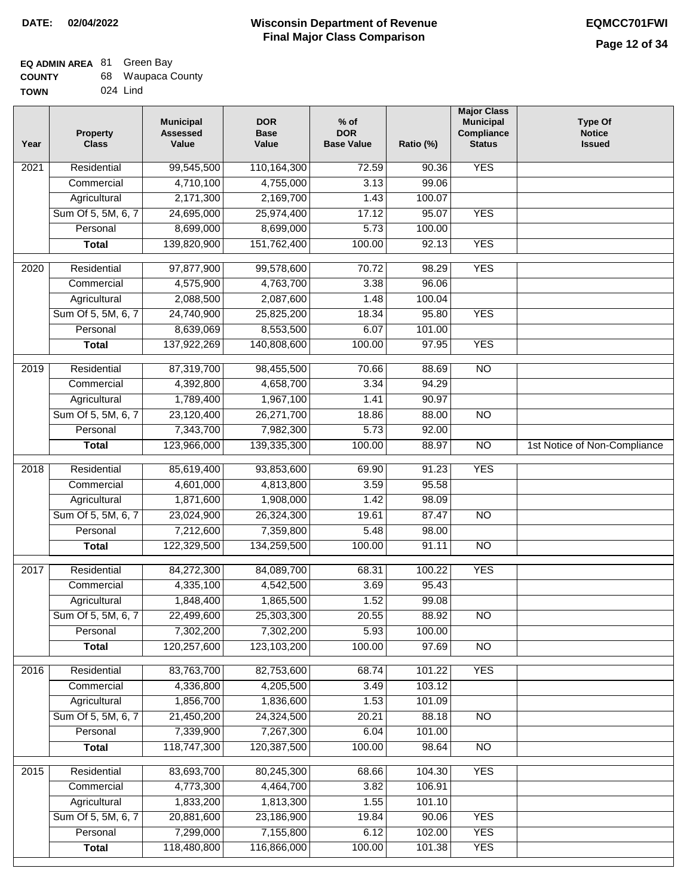**DATE: 02/04/2022**

# Wisconsin Department of Revenue
## Final Major Class Comparison

**EQMCC701FWI**

**EQ ADMIN AREA** 81 Green Bay
**COUNTY** 68 Waupaca County
**TOWN** 024 Lind

| Year | Property Class | Municipal Assessed Value | DOR Base Value | % of DOR Base Value | Ratio (%) | Major Class Municipal Compliance Status | Type Of Notice Issued |
|---|---|---|---|---|---|---|---|
| 2021 | Residential | 99,545,500 | 110,164,300 | 72.59 | 90.36 | YES | |
| | Commercial | 4,710,100 | 4,755,000 | 3.13 | 99.06 | | |
| | Agricultural | 2,171,300 | 2,169,700 | 1.43 | 100.07 | | |
| | Sum Of 5, 5M, 6, 7 | 24,695,000 | 25,974,400 | 17.12 | 95.07 | YES | |
| | Personal | 8,699,000 | 8,699,000 | 5.73 | 100.00 | | |
| | **Total** | 139,820,900 | 151,762,400 | 100.00 | 92.13 | YES | |
| 2020 | Residential | 97,877,900 | 99,578,600 | 70.72 | 98.29 | YES | |
| | Commercial | 4,575,900 | 4,763,700 | 3.38 | 96.06 | | |
| | Agricultural | 2,088,500 | 2,087,600 | 1.48 | 100.04 | | |
| | Sum Of 5, 5M, 6, 7 | 24,740,900 | 25,825,200 | 18.34 | 95.80 | YES | |
| | Personal | 8,639,069 | 8,553,500 | 6.07 | 101.00 | | |
| | **Total** | 137,922,269 | 140,808,600 | 100.00 | 97.95 | YES | |
| 2019 | Residential | 87,319,700 | 98,455,500 | 70.66 | 88.69 | NO | |
| | Commercial | 4,392,800 | 4,658,700 | 3.34 | 94.29 | | |
| | Agricultural | 1,789,400 | 1,967,100 | 1.41 | 90.97 | | |
| | Sum Of 5, 5M, 6, 7 | 23,120,400 | 26,271,700 | 18.86 | 88.00 | NO | |
| | Personal | 7,343,700 | 7,982,300 | 5.73 | 92.00 | | |
| | **Total** | 123,966,000 | 139,335,300 | 100.00 | 88.97 | NO | 1st Notice of Non-Compliance |
| 2018 | Residential | 85,619,400 | 93,853,600 | 69.90 | 91.23 | YES | |
| | Commercial | 4,601,000 | 4,813,800 | 3.59 | 95.58 | | |
| | Agricultural | 1,871,600 | 1,908,000 | 1.42 | 98.09 | | |
| | Sum Of 5, 5M, 6, 7 | 23,024,900 | 26,324,300 | 19.61 | 87.47 | NO | |
| | Personal | 7,212,600 | 7,359,800 | 5.48 | 98.00 | | |
| | **Total** | 122,329,500 | 134,259,500 | 100.00 | 91.11 | NO | |
| 2017 | Residential | 84,272,300 | 84,089,700 | 68.31 | 100.22 | YES | |
| | Commercial | 4,335,100 | 4,542,500 | 3.69 | 95.43 | | |
| | Agricultural | 1,848,400 | 1,865,500 | 1.52 | 99.08 | | |
| | Sum Of 5, 5M, 6, 7 | 22,499,600 | 25,303,300 | 20.55 | 88.92 | NO | |
| | Personal | 7,302,200 | 7,302,200 | 5.93 | 100.00 | | |
| | **Total** | 120,257,600 | 123,103,200 | 100.00 | 97.69 | NO | |
| 2016 | Residential | 83,763,700 | 82,753,600 | 68.74 | 101.22 | YES | |
| | Commercial | 4,336,800 | 4,205,500 | 3.49 | 103.12 | | |
| | Agricultural | 1,856,700 | 1,836,600 | 1.53 | 101.09 | | |
| | Sum Of 5, 5M, 6, 7 | 21,450,200 | 24,324,500 | 20.21 | 88.18 | NO | |
| | Personal | 7,339,900 | 7,267,300 | 6.04 | 101.00 | | |
| | **Total** | 118,747,300 | 120,387,500 | 100.00 | 98.64 | NO | |
| 2015 | Residential | 83,693,700 | 80,245,300 | 68.66 | 104.30 | YES | |
| | Commercial | 4,773,300 | 4,464,700 | 3.82 | 106.91 | | |
| | Agricultural | 1,833,200 | 1,813,300 | 1.55 | 101.10 | | |
| | Sum Of 5, 5M, 6, 7 | 20,881,600 | 23,186,900 | 19.84 | 90.06 | YES | |
| | Personal | 7,299,000 | 7,155,800 | 6.12 | 102.00 | YES | |
| | **Total** | 118,480,800 | 116,866,000 | 100.00 | 101.38 | YES | |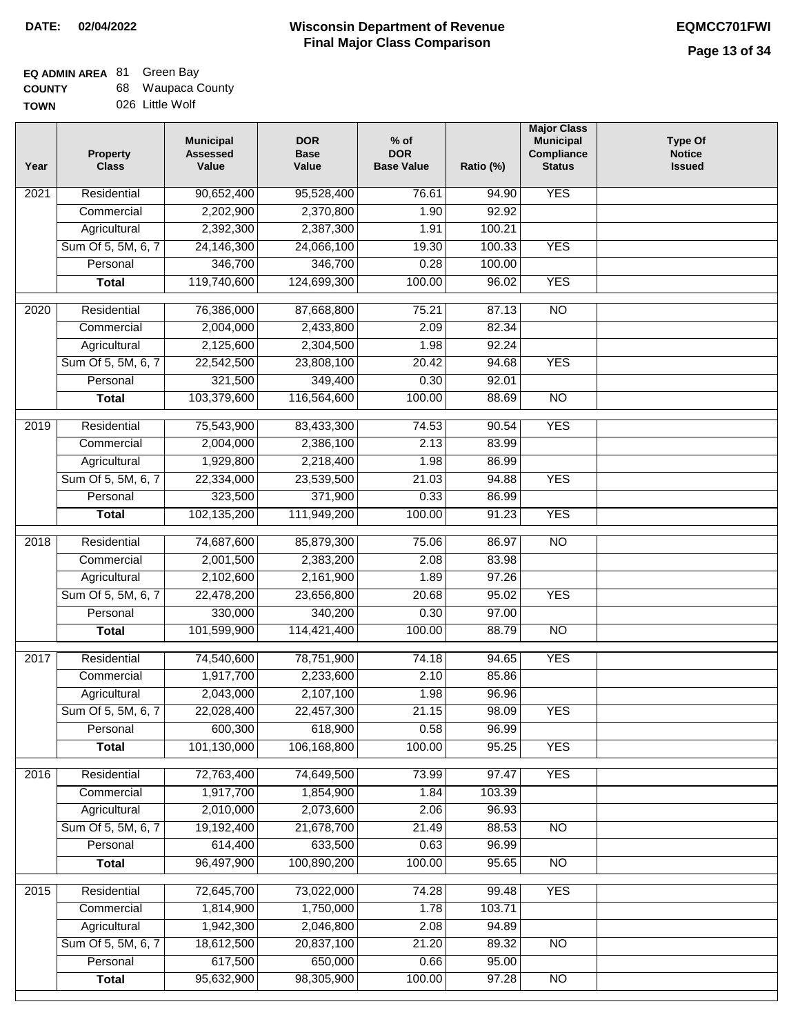**DATE: 02/04/2022**

# Wisconsin Department of Revenue
## Final Major Class Comparison

**EQMCC701FWI**

**EQ ADMIN AREA** 81 Green Bay
**COUNTY** 68 Waupaca County
**TOWN** 026 Little Wolf

| Year | Property Class | Municipal Assessed Value | DOR Base Value | % of DOR Base Value | Ratio (%) | Major Class Municipal Compliance Status | Type Of Notice Issued |
|---|---|---|---|---|---|---|---|
| 2021 | Residential | 90,652,400 | 95,528,400 | 76.61 | 94.90 | YES | |
| | Commercial | 2,202,900 | 2,370,800 | 1.90 | 92.92 | | |
| | Agricultural | 2,392,300 | 2,387,300 | 1.91 | 100.21 | | |
| | Sum Of 5, 5M, 6, 7 | 24,146,300 | 24,066,100 | 19.30 | 100.33 | YES | |
| | Personal | 346,700 | 346,700 | 0.28 | 100.00 | | |
| | **Total** | 119,740,600 | 124,699,300 | 100.00 | 96.02 | YES | |
| 2020 | Residential | 76,386,000 | 87,668,800 | 75.21 | 87.13 | NO | |
| | Commercial | 2,004,000 | 2,433,800 | 2.09 | 82.34 | | |
| | Agricultural | 2,125,600 | 2,304,500 | 1.98 | 92.24 | | |
| | Sum Of 5, 5M, 6, 7 | 22,542,500 | 23,808,100 | 20.42 | 94.68 | YES | |
| | Personal | 321,500 | 349,400 | 0.30 | 92.01 | | |
| | **Total** | 103,379,600 | 116,564,600 | 100.00 | 88.69 | NO | |
| 2019 | Residential | 75,543,900 | 83,433,300 | 74.53 | 90.54 | YES | |
| | Commercial | 2,004,000 | 2,386,100 | 2.13 | 83.99 | | |
| | Agricultural | 1,929,800 | 2,218,400 | 1.98 | 86.99 | | |
| | Sum Of 5, 5M, 6, 7 | 22,334,000 | 23,539,500 | 21.03 | 94.88 | YES | |
| | Personal | 323,500 | 371,900 | 0.33 | 86.99 | | |
| | **Total** | 102,135,200 | 111,949,200 | 100.00 | 91.23 | YES | |
| 2018 | Residential | 74,687,600 | 85,879,300 | 75.06 | 86.97 | NO | |
| | Commercial | 2,001,500 | 2,383,200 | 2.08 | 83.98 | | |
| | Agricultural | 2,102,600 | 2,161,900 | 1.89 | 97.26 | | |
| | Sum Of 5, 5M, 6, 7 | 22,478,200 | 23,656,800 | 20.68 | 95.02 | YES | |
| | Personal | 330,000 | 340,200 | 0.30 | 97.00 | | |
| | **Total** | 101,599,900 | 114,421,400 | 100.00 | 88.79 | NO | |
| 2017 | Residential | 74,540,600 | 78,751,900 | 74.18 | 94.65 | YES | |
| | Commercial | 1,917,700 | 2,233,600 | 2.10 | 85.86 | | |
| | Agricultural | 2,043,000 | 2,107,100 | 1.98 | 96.96 | | |
| | Sum Of 5, 5M, 6, 7 | 22,028,400 | 22,457,300 | 21.15 | 98.09 | YES | |
| | Personal | 600,300 | 618,900 | 0.58 | 96.99 | | |
| | **Total** | 101,130,000 | 106,168,800 | 100.00 | 95.25 | YES | |
| 2016 | Residential | 72,763,400 | 74,649,500 | 73.99 | 97.47 | YES | |
| | Commercial | 1,917,700 | 1,854,900 | 1.84 | 103.39 | | |
| | Agricultural | 2,010,000 | 2,073,600 | 2.06 | 96.93 | | |
| | Sum Of 5, 5M, 6, 7 | 19,192,400 | 21,678,700 | 21.49 | 88.53 | NO | |
| | Personal | 614,400 | 633,500 | 0.63 | 96.99 | | |
| | **Total** | 96,497,900 | 100,890,200 | 100.00 | 95.65 | NO | |
| 2015 | Residential | 72,645,700 | 73,022,000 | 74.28 | 99.48 | YES | |
| | Commercial | 1,814,900 | 1,750,000 | 1.78 | 103.71 | | |
| | Agricultural | 1,942,300 | 2,046,800 | 2.08 | 94.89 | | |
| | Sum Of 5, 5M, 6, 7 | 18,612,500 | 20,837,100 | 21.20 | 89.32 | NO | |
| | Personal | 617,500 | 650,000 | 0.66 | 95.00 | | |
| | **Total** | 95,632,900 | 98,305,900 | 100.00 | 97.28 | NO | |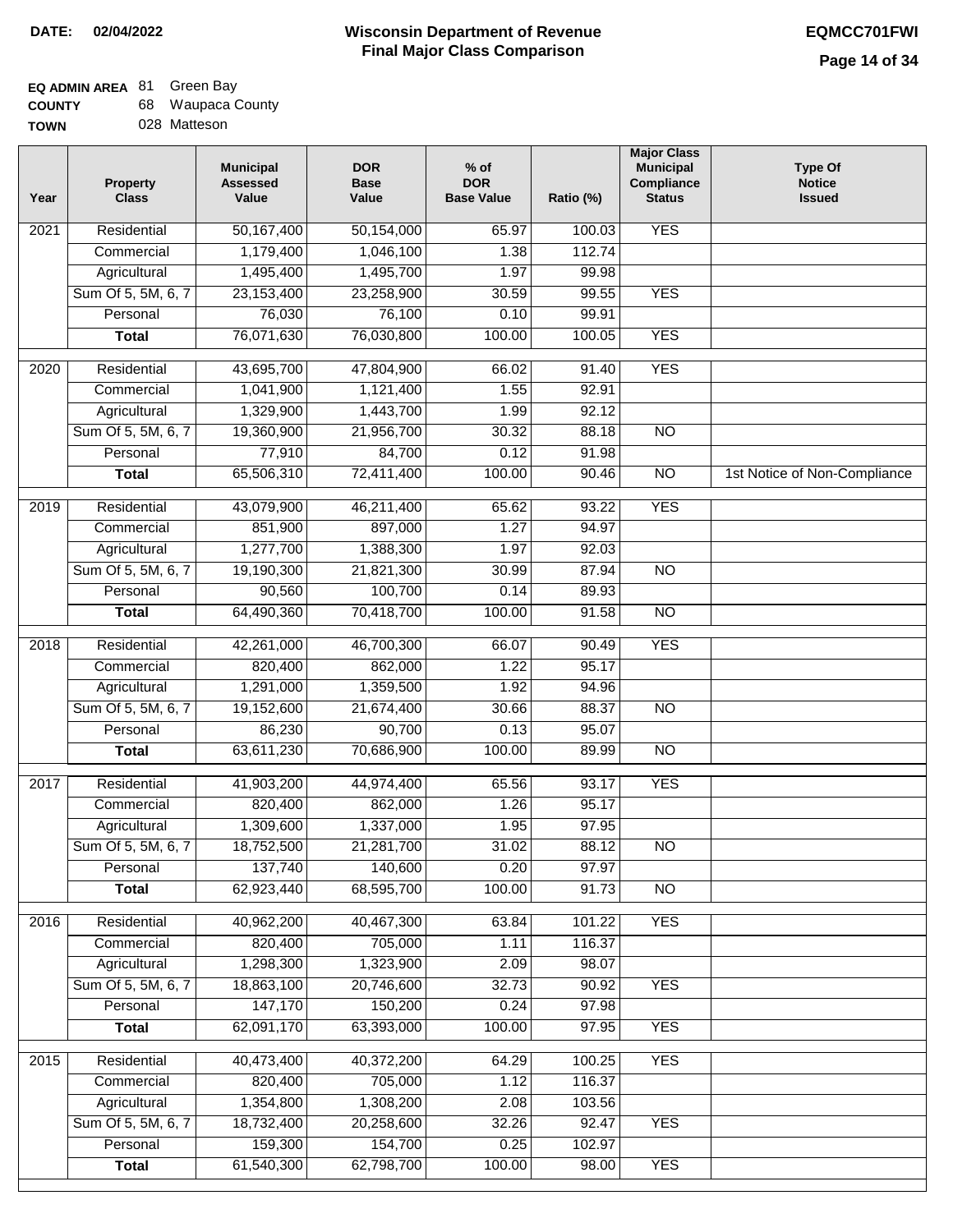**DATE: 02/04/2022**

# Wisconsin Department of Revenue
## Final Major Class Comparison

**EQMCC701FWI**

**EQ ADMIN AREA** 81 Green Bay
**COUNTY** 68 Waupaca County
**TOWN** 028 Matteson

| Year | Property Class | Municipal Assessed Value | DOR Base Value | % of DOR Base Value | Ratio (%) | Major Class Municipal Compliance Status | Type Of Notice Issued |
|---|---|---|---|---|---|---|---|
| 2021 | Residential | 50,167,400 | 50,154,000 | 65.97 | 100.03 | YES | |
| | Commercial | 1,179,400 | 1,046,100 | 1.38 | 112.74 | | |
| | Agricultural | 1,495,400 | 1,495,700 | 1.97 | 99.98 | | |
| | Sum Of 5, 5M, 6, 7 | 23,153,400 | 23,258,900 | 30.59 | 99.55 | YES | |
| | Personal | 76,030 | 76,100 | 0.10 | 99.91 | | |
| | **Total** | 76,071,630 | 76,030,800 | 100.00 | 100.05 | YES | |
| 2020 | Residential | 43,695,700 | 47,804,900 | 66.02 | 91.40 | YES | |
| | Commercial | 1,041,900 | 1,121,400 | 1.55 | 92.91 | | |
| | Agricultural | 1,329,900 | 1,443,700 | 1.99 | 92.12 | | |
| | Sum Of 5, 5M, 6, 7 | 19,360,900 | 21,956,700 | 30.32 | 88.18 | NO | |
| | Personal | 77,910 | 84,700 | 0.12 | 91.98 | | |
| | **Total** | 65,506,310 | 72,411,400 | 100.00 | 90.46 | NO | 1st Notice of Non-Compliance |
| 2019 | Residential | 43,079,900 | 46,211,400 | 65.62 | 93.22 | YES | |
| | Commercial | 851,900 | 897,000 | 1.27 | 94.97 | | |
| | Agricultural | 1,277,700 | 1,388,300 | 1.97 | 92.03 | | |
| | Sum Of 5, 5M, 6, 7 | 19,190,300 | 21,821,300 | 30.99 | 87.94 | NO | |
| | Personal | 90,560 | 100,700 | 0.14 | 89.93 | | |
| | **Total** | 64,490,360 | 70,418,700 | 100.00 | 91.58 | NO | |
| 2018 | Residential | 42,261,000 | 46,700,300 | 66.07 | 90.49 | YES | |
| | Commercial | 820,400 | 862,000 | 1.22 | 95.17 | | |
| | Agricultural | 1,291,000 | 1,359,500 | 1.92 | 94.96 | | |
| | Sum Of 5, 5M, 6, 7 | 19,152,600 | 21,674,400 | 30.66 | 88.37 | NO | |
| | Personal | 86,230 | 90,700 | 0.13 | 95.07 | | |
| | **Total** | 63,611,230 | 70,686,900 | 100.00 | 89.99 | NO | |
| 2017 | Residential | 41,903,200 | 44,974,400 | 65.56 | 93.17 | YES | |
| | Commercial | 820,400 | 862,000 | 1.26 | 95.17 | | |
| | Agricultural | 1,309,600 | 1,337,000 | 1.95 | 97.95 | | |
| | Sum Of 5, 5M, 6, 7 | 18,752,500 | 21,281,700 | 31.02 | 88.12 | NO | |
| | Personal | 137,740 | 140,600 | 0.20 | 97.97 | | |
| | **Total** | 62,923,440 | 68,595,700 | 100.00 | 91.73 | NO | |
| 2016 | Residential | 40,962,200 | 40,467,300 | 63.84 | 101.22 | YES | |
| | Commercial | 820,400 | 705,000 | 1.11 | 116.37 | | |
| | Agricultural | 1,298,300 | 1,323,900 | 2.09 | 98.07 | | |
| | Sum Of 5, 5M, 6, 7 | 18,863,100 | 20,746,600 | 32.73 | 90.92 | YES | |
| | Personal | 147,170 | 150,200 | 0.24 | 97.98 | | |
| | **Total** | 62,091,170 | 63,393,000 | 100.00 | 97.95 | YES | |
| 2015 | Residential | 40,473,400 | 40,372,200 | 64.29 | 100.25 | YES | |
| | Commercial | 820,400 | 705,000 | 1.12 | 116.37 | | |
| | Agricultural | 1,354,800 | 1,308,200 | 2.08 | 103.56 | | |
| | Sum Of 5, 5M, 6, 7 | 18,732,400 | 20,258,600 | 32.26 | 92.47 | YES | |
| | Personal | 159,300 | 154,700 | 0.25 | 102.97 | | |
| | **Total** | 61,540,300 | 62,798,700 | 100.00 | 98.00 | YES | |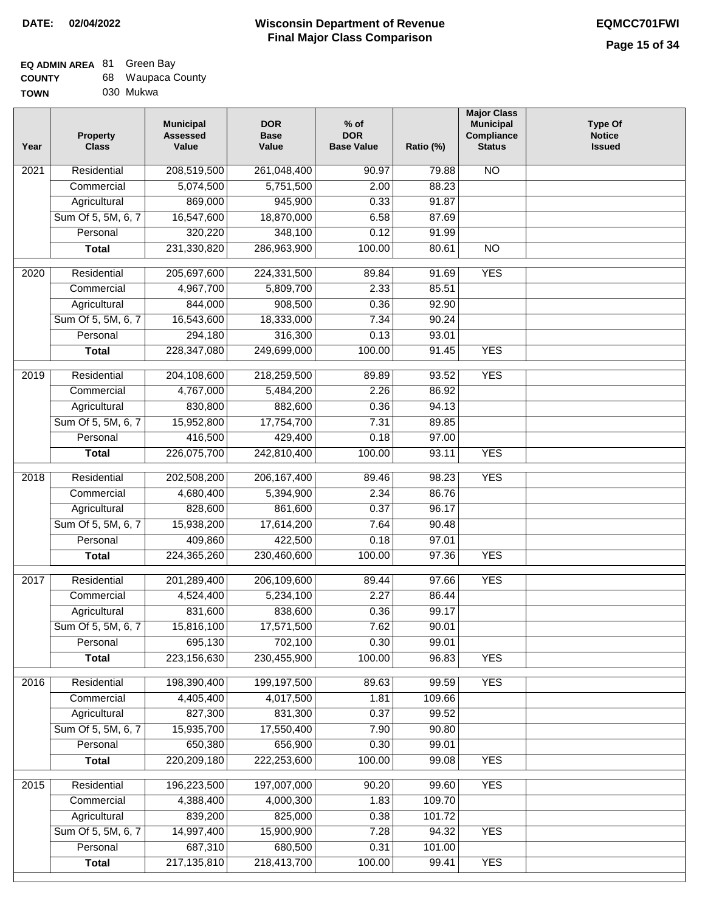**DATE: 02/04/2022**

# Wisconsin Department of Revenue
## Final Major Class Comparison

**EQMCC701FWI**

**EQ ADMIN AREA** 81 Green Bay
**COUNTY** 68 Waupaca County
**TOWN** 030 Mukwa

| Year | Property Class | Municipal Assessed Value | DOR Base Value | % of DOR Base Value | Ratio (%) | Major Class Municipal Compliance Status | Type Of Notice Issued |
|---|---|---|---|---|---|---|---|
| 2021 | Residential | 208,519,500 | 261,048,400 | 90.97 | 79.88 | NO | |
| | Commercial | 5,074,500 | 5,751,500 | 2.00 | 88.23 | | |
| | Agricultural | 869,000 | 945,900 | 0.33 | 91.87 | | |
| | Sum Of 5, 5M, 6, 7 | 16,547,600 | 18,870,000 | 6.58 | 87.69 | | |
| | Personal | 320,220 | 348,100 | 0.12 | 91.99 | | |
| | **Total** | 231,330,820 | 286,963,900 | 100.00 | 80.61 | NO | |
| 2020 | Residential | 205,697,600 | 224,331,500 | 89.84 | 91.69 | YES | |
| | Commercial | 4,967,700 | 5,809,700 | 2.33 | 85.51 | | |
| | Agricultural | 844,000 | 908,500 | 0.36 | 92.90 | | |
| | Sum Of 5, 5M, 6, 7 | 16,543,600 | 18,333,000 | 7.34 | 90.24 | | |
| | Personal | 294,180 | 316,300 | 0.13 | 93.01 | | |
| | **Total** | 228,347,080 | 249,699,000 | 100.00 | 91.45 | YES | |
| 2019 | Residential | 204,108,600 | 218,259,500 | 89.89 | 93.52 | YES | |
| | Commercial | 4,767,000 | 5,484,200 | 2.26 | 86.92 | | |
| | Agricultural | 830,800 | 882,600 | 0.36 | 94.13 | | |
| | Sum Of 5, 5M, 6, 7 | 15,952,800 | 17,754,700 | 7.31 | 89.85 | | |
| | Personal | 416,500 | 429,400 | 0.18 | 97.00 | | |
| | **Total** | 226,075,700 | 242,810,400 | 100.00 | 93.11 | YES | |
| 2018 | Residential | 202,508,200 | 206,167,400 | 89.46 | 98.23 | YES | |
| | Commercial | 4,680,400 | 5,394,900 | 2.34 | 86.76 | | |
| | Agricultural | 828,600 | 861,600 | 0.37 | 96.17 | | |
| | Sum Of 5, 5M, 6, 7 | 15,938,200 | 17,614,200 | 7.64 | 90.48 | | |
| | Personal | 409,860 | 422,500 | 0.18 | 97.01 | | |
| | **Total** | 224,365,260 | 230,460,600 | 100.00 | 97.36 | YES | |
| 2017 | Residential | 201,289,400 | 206,109,600 | 89.44 | 97.66 | YES | |
| | Commercial | 4,524,400 | 5,234,100 | 2.27 | 86.44 | | |
| | Agricultural | 831,600 | 838,600 | 0.36 | 99.17 | | |
| | Sum Of 5, 5M, 6, 7 | 15,816,100 | 17,571,500 | 7.62 | 90.01 | | |
| | Personal | 695,130 | 702,100 | 0.30 | 99.01 | | |
| | **Total** | 223,156,630 | 230,455,900 | 100.00 | 96.83 | YES | |
| 2016 | Residential | 198,390,400 | 199,197,500 | 89.63 | 99.59 | YES | |
| | Commercial | 4,405,400 | 4,017,500 | 1.81 | 109.66 | | |
| | Agricultural | 827,300 | 831,300 | 0.37 | 99.52 | | |
| | Sum Of 5, 5M, 6, 7 | 15,935,700 | 17,550,400 | 7.90 | 90.80 | | |
| | Personal | 650,380 | 656,900 | 0.30 | 99.01 | | |
| | **Total** | 220,209,180 | 222,253,600 | 100.00 | 99.08 | YES | |
| 2015 | Residential | 196,223,500 | 197,007,000 | 90.20 | 99.60 | YES | |
| | Commercial | 4,388,400 | 4,000,300 | 1.83 | 109.70 | | |
| | Agricultural | 839,200 | 825,000 | 0.38 | 101.72 | | |
| | Sum Of 5, 5M, 6, 7 | 14,997,400 | 15,900,900 | 7.28 | 94.32 | YES | |
| | Personal | 687,310 | 680,500 | 0.31 | 101.00 | | |
| | **Total** | 217,135,810 | 218,413,700 | 100.00 | 99.41 | YES | |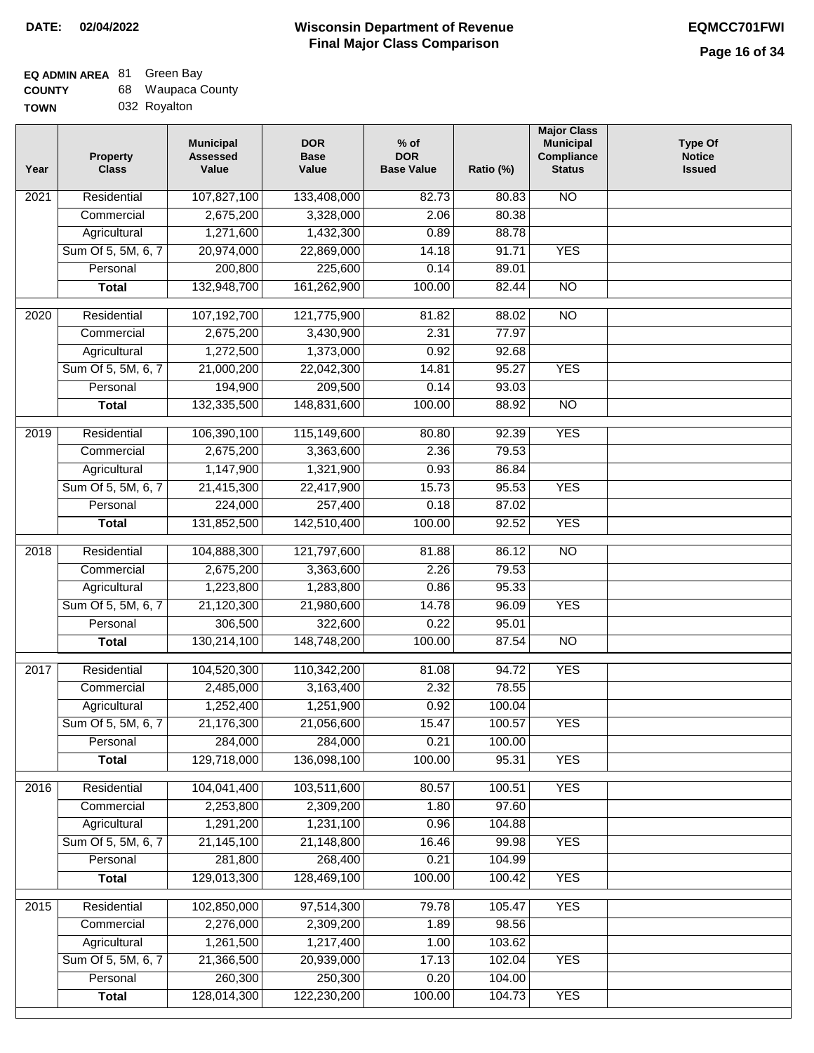**DATE: 02/04/2022**

# Wisconsin Department of Revenue
## Final Major Class Comparison

**EQMCC701FWI**

**EQ ADMIN AREA** 81 Green Bay
**COUNTY** 68 Waupaca County
**TOWN** 032 Royalton

| Year | Property Class | Municipal Assessed Value | DOR Base Value | % of DOR Base Value | Ratio (%) | Major Class Municipal Compliance Status | Type Of Notice Issued |
|---|---|---|---|---|---|---|---|
| 2021 | Residential | 107,827,100 | 133,408,000 | 82.73 | 80.83 | NO | |
| | Commercial | 2,675,200 | 3,328,000 | 2.06 | 80.38 | | |
| | Agricultural | 1,271,600 | 1,432,300 | 0.89 | 88.78 | | |
| | Sum Of 5, 5M, 6, 7 | 20,974,000 | 22,869,000 | 14.18 | 91.71 | YES | |
| | Personal | 200,800 | 225,600 | 0.14 | 89.01 | | |
| | **Total** | 132,948,700 | 161,262,900 | 100.00 | 82.44 | NO | |
| 2020 | Residential | 107,192,700 | 121,775,900 | 81.82 | 88.02 | NO | |
| | Commercial | 2,675,200 | 3,430,900 | 2.31 | 77.97 | | |
| | Agricultural | 1,272,500 | 1,373,000 | 0.92 | 92.68 | | |
| | Sum Of 5, 5M, 6, 7 | 21,000,200 | 22,042,300 | 14.81 | 95.27 | YES | |
| | Personal | 194,900 | 209,500 | 0.14 | 93.03 | | |
| | **Total** | 132,335,500 | 148,831,600 | 100.00 | 88.92 | NO | |
| 2019 | Residential | 106,390,100 | 115,149,600 | 80.80 | 92.39 | YES | |
| | Commercial | 2,675,200 | 3,363,600 | 2.36 | 79.53 | | |
| | Agricultural | 1,147,900 | 1,321,900 | 0.93 | 86.84 | | |
| | Sum Of 5, 5M, 6, 7 | 21,415,300 | 22,417,900 | 15.73 | 95.53 | YES | |
| | Personal | 224,000 | 257,400 | 0.18 | 87.02 | | |
| | **Total** | 131,852,500 | 142,510,400 | 100.00 | 92.52 | YES | |
| 2018 | Residential | 104,888,300 | 121,797,600 | 81.88 | 86.12 | NO | |
| | Commercial | 2,675,200 | 3,363,600 | 2.26 | 79.53 | | |
| | Agricultural | 1,223,800 | 1,283,800 | 0.86 | 95.33 | | |
| | Sum Of 5, 5M, 6, 7 | 21,120,300 | 21,980,600 | 14.78 | 96.09 | YES | |
| | Personal | 306,500 | 322,600 | 0.22 | 95.01 | | |
| | **Total** | 130,214,100 | 148,748,200 | 100.00 | 87.54 | NO | |
| 2017 | Residential | 104,520,300 | 110,342,200 | 81.08 | 94.72 | YES | |
| | Commercial | 2,485,000 | 3,163,400 | 2.32 | 78.55 | | |
| | Agricultural | 1,252,400 | 1,251,900 | 0.92 | 100.04 | | |
| | Sum Of 5, 5M, 6, 7 | 21,176,300 | 21,056,600 | 15.47 | 100.57 | YES | |
| | Personal | 284,000 | 284,000 | 0.21 | 100.00 | | |
| | **Total** | 129,718,000 | 136,098,100 | 100.00 | 95.31 | YES | |
| 2016 | Residential | 104,041,400 | 103,511,600 | 80.57 | 100.51 | YES | |
| | Commercial | 2,253,800 | 2,309,200 | 1.80 | 97.60 | | |
| | Agricultural | 1,291,200 | 1,231,100 | 0.96 | 104.88 | | |
| | Sum Of 5, 5M, 6, 7 | 21,145,100 | 21,148,800 | 16.46 | 99.98 | YES | |
| | Personal | 281,800 | 268,400 | 0.21 | 104.99 | | |
| | **Total** | 129,013,300 | 128,469,100 | 100.00 | 100.42 | YES | |
| 2015 | Residential | 102,850,000 | 97,514,300 | 79.78 | 105.47 | YES | |
| | Commercial | 2,276,000 | 2,309,200 | 1.89 | 98.56 | | |
| | Agricultural | 1,261,500 | 1,217,400 | 1.00 | 103.62 | | |
| | Sum Of 5, 5M, 6, 7 | 21,366,500 | 20,939,000 | 17.13 | 102.04 | YES | |
| | Personal | 260,300 | 250,300 | 0.20 | 104.00 | | |
| | **Total** | 128,014,300 | 122,230,200 | 100.00 | 104.73 | YES | |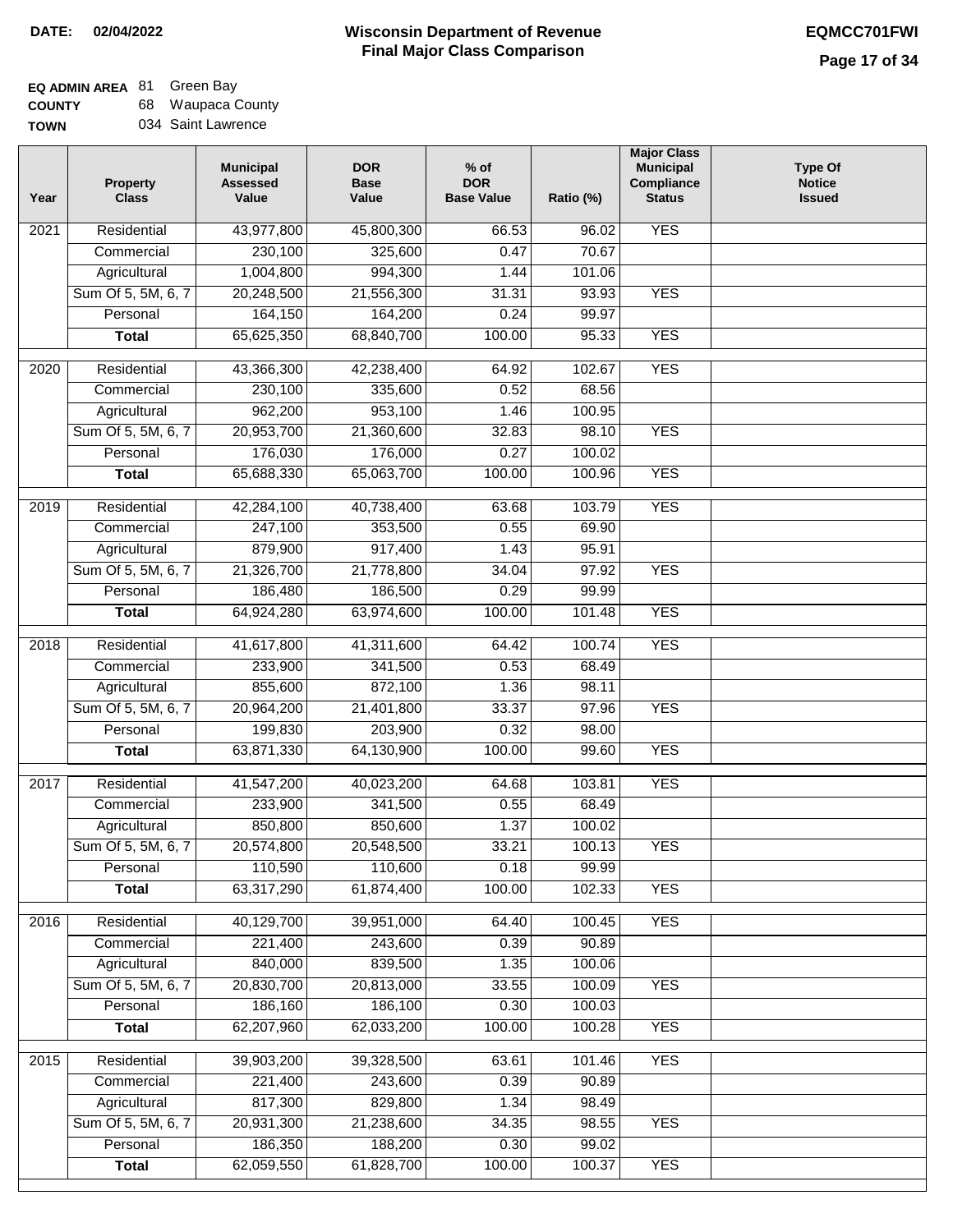**DATE: 02/04/2022**

# Wisconsin Department of Revenue
## Final Major Class Comparison

**EQMCC701FWI**

**EQ ADMIN AREA** 81 Green Bay
**COUNTY** 68 Waupaca County
**TOWN** 034 Saint Lawrence

| Year | Property Class | Municipal Assessed Value | DOR Base Value | % of DOR Base Value | Ratio (%) | Major Class Municipal Compliance Status | Type Of Notice Issued |
|---|---|---|---|---|---|---|---|
| 2021 | Residential | 43,977,800 | 45,800,300 | 66.53 | 96.02 | YES | |
| | Commercial | 230,100 | 325,600 | 0.47 | 70.67 | | |
| | Agricultural | 1,004,800 | 994,300 | 1.44 | 101.06 | | |
| | Sum Of 5, 5M, 6, 7 | 20,248,500 | 21,556,300 | 31.31 | 93.93 | YES | |
| | Personal | 164,150 | 164,200 | 0.24 | 99.97 | | |
| | **Total** | 65,625,350 | 68,840,700 | 100.00 | 95.33 | YES | |
| 2020 | Residential | 43,366,300 | 42,238,400 | 64.92 | 102.67 | YES | |
| | Commercial | 230,100 | 335,600 | 0.52 | 68.56 | | |
| | Agricultural | 962,200 | 953,100 | 1.46 | 100.95 | | |
| | Sum Of 5, 5M, 6, 7 | 20,953,700 | 21,360,600 | 32.83 | 98.10 | YES | |
| | Personal | 176,030 | 176,000 | 0.27 | 100.02 | | |
| | **Total** | 65,688,330 | 65,063,700 | 100.00 | 100.96 | YES | |
| 2019 | Residential | 42,284,100 | 40,738,400 | 63.68 | 103.79 | YES | |
| | Commercial | 247,100 | 353,500 | 0.55 | 69.90 | | |
| | Agricultural | 879,900 | 917,400 | 1.43 | 95.91 | | |
| | Sum Of 5, 5M, 6, 7 | 21,326,700 | 21,778,800 | 34.04 | 97.92 | YES | |
| | Personal | 186,480 | 186,500 | 0.29 | 99.99 | | |
| | **Total** | 64,924,280 | 63,974,600 | 100.00 | 101.48 | YES | |
| 2018 | Residential | 41,617,800 | 41,311,600 | 64.42 | 100.74 | YES | |
| | Commercial | 233,900 | 341,500 | 0.53 | 68.49 | | |
| | Agricultural | 855,600 | 872,100 | 1.36 | 98.11 | | |
| | Sum Of 5, 5M, 6, 7 | 20,964,200 | 21,401,800 | 33.37 | 97.96 | YES | |
| | Personal | 199,830 | 203,900 | 0.32 | 98.00 | | |
| | **Total** | 63,871,330 | 64,130,900 | 100.00 | 99.60 | YES | |
| 2017 | Residential | 41,547,200 | 40,023,200 | 64.68 | 103.81 | YES | |
| | Commercial | 233,900 | 341,500 | 0.55 | 68.49 | | |
| | Agricultural | 850,800 | 850,600 | 1.37 | 100.02 | | |
| | Sum Of 5, 5M, 6, 7 | 20,574,800 | 20,548,500 | 33.21 | 100.13 | YES | |
| | Personal | 110,590 | 110,600 | 0.18 | 99.99 | | |
| | **Total** | 63,317,290 | 61,874,400 | 100.00 | 102.33 | YES | |
| 2016 | Residential | 40,129,700 | 39,951,000 | 64.40 | 100.45 | YES | |
| | Commercial | 221,400 | 243,600 | 0.39 | 90.89 | | |
| | Agricultural | 840,000 | 839,500 | 1.35 | 100.06 | | |
| | Sum Of 5, 5M, 6, 7 | 20,830,700 | 20,813,000 | 33.55 | 100.09 | YES | |
| | Personal | 186,160 | 186,100 | 0.30 | 100.03 | | |
| | **Total** | 62,207,960 | 62,033,200 | 100.00 | 100.28 | YES | |
| 2015 | Residential | 39,903,200 | 39,328,500 | 63.61 | 101.46 | YES | |
| | Commercial | 221,400 | 243,600 | 0.39 | 90.89 | | |
| | Agricultural | 817,300 | 829,800 | 1.34 | 98.49 | | |
| | Sum Of 5, 5M, 6, 7 | 20,931,300 | 21,238,600 | 34.35 | 98.55 | YES | |
| | Personal | 186,350 | 188,200 | 0.30 | 99.02 | | |
| | **Total** | 62,059,550 | 61,828,700 | 100.00 | 100.37 | YES | |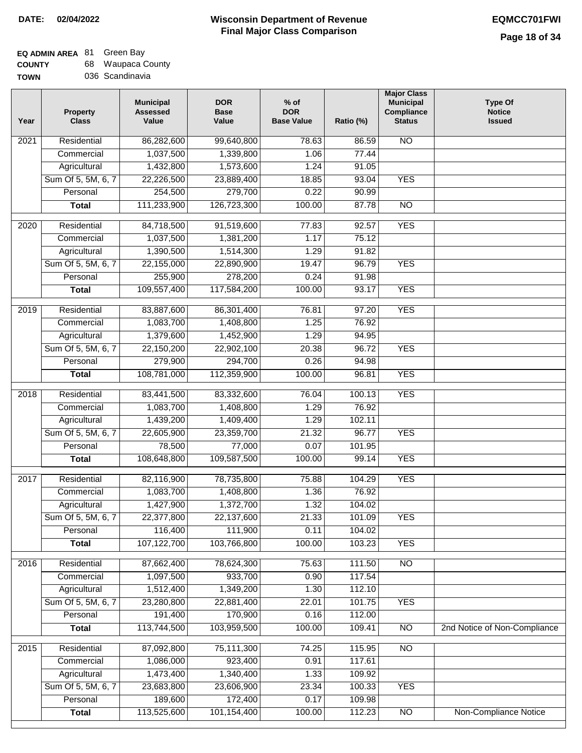**DATE: 02/04/2022**

# Wisconsin Department of Revenue
## Final Major Class Comparison

**EQMCC701FWI**

**EQ ADMIN AREA** 81 Green Bay
**COUNTY** 68 Waupaca County
**TOWN** 036 Scandinavia

| Year | Property Class | Municipal Assessed Value | DOR Base Value | % of DOR Base Value | Ratio (%) | Major Class Municipal Compliance Status | Type Of Notice Issued |
|---|---|---|---|---|---|---|---|
| 2021 | Residential | 86,282,600 | 99,640,800 | 78.63 | 86.59 | NO | |
| | Commercial | 1,037,500 | 1,339,800 | 1.06 | 77.44 | | |
| | Agricultural | 1,432,800 | 1,573,600 | 1.24 | 91.05 | | |
| | Sum Of 5, 5M, 6, 7 | 22,226,500 | 23,889,400 | 18.85 | 93.04 | YES | |
| | Personal | 254,500 | 279,700 | 0.22 | 90.99 | | |
| | **Total** | 111,233,900 | 126,723,300 | 100.00 | 87.78 | NO | |
| 2020 | Residential | 84,718,500 | 91,519,600 | 77.83 | 92.57 | YES | |
| | Commercial | 1,037,500 | 1,381,200 | 1.17 | 75.12 | | |
| | Agricultural | 1,390,500 | 1,514,300 | 1.29 | 91.82 | | |
| | Sum Of 5, 5M, 6, 7 | 22,155,000 | 22,890,900 | 19.47 | 96.79 | YES | |
| | Personal | 255,900 | 278,200 | 0.24 | 91.98 | | |
| | **Total** | 109,557,400 | 117,584,200 | 100.00 | 93.17 | YES | |
| 2019 | Residential | 83,887,600 | 86,301,400 | 76.81 | 97.20 | YES | |
| | Commercial | 1,083,700 | 1,408,800 | 1.25 | 76.92 | | |
| | Agricultural | 1,379,600 | 1,452,900 | 1.29 | 94.95 | | |
| | Sum Of 5, 5M, 6, 7 | 22,150,200 | 22,902,100 | 20.38 | 96.72 | YES | |
| | Personal | 279,900 | 294,700 | 0.26 | 94.98 | | |
| | **Total** | 108,781,000 | 112,359,900 | 100.00 | 96.81 | YES | |
| 2018 | Residential | 83,441,500 | 83,332,600 | 76.04 | 100.13 | YES | |
| | Commercial | 1,083,700 | 1,408,800 | 1.29 | 76.92 | | |
| | Agricultural | 1,439,200 | 1,409,400 | 1.29 | 102.11 | | |
| | Sum Of 5, 5M, 6, 7 | 22,605,900 | 23,359,700 | 21.32 | 96.77 | YES | |
| | Personal | 78,500 | 77,000 | 0.07 | 101.95 | | |
| | **Total** | 108,648,800 | 109,587,500 | 100.00 | 99.14 | YES | |
| 2017 | Residential | 82,116,900 | 78,735,800 | 75.88 | 104.29 | YES | |
| | Commercial | 1,083,700 | 1,408,800 | 1.36 | 76.92 | | |
| | Agricultural | 1,427,900 | 1,372,700 | 1.32 | 104.02 | | |
| | Sum Of 5, 5M, 6, 7 | 22,377,800 | 22,137,600 | 21.33 | 101.09 | YES | |
| | Personal | 116,400 | 111,900 | 0.11 | 104.02 | | |
| | **Total** | 107,122,700 | 103,766,800 | 100.00 | 103.23 | YES | |
| 2016 | Residential | 87,662,400 | 78,624,300 | 75.63 | 111.50 | NO | |
| | Commercial | 1,097,500 | 933,700 | 0.90 | 117.54 | | |
| | Agricultural | 1,512,400 | 1,349,200 | 1.30 | 112.10 | | |
| | Sum Of 5, 5M, 6, 7 | 23,280,800 | 22,881,400 | 22.01 | 101.75 | YES | |
| | Personal | 191,400 | 170,900 | 0.16 | 112.00 | | |
| | **Total** | 113,744,500 | 103,959,500 | 100.00 | 109.41 | NO | 2nd Notice of Non-Compliance |
| 2015 | Residential | 87,092,800 | 75,111,300 | 74.25 | 115.95 | NO | |
| | Commercial | 1,086,000 | 923,400 | 0.91 | 117.61 | | |
| | Agricultural | 1,473,400 | 1,340,400 | 1.33 | 109.92 | | |
| | Sum Of 5, 5M, 6, 7 | 23,683,800 | 23,606,900 | 23.34 | 100.33 | YES | |
| | Personal | 189,600 | 172,400 | 0.17 | 109.98 | | |
| | **Total** | 113,525,600 | 101,154,400 | 100.00 | 112.23 | NO | Non-Compliance Notice |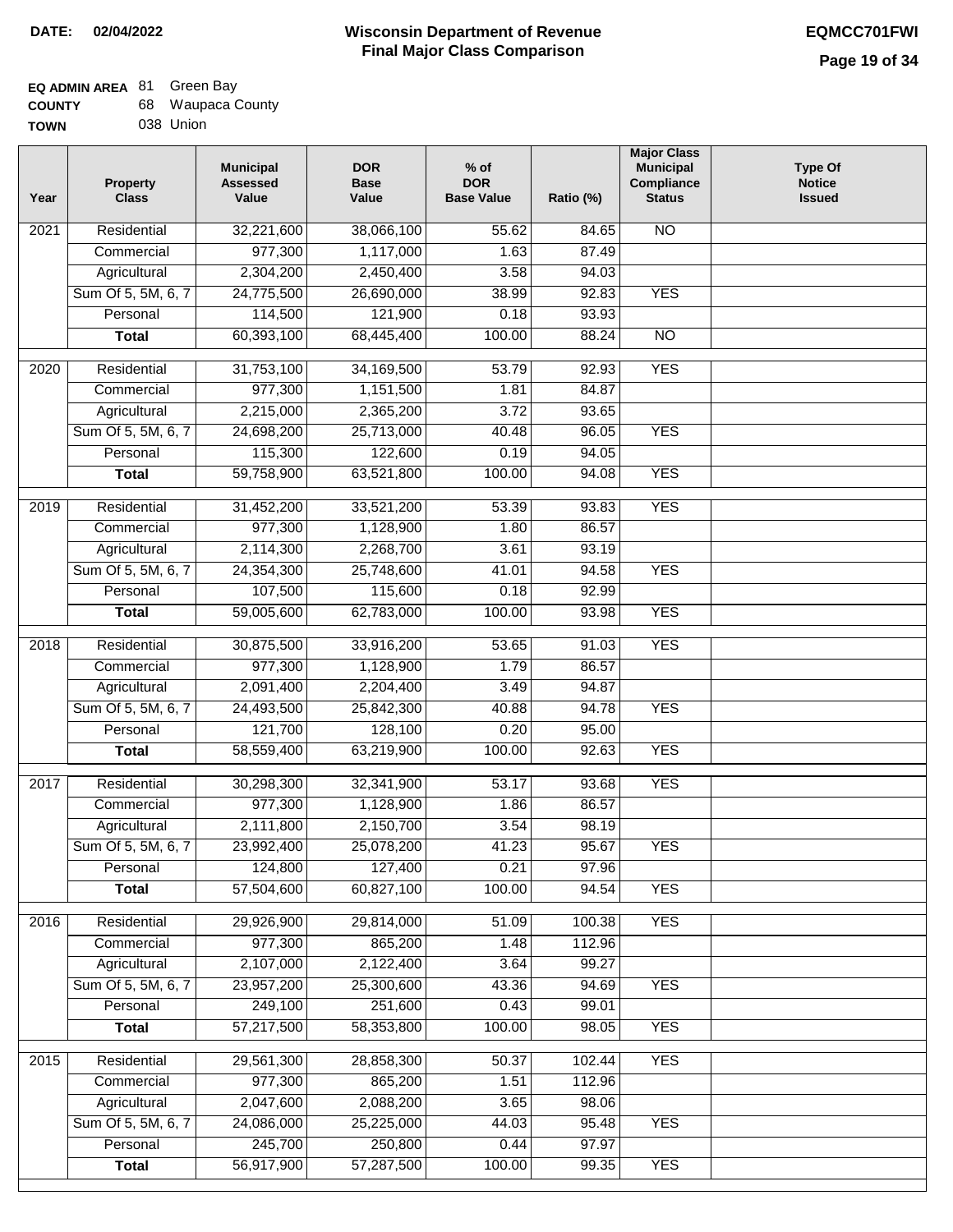**DATE: 02/04/2022**

# Wisconsin Department of Revenue
## Final Major Class Comparison

**EQMCC701FWI**

**EQ ADMIN AREA** 81 Green Bay
**COUNTY** 68 Waupaca County
**TOWN** 038 Union

| Year | Property Class | Municipal Assessed Value | DOR Base Value | % of DOR Base Value | Ratio (%) | Major Class Municipal Compliance Status | Type Of Notice Issued |
|---|---|---|---|---|---|---|---|
| 2021 | Residential | 32,221,600 | 38,066,100 | 55.62 | 84.65 | NO | |
| | Commercial | 977,300 | 1,117,000 | 1.63 | 87.49 | | |
| | Agricultural | 2,304,200 | 2,450,400 | 3.58 | 94.03 | | |
| | Sum Of 5, 5M, 6, 7 | 24,775,500 | 26,690,000 | 38.99 | 92.83 | YES | |
| | Personal | 114,500 | 121,900 | 0.18 | 93.93 | | |
| | **Total** | 60,393,100 | 68,445,400 | 100.00 | 88.24 | NO | |
| 2020 | Residential | 31,753,100 | 34,169,500 | 53.79 | 92.93 | YES | |
| | Commercial | 977,300 | 1,151,500 | 1.81 | 84.87 | | |
| | Agricultural | 2,215,000 | 2,365,200 | 3.72 | 93.65 | | |
| | Sum Of 5, 5M, 6, 7 | 24,698,200 | 25,713,000 | 40.48 | 96.05 | YES | |
| | Personal | 115,300 | 122,600 | 0.19 | 94.05 | | |
| | **Total** | 59,758,900 | 63,521,800 | 100.00 | 94.08 | YES | |
| 2019 | Residential | 31,452,200 | 33,521,200 | 53.39 | 93.83 | YES | |
| | Commercial | 977,300 | 1,128,900 | 1.80 | 86.57 | | |
| | Agricultural | 2,114,300 | 2,268,700 | 3.61 | 93.19 | | |
| | Sum Of 5, 5M, 6, 7 | 24,354,300 | 25,748,600 | 41.01 | 94.58 | YES | |
| | Personal | 107,500 | 115,600 | 0.18 | 92.99 | | |
| | **Total** | 59,005,600 | 62,783,000 | 100.00 | 93.98 | YES | |
| 2018 | Residential | 30,875,500 | 33,916,200 | 53.65 | 91.03 | YES | |
| | Commercial | 977,300 | 1,128,900 | 1.79 | 86.57 | | |
| | Agricultural | 2,091,400 | 2,204,400 | 3.49 | 94.87 | | |
| | Sum Of 5, 5M, 6, 7 | 24,493,500 | 25,842,300 | 40.88 | 94.78 | YES | |
| | Personal | 121,700 | 128,100 | 0.20 | 95.00 | | |
| | **Total** | 58,559,400 | 63,219,900 | 100.00 | 92.63 | YES | |
| 2017 | Residential | 30,298,300 | 32,341,900 | 53.17 | 93.68 | YES | |
| | Commercial | 977,300 | 1,128,900 | 1.86 | 86.57 | | |
| | Agricultural | 2,111,800 | 2,150,700 | 3.54 | 98.19 | | |
| | Sum Of 5, 5M, 6, 7 | 23,992,400 | 25,078,200 | 41.23 | 95.67 | YES | |
| | Personal | 124,800 | 127,400 | 0.21 | 97.96 | | |
| | **Total** | 57,504,600 | 60,827,100 | 100.00 | 94.54 | YES | |
| 2016 | Residential | 29,926,900 | 29,814,000 | 51.09 | 100.38 | YES | |
| | Commercial | 977,300 | 865,200 | 1.48 | 112.96 | | |
| | Agricultural | 2,107,000 | 2,122,400 | 3.64 | 99.27 | | |
| | Sum Of 5, 5M, 6, 7 | 23,957,200 | 25,300,600 | 43.36 | 94.69 | YES | |
| | Personal | 249,100 | 251,600 | 0.43 | 99.01 | | |
| | **Total** | 57,217,500 | 58,353,800 | 100.00 | 98.05 | YES | |
| 2015 | Residential | 29,561,300 | 28,858,300 | 50.37 | 102.44 | YES | |
| | Commercial | 977,300 | 865,200 | 1.51 | 112.96 | | |
| | Agricultural | 2,047,600 | 2,088,200 | 3.65 | 98.06 | | |
| | Sum Of 5, 5M, 6, 7 | 24,086,000 | 25,225,000 | 44.03 | 95.48 | YES | |
| | Personal | 245,700 | 250,800 | 0.44 | 97.97 | | |
| | **Total** | 56,917,900 | 57,287,500 | 100.00 | 99.35 | YES | |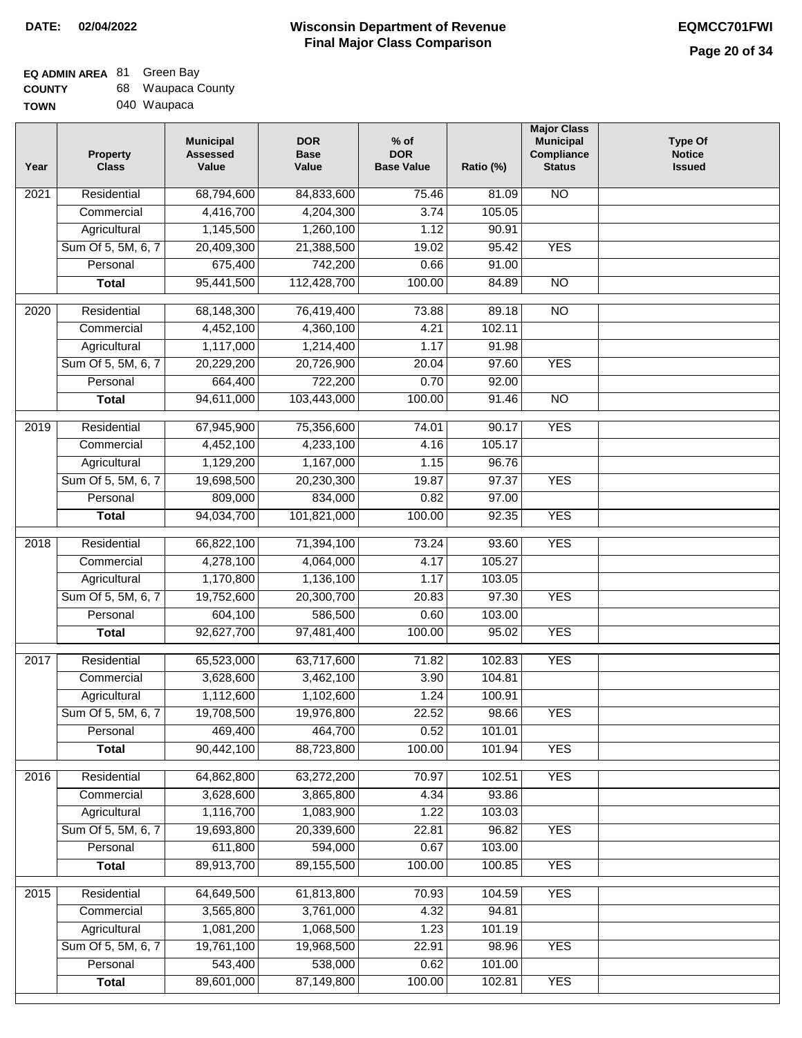**DATE: 02/04/2022**

# Wisconsin Department of Revenue
## Final Major Class Comparison

**EQMCC701FWI**

**EQ ADMIN AREA** 81 Green Bay
**COUNTY** 68 Waupaca County
**TOWN** 040 Waupaca

| Year | Property Class | Municipal Assessed Value | DOR Base Value | % of DOR Base Value | Ratio (%) | Major Class Municipal Compliance Status | Type Of Notice Issued |
|---|---|---|---|---|---|---|---|
| 2021 | Residential | 68,794,600 | 84,833,600 | 75.46 | 81.09 | NO | |
| | Commercial | 4,416,700 | 4,204,300 | 3.74 | 105.05 | | |
| | Agricultural | 1,145,500 | 1,260,100 | 1.12 | 90.91 | | |
| | Sum Of 5, 5M, 6, 7 | 20,409,300 | 21,388,500 | 19.02 | 95.42 | YES | |
| | Personal | 675,400 | 742,200 | 0.66 | 91.00 | | |
| | **Total** | 95,441,500 | 112,428,700 | 100.00 | 84.89 | NO | |
| 2020 | Residential | 68,148,300 | 76,419,400 | 73.88 | 89.18 | NO | |
| | Commercial | 4,452,100 | 4,360,100 | 4.21 | 102.11 | | |
| | Agricultural | 1,117,000 | 1,214,400 | 1.17 | 91.98 | | |
| | Sum Of 5, 5M, 6, 7 | 20,229,200 | 20,726,900 | 20.04 | 97.60 | YES | |
| | Personal | 664,400 | 722,200 | 0.70 | 92.00 | | |
| | **Total** | 94,611,000 | 103,443,000 | 100.00 | 91.46 | NO | |
| 2019 | Residential | 67,945,900 | 75,356,600 | 74.01 | 90.17 | YES | |
| | Commercial | 4,452,100 | 4,233,100 | 4.16 | 105.17 | | |
| | Agricultural | 1,129,200 | 1,167,000 | 1.15 | 96.76 | | |
| | Sum Of 5, 5M, 6, 7 | 19,698,500 | 20,230,300 | 19.87 | 97.37 | YES | |
| | Personal | 809,000 | 834,000 | 0.82 | 97.00 | | |
| | **Total** | 94,034,700 | 101,821,000 | 100.00 | 92.35 | YES | |
| 2018 | Residential | 66,822,100 | 71,394,100 | 73.24 | 93.60 | YES | |
| | Commercial | 4,278,100 | 4,064,000 | 4.17 | 105.27 | | |
| | Agricultural | 1,170,800 | 1,136,100 | 1.17 | 103.05 | | |
| | Sum Of 5, 5M, 6, 7 | 19,752,600 | 20,300,700 | 20.83 | 97.30 | YES | |
| | Personal | 604,100 | 586,500 | 0.60 | 103.00 | | |
| | **Total** | 92,627,700 | 97,481,400 | 100.00 | 95.02 | YES | |
| 2017 | Residential | 65,523,000 | 63,717,600 | 71.82 | 102.83 | YES | |
| | Commercial | 3,628,600 | 3,462,100 | 3.90 | 104.81 | | |
| | Agricultural | 1,112,600 | 1,102,600 | 1.24 | 100.91 | | |
| | Sum Of 5, 5M, 6, 7 | 19,708,500 | 19,976,800 | 22.52 | 98.66 | YES | |
| | Personal | 469,400 | 464,700 | 0.52 | 101.01 | | |
| | **Total** | 90,442,100 | 88,723,800 | 100.00 | 101.94 | YES | |
| 2016 | Residential | 64,862,800 | 63,272,200 | 70.97 | 102.51 | YES | |
| | Commercial | 3,628,600 | 3,865,800 | 4.34 | 93.86 | | |
| | Agricultural | 1,116,700 | 1,083,900 | 1.22 | 103.03 | | |
| | Sum Of 5, 5M, 6, 7 | 19,693,800 | 20,339,600 | 22.81 | 96.82 | YES | |
| | Personal | 611,800 | 594,000 | 0.67 | 103.00 | | |
| | **Total** | 89,913,700 | 89,155,500 | 100.00 | 100.85 | YES | |
| 2015 | Residential | 64,649,500 | 61,813,800 | 70.93 | 104.59 | YES | |
| | Commercial | 3,565,800 | 3,761,000 | 4.32 | 94.81 | | |
| | Agricultural | 1,081,200 | 1,068,500 | 1.23 | 101.19 | | |
| | Sum Of 5, 5M, 6, 7 | 19,761,100 | 19,968,500 | 22.91 | 98.96 | YES | |
| | Personal | 543,400 | 538,000 | 0.62 | 101.00 | | |
| | **Total** | 89,601,000 | 87,149,800 | 100.00 | 102.81 | YES | |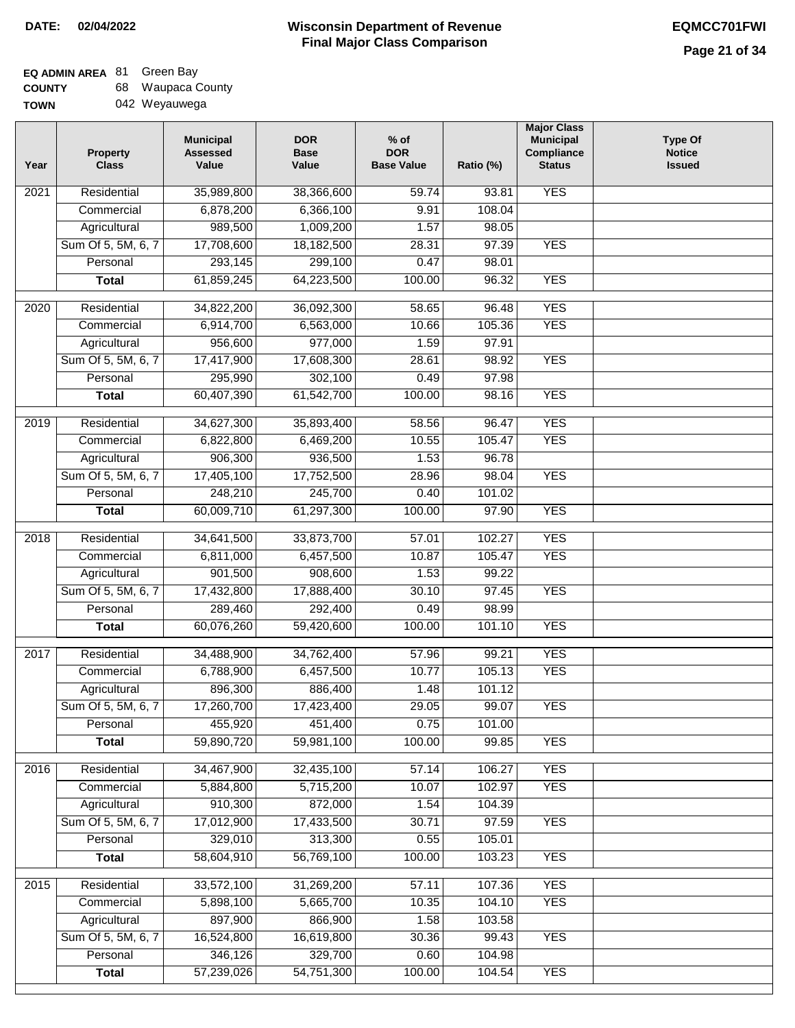**DATE:** 02/04/2022

# Wisconsin Department of Revenue
## Final Major Class Comparison

**EQMCC701FWI**

**EQ ADMIN AREA** 81 Green Bay
**COUNTY** 68 Waupaca County
**TOWN** 042 Weyauwega

| Year | Property Class | Municipal Assessed Value | DOR Base Value | % of DOR Base Value | Ratio (%) | Major Class Municipal Compliance Status | Type Of Notice Issued |
|---|---|---|---|---|---|---|---|
| 2021 | Residential | 35,989,800 | 38,366,600 | 59.74 | 93.81 | YES | |
| | Commercial | 6,878,200 | 6,366,100 | 9.91 | 108.04 | | |
| | Agricultural | 989,500 | 1,009,200 | 1.57 | 98.05 | | |
| | Sum Of 5, 5M, 6, 7 | 17,708,600 | 18,182,500 | 28.31 | 97.39 | YES | |
| | Personal | 293,145 | 299,100 | 0.47 | 98.01 | | |
| | **Total** | 61,859,245 | 64,223,500 | 100.00 | 96.32 | YES | |
| 2020 | Residential | 34,822,200 | 36,092,300 | 58.65 | 96.48 | YES | |
| | Commercial | 6,914,700 | 6,563,000 | 10.66 | 105.36 | YES | |
| | Agricultural | 956,600 | 977,000 | 1.59 | 97.91 | | |
| | Sum Of 5, 5M, 6, 7 | 17,417,900 | 17,608,300 | 28.61 | 98.92 | YES | |
| | Personal | 295,990 | 302,100 | 0.49 | 97.98 | | |
| | **Total** | 60,407,390 | 61,542,700 | 100.00 | 98.16 | YES | |
| 2019 | Residential | 34,627,300 | 35,893,400 | 58.56 | 96.47 | YES | |
| | Commercial | 6,822,800 | 6,469,200 | 10.55 | 105.47 | YES | |
| | Agricultural | 906,300 | 936,500 | 1.53 | 96.78 | | |
| | Sum Of 5, 5M, 6, 7 | 17,405,100 | 17,752,500 | 28.96 | 98.04 | YES | |
| | Personal | 248,210 | 245,700 | 0.40 | 101.02 | | |
| | **Total** | 60,009,710 | 61,297,300 | 100.00 | 97.90 | YES | |
| 2018 | Residential | 34,641,500 | 33,873,700 | 57.01 | 102.27 | YES | |
| | Commercial | 6,811,000 | 6,457,500 | 10.87 | 105.47 | YES | |
| | Agricultural | 901,500 | 908,600 | 1.53 | 99.22 | | |
| | Sum Of 5, 5M, 6, 7 | 17,432,800 | 17,888,400 | 30.10 | 97.45 | YES | |
| | Personal | 289,460 | 292,400 | 0.49 | 98.99 | | |
| | **Total** | 60,076,260 | 59,420,600 | 100.00 | 101.10 | YES | |
| 2017 | Residential | 34,488,900 | 34,762,400 | 57.96 | 99.21 | YES | |
| | Commercial | 6,788,900 | 6,457,500 | 10.77 | 105.13 | YES | |
| | Agricultural | 896,300 | 886,400 | 1.48 | 101.12 | | |
| | Sum Of 5, 5M, 6, 7 | 17,260,700 | 17,423,400 | 29.05 | 99.07 | YES | |
| | Personal | 455,920 | 451,400 | 0.75 | 101.00 | | |
| | **Total** | 59,890,720 | 59,981,100 | 100.00 | 99.85 | YES | |
| 2016 | Residential | 34,467,900 | 32,435,100 | 57.14 | 106.27 | YES | |
| | Commercial | 5,884,800 | 5,715,200 | 10.07 | 102.97 | YES | |
| | Agricultural | 910,300 | 872,000 | 1.54 | 104.39 | | |
| | Sum Of 5, 5M, 6, 7 | 17,012,900 | 17,433,500 | 30.71 | 97.59 | YES | |
| | Personal | 329,010 | 313,300 | 0.55 | 105.01 | | |
| | **Total** | 58,604,910 | 56,769,100 | 100.00 | 103.23 | YES | |
| 2015 | Residential | 33,572,100 | 31,269,200 | 57.11 | 107.36 | YES | |
| | Commercial | 5,898,100 | 5,665,700 | 10.35 | 104.10 | YES | |
| | Agricultural | 897,900 | 866,900 | 1.58 | 103.58 | | |
| | Sum Of 5, 5M, 6, 7 | 16,524,800 | 16,619,800 | 30.36 | 99.43 | YES | |
| | Personal | 346,126 | 329,700 | 0.60 | 104.98 | | |
| | **Total** | 57,239,026 | 54,751,300 | 100.00 | 104.54 | YES | |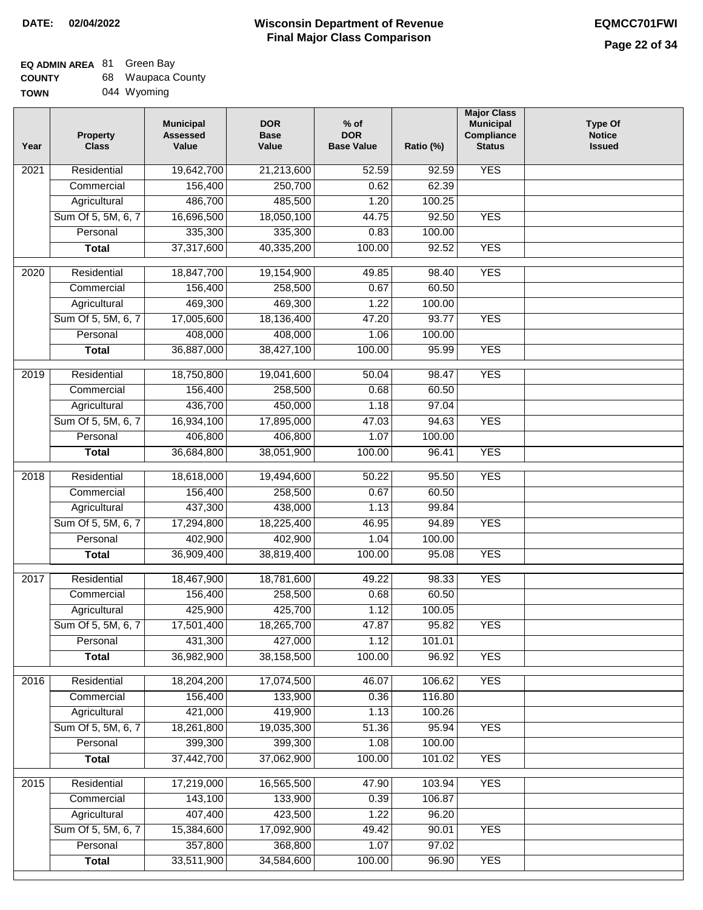**DATE: 02/04/2022**

# Wisconsin Department of Revenue
## Final Major Class Comparison

**EQMCC701FWI**

**EQ ADMIN AREA** 81 Green Bay
**COUNTY** 68 Waupaca County
**TOWN** 044 Wyoming

| Year | Property Class | Municipal Assessed Value | DOR Base Value | % of DOR Base Value | Ratio (%) | Major Class Municipal Compliance Status | Type Of Notice Issued |
|---|---|---|---|---|---|---|---|
| 2021 | Residential | 19,642,700 | 21,213,600 | 52.59 | 92.59 | YES | |
| | Commercial | 156,400 | 250,700 | 0.62 | 62.39 | | |
| | Agricultural | 486,700 | 485,500 | 1.20 | 100.25 | | |
| | Sum Of 5, 5M, 6, 7 | 16,696,500 | 18,050,100 | 44.75 | 92.50 | YES | |
| | Personal | 335,300 | 335,300 | 0.83 | 100.00 | | |
| | **Total** | 37,317,600 | 40,335,200 | 100.00 | 92.52 | YES | |
| 2020 | Residential | 18,847,700 | 19,154,900 | 49.85 | 98.40 | YES | |
| | Commercial | 156,400 | 258,500 | 0.67 | 60.50 | | |
| | Agricultural | 469,300 | 469,300 | 1.22 | 100.00 | | |
| | Sum Of 5, 5M, 6, 7 | 17,005,600 | 18,136,400 | 47.20 | 93.77 | YES | |
| | Personal | 408,000 | 408,000 | 1.06 | 100.00 | | |
| | **Total** | 36,887,000 | 38,427,100 | 100.00 | 95.99 | YES | |
| 2019 | Residential | 18,750,800 | 19,041,600 | 50.04 | 98.47 | YES | |
| | Commercial | 156,400 | 258,500 | 0.68 | 60.50 | | |
| | Agricultural | 436,700 | 450,000 | 1.18 | 97.04 | | |
| | Sum Of 5, 5M, 6, 7 | 16,934,100 | 17,895,000 | 47.03 | 94.63 | YES | |
| | Personal | 406,800 | 406,800 | 1.07 | 100.00 | | |
| | **Total** | 36,684,800 | 38,051,900 | 100.00 | 96.41 | YES | |
| 2018 | Residential | 18,618,000 | 19,494,600 | 50.22 | 95.50 | YES | |
| | Commercial | 156,400 | 258,500 | 0.67 | 60.50 | | |
| | Agricultural | 437,300 | 438,000 | 1.13 | 99.84 | | |
| | Sum Of 5, 5M, 6, 7 | 17,294,800 | 18,225,400 | 46.95 | 94.89 | YES | |
| | Personal | 402,900 | 402,900 | 1.04 | 100.00 | | |
| | **Total** | 36,909,400 | 38,819,400 | 100.00 | 95.08 | YES | |
| 2017 | Residential | 18,467,900 | 18,781,600 | 49.22 | 98.33 | YES | |
| | Commercial | 156,400 | 258,500 | 0.68 | 60.50 | | |
| | Agricultural | 425,900 | 425,700 | 1.12 | 100.05 | | |
| | Sum Of 5, 5M, 6, 7 | 17,501,400 | 18,265,700 | 47.87 | 95.82 | YES | |
| | Personal | 431,300 | 427,000 | 1.12 | 101.01 | | |
| | **Total** | 36,982,900 | 38,158,500 | 100.00 | 96.92 | YES | |
| 2016 | Residential | 18,204,200 | 17,074,500 | 46.07 | 106.62 | YES | |
| | Commercial | 156,400 | 133,900 | 0.36 | 116.80 | | |
| | Agricultural | 421,000 | 419,900 | 1.13 | 100.26 | | |
| | Sum Of 5, 5M, 6, 7 | 18,261,800 | 19,035,300 | 51.36 | 95.94 | YES | |
| | Personal | 399,300 | 399,300 | 1.08 | 100.00 | | |
| | **Total** | 37,442,700 | 37,062,900 | 100.00 | 101.02 | YES | |
| 2015 | Residential | 17,219,000 | 16,565,500 | 47.90 | 103.94 | YES | |
| | Commercial | 143,100 | 133,900 | 0.39 | 106.87 | | |
| | Agricultural | 407,400 | 423,500 | 1.22 | 96.20 | | |
| | Sum Of 5, 5M, 6, 7 | 15,384,600 | 17,092,900 | 49.42 | 90.01 | YES | |
| | Personal | 357,800 | 368,800 | 1.07 | 97.02 | | |
| | **Total** | 33,511,900 | 34,584,600 | 100.00 | 96.90 | YES | |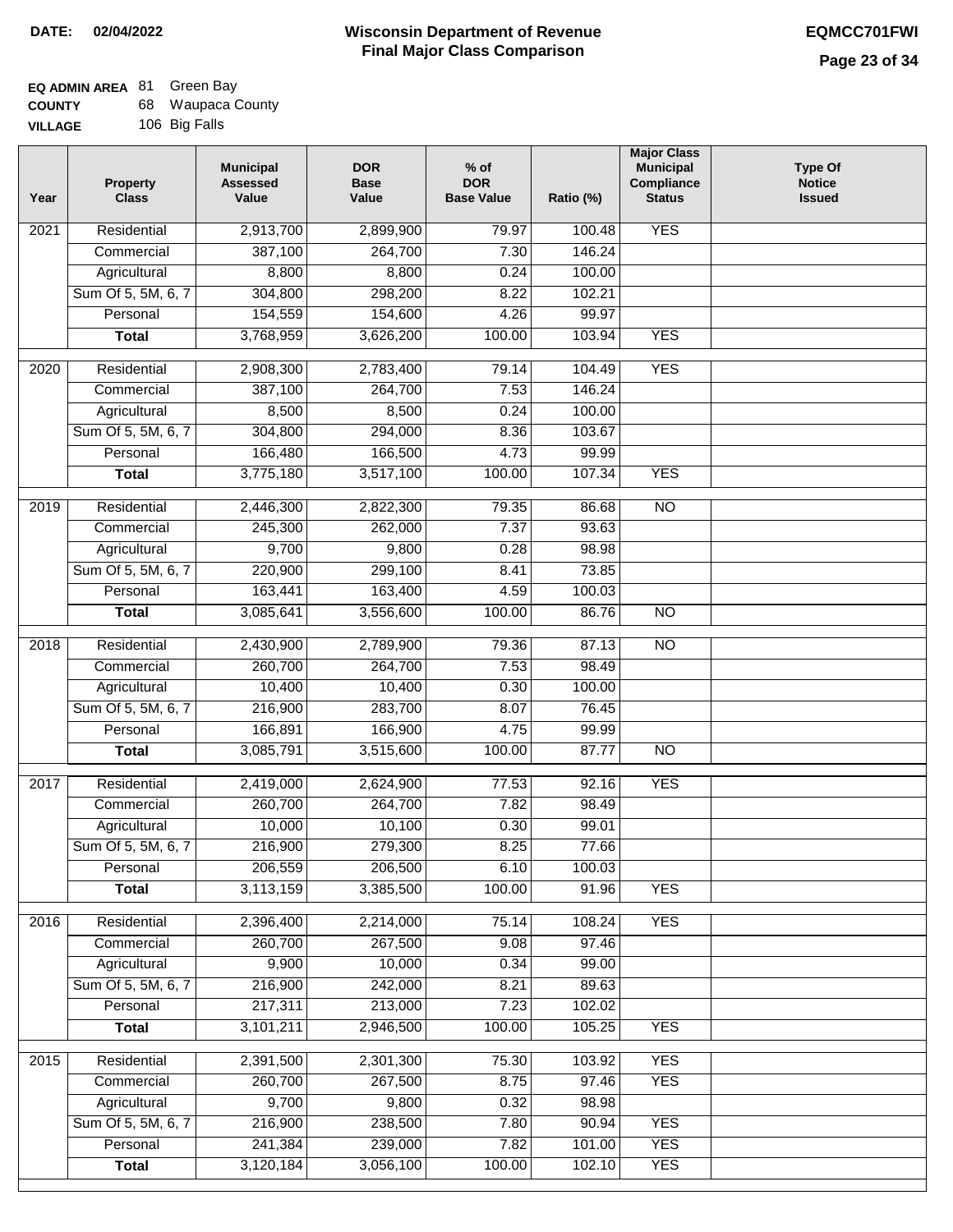**DATE: 02/04/2022**

# Wisconsin Department of Revenue
## Final Major Class Comparison

**EQMCC701FWI**

**EQ ADMIN AREA** 81 Green Bay
**COUNTY** 68 Waupaca County
**VILLAGE** 106 Big Falls

| Year | Property Class | Municipal Assessed Value | DOR Base Value | % of DOR Base Value | Ratio (%) | Major Class Municipal Compliance Status | Type Of Notice Issued |
|---|---|---|---|---|---|---|---|
| 2021 | Residential | 2,913,700 | 2,899,900 | 79.97 | 100.48 | YES | |
| | Commercial | 387,100 | 264,700 | 7.30 | 146.24 | | |
| | Agricultural | 8,800 | 8,800 | 0.24 | 100.00 | | |
| | Sum Of 5, 5M, 6, 7 | 304,800 | 298,200 | 8.22 | 102.21 | | |
| | Personal | 154,559 | 154,600 | 4.26 | 99.97 | | |
| | **Total** | 3,768,959 | 3,626,200 | 100.00 | 103.94 | YES | |
| 2020 | Residential | 2,908,300 | 2,783,400 | 79.14 | 104.49 | YES | |
| | Commercial | 387,100 | 264,700 | 7.53 | 146.24 | | |
| | Agricultural | 8,500 | 8,500 | 0.24 | 100.00 | | |
| | Sum Of 5, 5M, 6, 7 | 304,800 | 294,000 | 8.36 | 103.67 | | |
| | Personal | 166,480 | 166,500 | 4.73 | 99.99 | | |
| | **Total** | 3,775,180 | 3,517,100 | 100.00 | 107.34 | YES | |
| 2019 | Residential | 2,446,300 | 2,822,300 | 79.35 | 86.68 | NO | |
| | Commercial | 245,300 | 262,000 | 7.37 | 93.63 | | |
| | Agricultural | 9,700 | 9,800 | 0.28 | 98.98 | | |
| | Sum Of 5, 5M, 6, 7 | 220,900 | 299,100 | 8.41 | 73.85 | | |
| | Personal | 163,441 | 163,400 | 4.59 | 100.03 | | |
| | **Total** | 3,085,641 | 3,556,600 | 100.00 | 86.76 | NO | |
| 2018 | Residential | 2,430,900 | 2,789,900 | 79.36 | 87.13 | NO | |
| | Commercial | 260,700 | 264,700 | 7.53 | 98.49 | | |
| | Agricultural | 10,400 | 10,400 | 0.30 | 100.00 | | |
| | Sum Of 5, 5M, 6, 7 | 216,900 | 283,700 | 8.07 | 76.45 | | |
| | Personal | 166,891 | 166,900 | 4.75 | 99.99 | | |
| | **Total** | 3,085,791 | 3,515,600 | 100.00 | 87.77 | NO | |
| 2017 | Residential | 2,419,000 | 2,624,900 | 77.53 | 92.16 | YES | |
| | Commercial | 260,700 | 264,700 | 7.82 | 98.49 | | |
| | Agricultural | 10,000 | 10,100 | 0.30 | 99.01 | | |
| | Sum Of 5, 5M, 6, 7 | 216,900 | 279,300 | 8.25 | 77.66 | | |
| | Personal | 206,559 | 206,500 | 6.10 | 100.03 | | |
| | **Total** | 3,113,159 | 3,385,500 | 100.00 | 91.96 | YES | |
| 2016 | Residential | 2,396,400 | 2,214,000 | 75.14 | 108.24 | YES | |
| | Commercial | 260,700 | 267,500 | 9.08 | 97.46 | | |
| | Agricultural | 9,900 | 10,000 | 0.34 | 99.00 | | |
| | Sum Of 5, 5M, 6, 7 | 216,900 | 242,000 | 8.21 | 89.63 | | |
| | Personal | 217,311 | 213,000 | 7.23 | 102.02 | | |
| | **Total** | 3,101,211 | 2,946,500 | 100.00 | 105.25 | YES | |
| 2015 | Residential | 2,391,500 | 2,301,300 | 75.30 | 103.92 | YES | |
| | Commercial | 260,700 | 267,500 | 8.75 | 97.46 | YES | |
| | Agricultural | 9,700 | 9,800 | 0.32 | 98.98 | | |
| | Sum Of 5, 5M, 6, 7 | 216,900 | 238,500 | 7.80 | 90.94 | YES | |
| | Personal | 241,384 | 239,000 | 7.82 | 101.00 | YES | |
| | **Total** | 3,120,184 | 3,056,100 | 100.00 | 102.10 | YES | |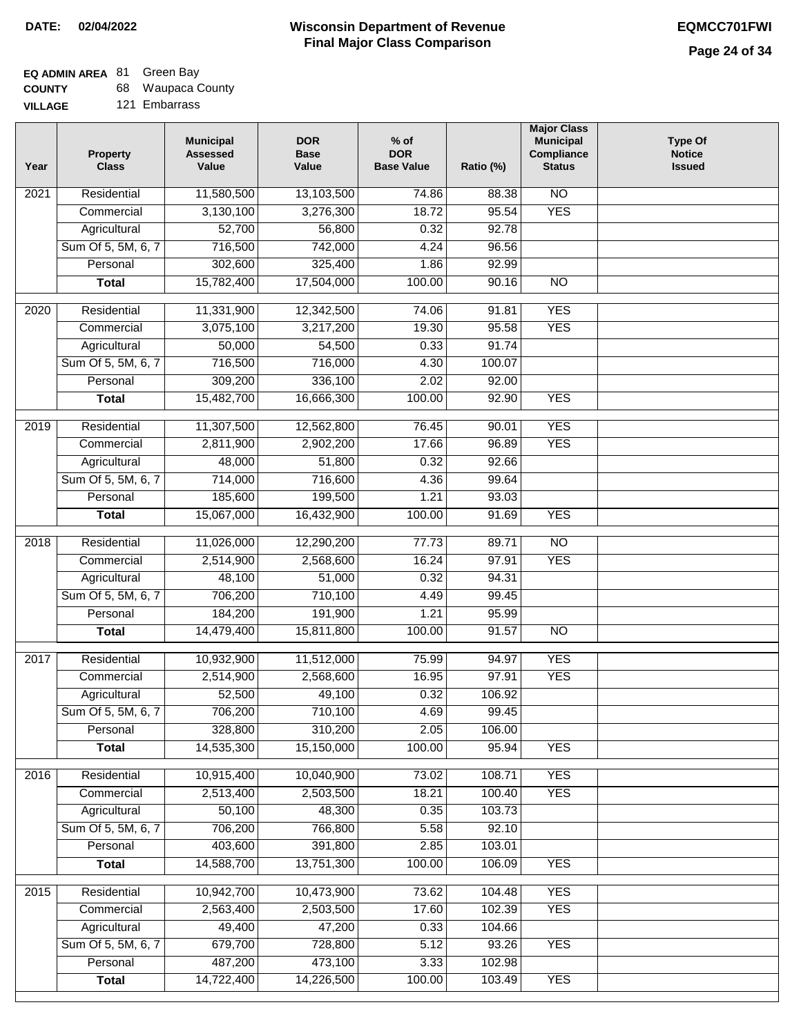**DATE:** 02/04/2022

# Wisconsin Department of Revenue
## Final Major Class Comparison

**EQMCC701FWI**

**EQ ADMIN AREA** 81 Green Bay
**COUNTY** 68 Waupaca County
**VILLAGE** 121 Embarrass

| Year | Property Class | Municipal Assessed Value | DOR Base Value | % of DOR Base Value | Ratio (%) | Major Class Municipal Compliance Status | Type Of Notice Issued |
|---|---|---|---|---|---|---|---|
| 2021 | Residential | 11,580,500 | 13,103,500 | 74.86 | 88.38 | NO | |
| | Commercial | 3,130,100 | 3,276,300 | 18.72 | 95.54 | YES | |
| | Agricultural | 52,700 | 56,800 | 0.32 | 92.78 | | |
| | Sum Of 5, 5M, 6, 7 | 716,500 | 742,000 | 4.24 | 96.56 | | |
| | Personal | 302,600 | 325,400 | 1.86 | 92.99 | | |
| | **Total** | 15,782,400 | 17,504,000 | 100.00 | 90.16 | NO | |
| 2020 | Residential | 11,331,900 | 12,342,500 | 74.06 | 91.81 | YES | |
| | Commercial | 3,075,100 | 3,217,200 | 19.30 | 95.58 | YES | |
| | Agricultural | 50,000 | 54,500 | 0.33 | 91.74 | | |
| | Sum Of 5, 5M, 6, 7 | 716,500 | 716,000 | 4.30 | 100.07 | | |
| | Personal | 309,200 | 336,100 | 2.02 | 92.00 | | |
| | **Total** | 15,482,700 | 16,666,300 | 100.00 | 92.90 | YES | |
| 2019 | Residential | 11,307,500 | 12,562,800 | 76.45 | 90.01 | YES | |
| | Commercial | 2,811,900 | 2,902,200 | 17.66 | 96.89 | YES | |
| | Agricultural | 48,000 | 51,800 | 0.32 | 92.66 | | |
| | Sum Of 5, 5M, 6, 7 | 714,000 | 716,600 | 4.36 | 99.64 | | |
| | Personal | 185,600 | 199,500 | 1.21 | 93.03 | | |
| | **Total** | 15,067,000 | 16,432,900 | 100.00 | 91.69 | YES | |
| 2018 | Residential | 11,026,000 | 12,290,200 | 77.73 | 89.71 | NO | |
| | Commercial | 2,514,900 | 2,568,600 | 16.24 | 97.91 | YES | |
| | Agricultural | 48,100 | 51,000 | 0.32 | 94.31 | | |
| | Sum Of 5, 5M, 6, 7 | 706,200 | 710,100 | 4.49 | 99.45 | | |
| | Personal | 184,200 | 191,900 | 1.21 | 95.99 | | |
| | **Total** | 14,479,400 | 15,811,800 | 100.00 | 91.57 | NO | |
| 2017 | Residential | 10,932,900 | 11,512,000 | 75.99 | 94.97 | YES | |
| | Commercial | 2,514,900 | 2,568,600 | 16.95 | 97.91 | YES | |
| | Agricultural | 52,500 | 49,100 | 0.32 | 106.92 | | |
| | Sum Of 5, 5M, 6, 7 | 706,200 | 710,100 | 4.69 | 99.45 | | |
| | Personal | 328,800 | 310,200 | 2.05 | 106.00 | | |
| | **Total** | 14,535,300 | 15,150,000 | 100.00 | 95.94 | YES | |
| 2016 | Residential | 10,915,400 | 10,040,900 | 73.02 | 108.71 | YES | |
| | Commercial | 2,513,400 | 2,503,500 | 18.21 | 100.40 | YES | |
| | Agricultural | 50,100 | 48,300 | 0.35 | 103.73 | | |
| | Sum Of 5, 5M, 6, 7 | 706,200 | 766,800 | 5.58 | 92.10 | | |
| | Personal | 403,600 | 391,800 | 2.85 | 103.01 | | |
| | **Total** | 14,588,700 | 13,751,300 | 100.00 | 106.09 | YES | |
| 2015 | Residential | 10,942,700 | 10,473,900 | 73.62 | 104.48 | YES | |
| | Commercial | 2,563,400 | 2,503,500 | 17.60 | 102.39 | YES | |
| | Agricultural | 49,400 | 47,200 | 0.33 | 104.66 | | |
| | Sum Of 5, 5M, 6, 7 | 679,700 | 728,800 | 5.12 | 93.26 | YES | |
| | Personal | 487,200 | 473,100 | 3.33 | 102.98 | | |
| | **Total** | 14,722,400 | 14,226,500 | 100.00 | 103.49 | YES | |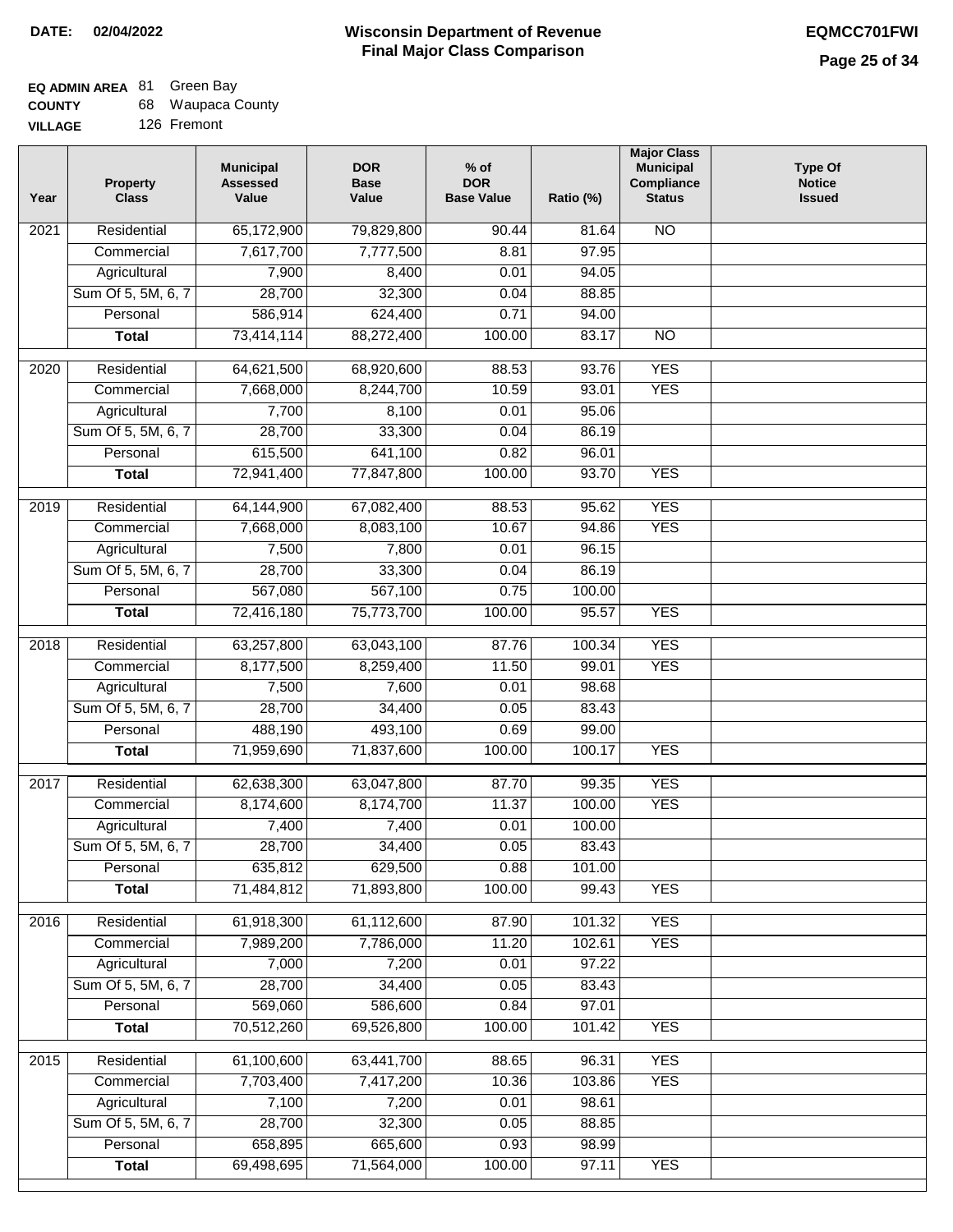**DATE: 02/04/2022**

# Wisconsin Department of Revenue
## Final Major Class Comparison

**EQMCC701FWI**

**EQ ADMIN AREA** 81 Green Bay
**COUNTY** 68 Waupaca County
**VILLAGE** 126 Fremont

| Year | Property Class | Municipal Assessed Value | DOR Base Value | % of DOR Base Value | Ratio (%) | Major Class Municipal Compliance Status | Type Of Notice Issued |
|---|---|---|---|---|---|---|---|
| 2021 | Residential | 65,172,900 | 79,829,800 | 90.44 | 81.64 | NO | |
| | Commercial | 7,617,700 | 7,777,500 | 8.81 | 97.95 | | |
| | Agricultural | 7,900 | 8,400 | 0.01 | 94.05 | | |
| | Sum Of 5, 5M, 6, 7 | 28,700 | 32,300 | 0.04 | 88.85 | | |
| | Personal | 586,914 | 624,400 | 0.71 | 94.00 | | |
| | **Total** | 73,414,114 | 88,272,400 | 100.00 | 83.17 | NO | |
| 2020 | Residential | 64,621,500 | 68,920,600 | 88.53 | 93.76 | YES | |
| | Commercial | 7,668,000 | 8,244,700 | 10.59 | 93.01 | YES | |
| | Agricultural | 7,700 | 8,100 | 0.01 | 95.06 | | |
| | Sum Of 5, 5M, 6, 7 | 28,700 | 33,300 | 0.04 | 86.19 | | |
| | Personal | 615,500 | 641,100 | 0.82 | 96.01 | | |
| | **Total** | 72,941,400 | 77,847,800 | 100.00 | 93.70 | YES | |
| 2019 | Residential | 64,144,900 | 67,082,400 | 88.53 | 95.62 | YES | |
| | Commercial | 7,668,000 | 8,083,100 | 10.67 | 94.86 | YES | |
| | Agricultural | 7,500 | 7,800 | 0.01 | 96.15 | | |
| | Sum Of 5, 5M, 6, 7 | 28,700 | 33,300 | 0.04 | 86.19 | | |
| | Personal | 567,080 | 567,100 | 0.75 | 100.00 | | |
| | **Total** | 72,416,180 | 75,773,700 | 100.00 | 95.57 | YES | |
| 2018 | Residential | 63,257,800 | 63,043,100 | 87.76 | 100.34 | YES | |
| | Commercial | 8,177,500 | 8,259,400 | 11.50 | 99.01 | YES | |
| | Agricultural | 7,500 | 7,600 | 0.01 | 98.68 | | |
| | Sum Of 5, 5M, 6, 7 | 28,700 | 34,400 | 0.05 | 83.43 | | |
| | Personal | 488,190 | 493,100 | 0.69 | 99.00 | | |
| | **Total** | 71,959,690 | 71,837,600 | 100.00 | 100.17 | YES | |
| 2017 | Residential | 62,638,300 | 63,047,800 | 87.70 | 99.35 | YES | |
| | Commercial | 8,174,600 | 8,174,700 | 11.37 | 100.00 | YES | |
| | Agricultural | 7,400 | 7,400 | 0.01 | 100.00 | | |
| | Sum Of 5, 5M, 6, 7 | 28,700 | 34,400 | 0.05 | 83.43 | | |
| | Personal | 635,812 | 629,500 | 0.88 | 101.00 | | |
| | **Total** | 71,484,812 | 71,893,800 | 100.00 | 99.43 | YES | |
| 2016 | Residential | 61,918,300 | 61,112,600 | 87.90 | 101.32 | YES | |
| | Commercial | 7,989,200 | 7,786,000 | 11.20 | 102.61 | YES | |
| | Agricultural | 7,000 | 7,200 | 0.01 | 97.22 | | |
| | Sum Of 5, 5M, 6, 7 | 28,700 | 34,400 | 0.05 | 83.43 | | |
| | Personal | 569,060 | 586,600 | 0.84 | 97.01 | | |
| | **Total** | 70,512,260 | 69,526,800 | 100.00 | 101.42 | YES | |
| 2015 | Residential | 61,100,600 | 63,441,700 | 88.65 | 96.31 | YES | |
| | Commercial | 7,703,400 | 7,417,200 | 10.36 | 103.86 | YES | |
| | Agricultural | 7,100 | 7,200 | 0.01 | 98.61 | | |
| | Sum Of 5, 5M, 6, 7 | 28,700 | 32,300 | 0.05 | 88.85 | | |
| | Personal | 658,895 | 665,600 | 0.93 | 98.99 | | |
| | **Total** | 69,498,695 | 71,564,000 | 100.00 | 97.11 | YES | |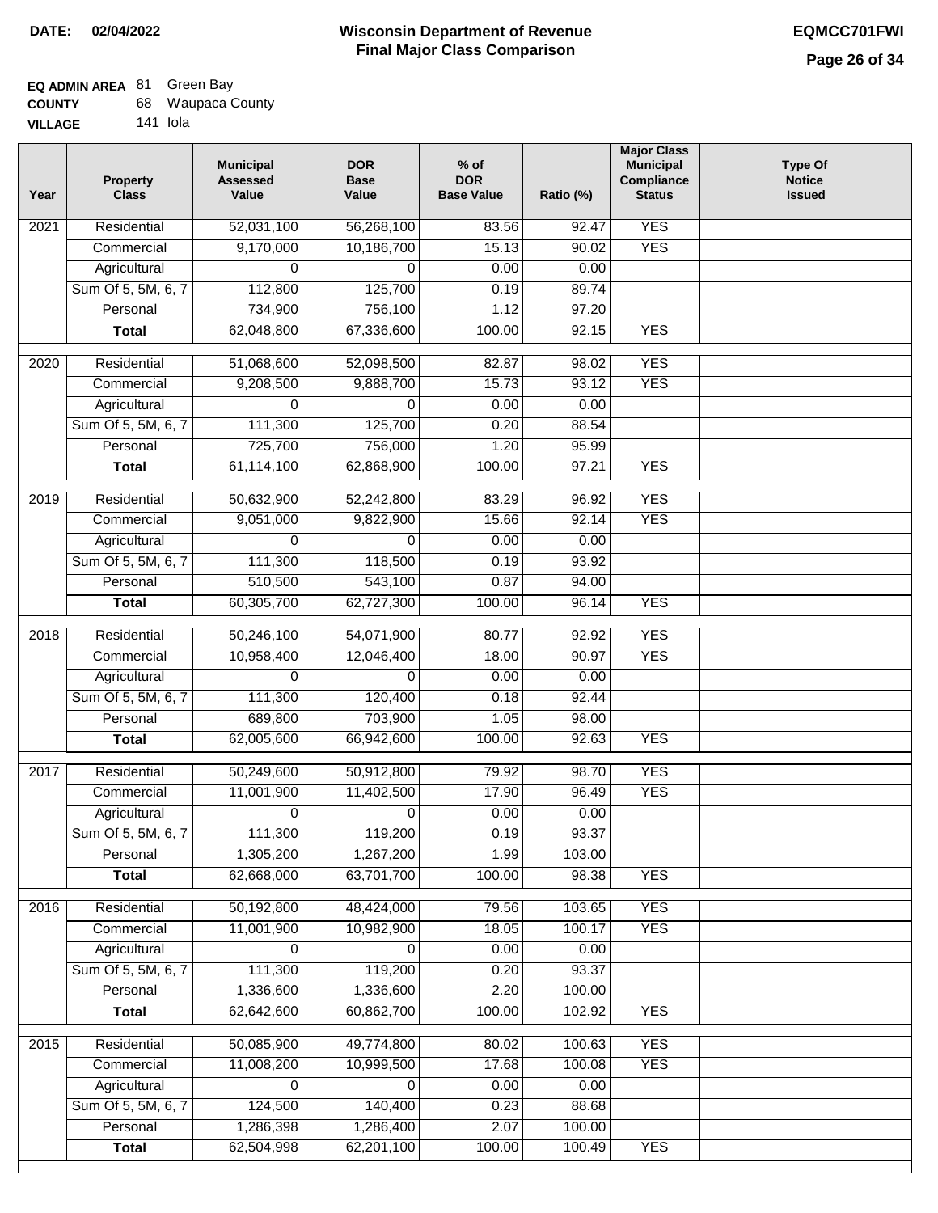**DATE:** 02/04/2022

# Wisconsin Department of Revenue
## Final Major Class Comparison

**EQMCC701FWI**

**EQ ADMIN AREA** 81 Green Bay
**COUNTY** 68 Waupaca County
**VILLAGE** 141 Iola

| Year | Property Class | Municipal Assessed Value | DOR Base Value | % of DOR Base Value | Ratio (%) | Major Class Municipal Compliance Status | Type Of Notice Issued |
|---|---|---|---|---|---|---|---|
| 2021 | Residential | 52,031,100 | 56,268,100 | 83.56 | 92.47 | YES | |
| | Commercial | 9,170,000 | 10,186,700 | 15.13 | 90.02 | YES | |
| | Agricultural | 0 | 0 | 0.00 | 0.00 | | |
| | Sum Of 5, 5M, 6, 7 | 112,800 | 125,700 | 0.19 | 89.74 | | |
| | Personal | 734,900 | 756,100 | 1.12 | 97.20 | | |
| | **Total** | 62,048,800 | 67,336,600 | 100.00 | 92.15 | YES | |
| 2020 | Residential | 51,068,600 | 52,098,500 | 82.87 | 98.02 | YES | |
| | Commercial | 9,208,500 | 9,888,700 | 15.73 | 93.12 | YES | |
| | Agricultural | 0 | 0 | 0.00 | 0.00 | | |
| | Sum Of 5, 5M, 6, 7 | 111,300 | 125,700 | 0.20 | 88.54 | | |
| | Personal | 725,700 | 756,000 | 1.20 | 95.99 | | |
| | **Total** | 61,114,100 | 62,868,900 | 100.00 | 97.21 | YES | |
| 2019 | Residential | 50,632,900 | 52,242,800 | 83.29 | 96.92 | YES | |
| | Commercial | 9,051,000 | 9,822,900 | 15.66 | 92.14 | YES | |
| | Agricultural | 0 | 0 | 0.00 | 0.00 | | |
| | Sum Of 5, 5M, 6, 7 | 111,300 | 118,500 | 0.19 | 93.92 | | |
| | Personal | 510,500 | 543,100 | 0.87 | 94.00 | | |
| | **Total** | 60,305,700 | 62,727,300 | 100.00 | 96.14 | YES | |
| 2018 | Residential | 50,246,100 | 54,071,900 | 80.77 | 92.92 | YES | |
| | Commercial | 10,958,400 | 12,046,400 | 18.00 | 90.97 | YES | |
| | Agricultural | 0 | 0 | 0.00 | 0.00 | | |
| | Sum Of 5, 5M, 6, 7 | 111,300 | 120,400 | 0.18 | 92.44 | | |
| | Personal | 689,800 | 703,900 | 1.05 | 98.00 | | |
| | **Total** | 62,005,600 | 66,942,600 | 100.00 | 92.63 | YES | |
| 2017 | Residential | 50,249,600 | 50,912,800 | 79.92 | 98.70 | YES | |
| | Commercial | 11,001,900 | 11,402,500 | 17.90 | 96.49 | YES | |
| | Agricultural | 0 | 0 | 0.00 | 0.00 | | |
| | Sum Of 5, 5M, 6, 7 | 111,300 | 119,200 | 0.19 | 93.37 | | |
| | Personal | 1,305,200 | 1,267,200 | 1.99 | 103.00 | | |
| | **Total** | 62,668,000 | 63,701,700 | 100.00 | 98.38 | YES | |
| 2016 | Residential | 50,192,800 | 48,424,000 | 79.56 | 103.65 | YES | |
| | Commercial | 11,001,900 | 10,982,900 | 18.05 | 100.17 | YES | |
| | Agricultural | 0 | 0 | 0.00 | 0.00 | | |
| | Sum Of 5, 5M, 6, 7 | 111,300 | 119,200 | 0.20 | 93.37 | | |
| | Personal | 1,336,600 | 1,336,600 | 2.20 | 100.00 | | |
| | **Total** | 62,642,600 | 60,862,700 | 100.00 | 102.92 | YES | |
| 2015 | Residential | 50,085,900 | 49,774,800 | 80.02 | 100.63 | YES | |
| | Commercial | 11,008,200 | 10,999,500 | 17.68 | 100.08 | YES | |
| | Agricultural | 0 | 0 | 0.00 | 0.00 | | |
| | Sum Of 5, 5M, 6, 7 | 124,500 | 140,400 | 0.23 | 88.68 | | |
| | Personal | 1,286,398 | 1,286,400 | 2.07 | 100.00 | | |
| | **Total** | 62,504,998 | 62,201,100 | 100.00 | 100.49 | YES | |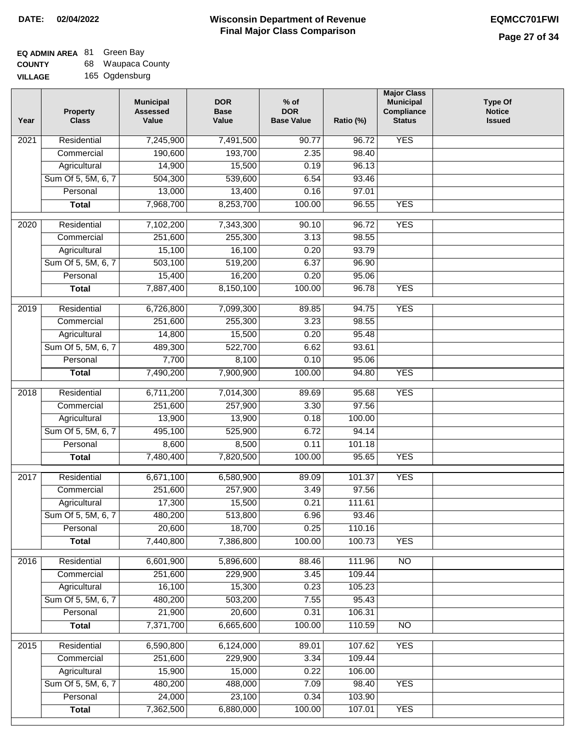**DATE: 02/04/2022**

# Wisconsin Department of Revenue
## Final Major Class Comparison

**EQMCC701FWI**

**EQ ADMIN AREA** 81 Green Bay
**COUNTY** 68 Waupaca County
**VILLAGE** 165 Ogdensburg

| Year | Property Class | Municipal Assessed Value | DOR Base Value | % of DOR Base Value | Ratio (%) | Major Class Municipal Compliance Status | Type Of Notice Issued |
|---|---|---|---|---|---|---|---|
| 2021 | Residential | 7,245,900 | 7,491,500 | 90.77 | 96.72 | YES | |
| | Commercial | 190,600 | 193,700 | 2.35 | 98.40 | | |
| | Agricultural | 14,900 | 15,500 | 0.19 | 96.13 | | |
| | Sum Of 5, 5M, 6, 7 | 504,300 | 539,600 | 6.54 | 93.46 | | |
| | Personal | 13,000 | 13,400 | 0.16 | 97.01 | | |
| | **Total** | 7,968,700 | 8,253,700 | 100.00 | 96.55 | YES | |
| 2020 | Residential | 7,102,200 | 7,343,300 | 90.10 | 96.72 | YES | |
| | Commercial | 251,600 | 255,300 | 3.13 | 98.55 | | |
| | Agricultural | 15,100 | 16,100 | 0.20 | 93.79 | | |
| | Sum Of 5, 5M, 6, 7 | 503,100 | 519,200 | 6.37 | 96.90 | | |
| | Personal | 15,400 | 16,200 | 0.20 | 95.06 | | |
| | **Total** | 7,887,400 | 8,150,100 | 100.00 | 96.78 | YES | |
| 2019 | Residential | 6,726,800 | 7,099,300 | 89.85 | 94.75 | YES | |
| | Commercial | 251,600 | 255,300 | 3.23 | 98.55 | | |
| | Agricultural | 14,800 | 15,500 | 0.20 | 95.48 | | |
| | Sum Of 5, 5M, 6, 7 | 489,300 | 522,700 | 6.62 | 93.61 | | |
| | Personal | 7,700 | 8,100 | 0.10 | 95.06 | | |
| | **Total** | 7,490,200 | 7,900,900 | 100.00 | 94.80 | YES | |
| 2018 | Residential | 6,711,200 | 7,014,300 | 89.69 | 95.68 | YES | |
| | Commercial | 251,600 | 257,900 | 3.30 | 97.56 | | |
| | Agricultural | 13,900 | 13,900 | 0.18 | 100.00 | | |
| | Sum Of 5, 5M, 6, 7 | 495,100 | 525,900 | 6.72 | 94.14 | | |
| | Personal | 8,600 | 8,500 | 0.11 | 101.18 | | |
| | **Total** | 7,480,400 | 7,820,500 | 100.00 | 95.65 | YES | |
| 2017 | Residential | 6,671,100 | 6,580,900 | 89.09 | 101.37 | YES | |
| | Commercial | 251,600 | 257,900 | 3.49 | 97.56 | | |
| | Agricultural | 17,300 | 15,500 | 0.21 | 111.61 | | |
| | Sum Of 5, 5M, 6, 7 | 480,200 | 513,800 | 6.96 | 93.46 | | |
| | Personal | 20,600 | 18,700 | 0.25 | 110.16 | | |
| | **Total** | 7,440,800 | 7,386,800 | 100.00 | 100.73 | YES | |
| 2016 | Residential | 6,601,900 | 5,896,600 | 88.46 | 111.96 | NO | |
| | Commercial | 251,600 | 229,900 | 3.45 | 109.44 | | |
| | Agricultural | 16,100 | 15,300 | 0.23 | 105.23 | | |
| | Sum Of 5, 5M, 6, 7 | 480,200 | 503,200 | 7.55 | 95.43 | | |
| | Personal | 21,900 | 20,600 | 0.31 | 106.31 | | |
| | **Total** | 7,371,700 | 6,665,600 | 100.00 | 110.59 | NO | |
| 2015 | Residential | 6,590,800 | 6,124,000 | 89.01 | 107.62 | YES | |
| | Commercial | 251,600 | 229,900 | 3.34 | 109.44 | | |
| | Agricultural | 15,900 | 15,000 | 0.22 | 106.00 | | |
| | Sum Of 5, 5M, 6, 7 | 480,200 | 488,000 | 7.09 | 98.40 | YES | |
| | Personal | 24,000 | 23,100 | 0.34 | 103.90 | | |
| | **Total** | 7,362,500 | 6,880,000 | 100.00 | 107.01 | YES | |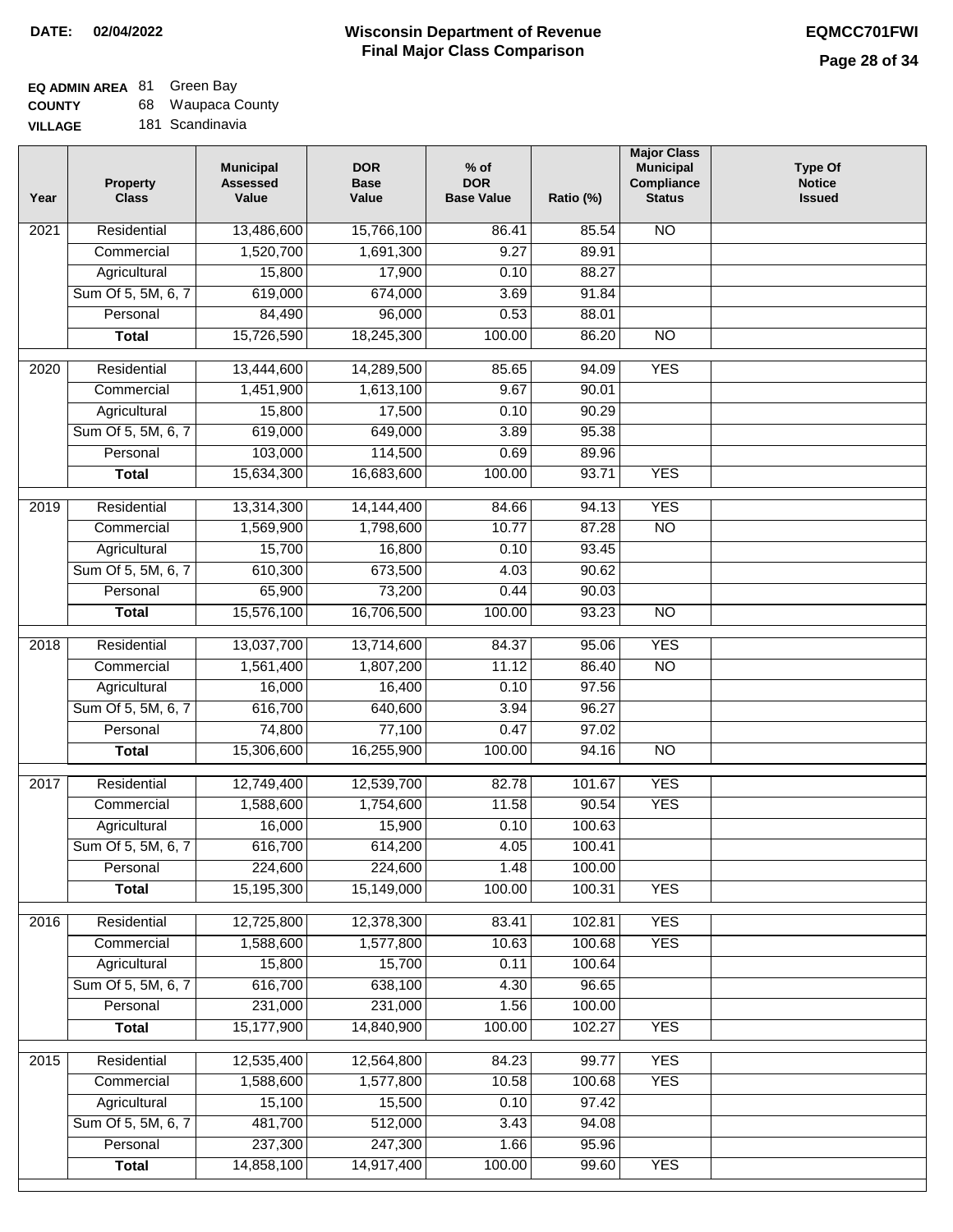**DATE: 02/04/2022**

# Wisconsin Department of Revenue
## Final Major Class Comparison

**EQMCC701FWI**

**EQ ADMIN AREA** 81 Green Bay
**COUNTY** 68 Waupaca County
**VILLAGE** 181 Scandinavia

| Year | Property Class | Municipal Assessed Value | DOR Base Value | % of DOR Base Value | Ratio (%) | Major Class Municipal Compliance Status | Type Of Notice Issued |
|---|---|---|---|---|---|---|---|
| 2021 | Residential | 13,486,600 | 15,766,100 | 86.41 | 85.54 | NO | |
| | Commercial | 1,520,700 | 1,691,300 | 9.27 | 89.91 | | |
| | Agricultural | 15,800 | 17,900 | 0.10 | 88.27 | | |
| | Sum Of 5, 5M, 6, 7 | 619,000 | 674,000 | 3.69 | 91.84 | | |
| | Personal | 84,490 | 96,000 | 0.53 | 88.01 | | |
| | **Total** | 15,726,590 | 18,245,300 | 100.00 | 86.20 | NO | |
| 2020 | Residential | 13,444,600 | 14,289,500 | 85.65 | 94.09 | YES | |
| | Commercial | 1,451,900 | 1,613,100 | 9.67 | 90.01 | | |
| | Agricultural | 15,800 | 17,500 | 0.10 | 90.29 | | |
| | Sum Of 5, 5M, 6, 7 | 619,000 | 649,000 | 3.89 | 95.38 | | |
| | Personal | 103,000 | 114,500 | 0.69 | 89.96 | | |
| | **Total** | 15,634,300 | 16,683,600 | 100.00 | 93.71 | YES | |
| 2019 | Residential | 13,314,300 | 14,144,400 | 84.66 | 94.13 | YES | |
| | Commercial | 1,569,900 | 1,798,600 | 10.77 | 87.28 | NO | |
| | Agricultural | 15,700 | 16,800 | 0.10 | 93.45 | | |
| | Sum Of 5, 5M, 6, 7 | 610,300 | 673,500 | 4.03 | 90.62 | | |
| | Personal | 65,900 | 73,200 | 0.44 | 90.03 | | |
| | **Total** | 15,576,100 | 16,706,500 | 100.00 | 93.23 | NO | |
| 2018 | Residential | 13,037,700 | 13,714,600 | 84.37 | 95.06 | YES | |
| | Commercial | 1,561,400 | 1,807,200 | 11.12 | 86.40 | NO | |
| | Agricultural | 16,000 | 16,400 | 0.10 | 97.56 | | |
| | Sum Of 5, 5M, 6, 7 | 616,700 | 640,600 | 3.94 | 96.27 | | |
| | Personal | 74,800 | 77,100 | 0.47 | 97.02 | | |
| | **Total** | 15,306,600 | 16,255,900 | 100.00 | 94.16 | NO | |
| 2017 | Residential | 12,749,400 | 12,539,700 | 82.78 | 101.67 | YES | |
| | Commercial | 1,588,600 | 1,754,600 | 11.58 | 90.54 | YES | |
| | Agricultural | 16,000 | 15,900 | 0.10 | 100.63 | | |
| | Sum Of 5, 5M, 6, 7 | 616,700 | 614,200 | 4.05 | 100.41 | | |
| | Personal | 224,600 | 224,600 | 1.48 | 100.00 | | |
| | **Total** | 15,195,300 | 15,149,000 | 100.00 | 100.31 | YES | |
| 2016 | Residential | 12,725,800 | 12,378,300 | 83.41 | 102.81 | YES | |
| | Commercial | 1,588,600 | 1,577,800 | 10.63 | 100.68 | YES | |
| | Agricultural | 15,800 | 15,700 | 0.11 | 100.64 | | |
| | Sum Of 5, 5M, 6, 7 | 616,700 | 638,100 | 4.30 | 96.65 | | |
| | Personal | 231,000 | 231,000 | 1.56 | 100.00 | | |
| | **Total** | 15,177,900 | 14,840,900 | 100.00 | 102.27 | YES | |
| 2015 | Residential | 12,535,400 | 12,564,800 | 84.23 | 99.77 | YES | |
| | Commercial | 1,588,600 | 1,577,800 | 10.58 | 100.68 | YES | |
| | Agricultural | 15,100 | 15,500 | 0.10 | 97.42 | | |
| | Sum Of 5, 5M, 6, 7 | 481,700 | 512,000 | 3.43 | 94.08 | | |
| | Personal | 237,300 | 247,300 | 1.66 | 95.96 | | |
| | **Total** | 14,858,100 | 14,917,400 | 100.00 | 99.60 | YES | |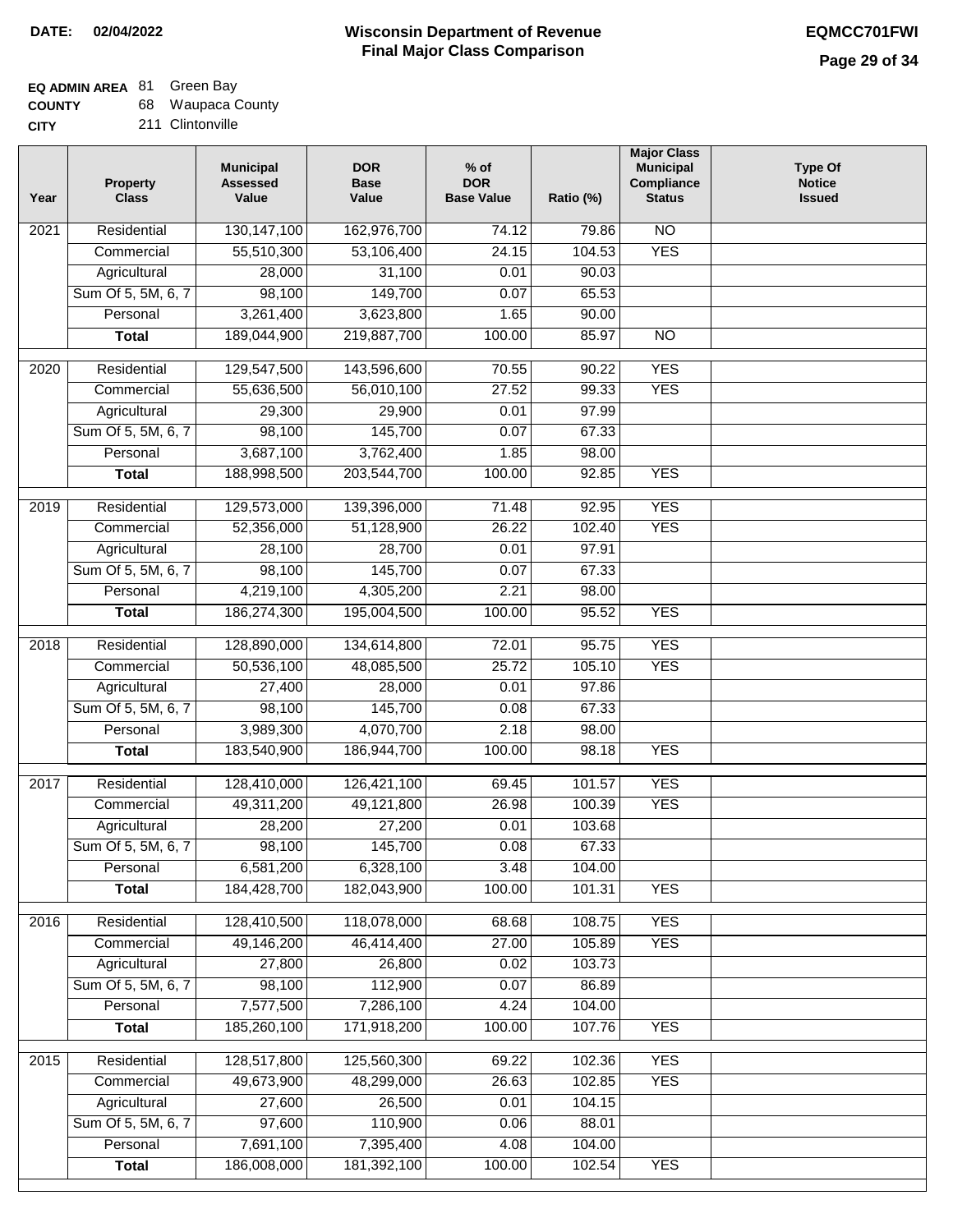**DATE: 02/04/2022**

# Wisconsin Department of Revenue
## Final Major Class Comparison

**EQMCC701FWI**

**EQ ADMIN AREA** 81 Green Bay
**COUNTY** 68 Waupaca County
**CITY** 211 Clintonville

| Year | Property Class | Municipal Assessed Value | DOR Base Value | % of DOR Base Value | Ratio (%) | Major Class Municipal Compliance Status | Type Of Notice Issued |
|---|---|---|---|---|---|---|---|
| 2021 | Residential | 130,147,100 | 162,976,700 | 74.12 | 79.86 | NO | |
| | Commercial | 55,510,300 | 53,106,400 | 24.15 | 104.53 | YES | |
| | Agricultural | 28,000 | 31,100 | 0.01 | 90.03 | | |
| | Sum Of 5, 5M, 6, 7 | 98,100 | 149,700 | 0.07 | 65.53 | | |
| | Personal | 3,261,400 | 3,623,800 | 1.65 | 90.00 | | |
| | **Total** | 189,044,900 | 219,887,700 | 100.00 | 85.97 | NO | |
| 2020 | Residential | 129,547,500 | 143,596,600 | 70.55 | 90.22 | YES | |
| | Commercial | 55,636,500 | 56,010,100 | 27.52 | 99.33 | YES | |
| | Agricultural | 29,300 | 29,900 | 0.01 | 97.99 | | |
| | Sum Of 5, 5M, 6, 7 | 98,100 | 145,700 | 0.07 | 67.33 | | |
| | Personal | 3,687,100 | 3,762,400 | 1.85 | 98.00 | | |
| | **Total** | 188,998,500 | 203,544,700 | 100.00 | 92.85 | YES | |
| 2019 | Residential | 129,573,000 | 139,396,000 | 71.48 | 92.95 | YES | |
| | Commercial | 52,356,000 | 51,128,900 | 26.22 | 102.40 | YES | |
| | Agricultural | 28,100 | 28,700 | 0.01 | 97.91 | | |
| | Sum Of 5, 5M, 6, 7 | 98,100 | 145,700 | 0.07 | 67.33 | | |
| | Personal | 4,219,100 | 4,305,200 | 2.21 | 98.00 | | |
| | **Total** | 186,274,300 | 195,004,500 | 100.00 | 95.52 | YES | |
| 2018 | Residential | 128,890,000 | 134,614,800 | 72.01 | 95.75 | YES | |
| | Commercial | 50,536,100 | 48,085,500 | 25.72 | 105.10 | YES | |
| | Agricultural | 27,400 | 28,000 | 0.01 | 97.86 | | |
| | Sum Of 5, 5M, 6, 7 | 98,100 | 145,700 | 0.08 | 67.33 | | |
| | Personal | 3,989,300 | 4,070,700 | 2.18 | 98.00 | | |
| | **Total** | 183,540,900 | 186,944,700 | 100.00 | 98.18 | YES | |
| 2017 | Residential | 128,410,000 | 126,421,100 | 69.45 | 101.57 | YES | |
| | Commercial | 49,311,200 | 49,121,800 | 26.98 | 100.39 | YES | |
| | Agricultural | 28,200 | 27,200 | 0.01 | 103.68 | | |
| | Sum Of 5, 5M, 6, 7 | 98,100 | 145,700 | 0.08 | 67.33 | | |
| | Personal | 6,581,200 | 6,328,100 | 3.48 | 104.00 | | |
| | **Total** | 184,428,700 | 182,043,900 | 100.00 | 101.31 | YES | |
| 2016 | Residential | 128,410,500 | 118,078,000 | 68.68 | 108.75 | YES | |
| | Commercial | 49,146,200 | 46,414,400 | 27.00 | 105.89 | YES | |
| | Agricultural | 27,800 | 26,800 | 0.02 | 103.73 | | |
| | Sum Of 5, 5M, 6, 7 | 98,100 | 112,900 | 0.07 | 86.89 | | |
| | Personal | 7,577,500 | 7,286,100 | 4.24 | 104.00 | | |
| | **Total** | 185,260,100 | 171,918,200 | 100.00 | 107.76 | YES | |
| 2015 | Residential | 128,517,800 | 125,560,300 | 69.22 | 102.36 | YES | |
| | Commercial | 49,673,900 | 48,299,000 | 26.63 | 102.85 | YES | |
| | Agricultural | 27,600 | 26,500 | 0.01 | 104.15 | | |
| | Sum Of 5, 5M, 6, 7 | 97,600 | 110,900 | 0.06 | 88.01 | | |
| | Personal | 7,691,100 | 7,395,400 | 4.08 | 104.00 | | |
| | **Total** | 186,008,000 | 181,392,100 | 100.00 | 102.54 | YES | |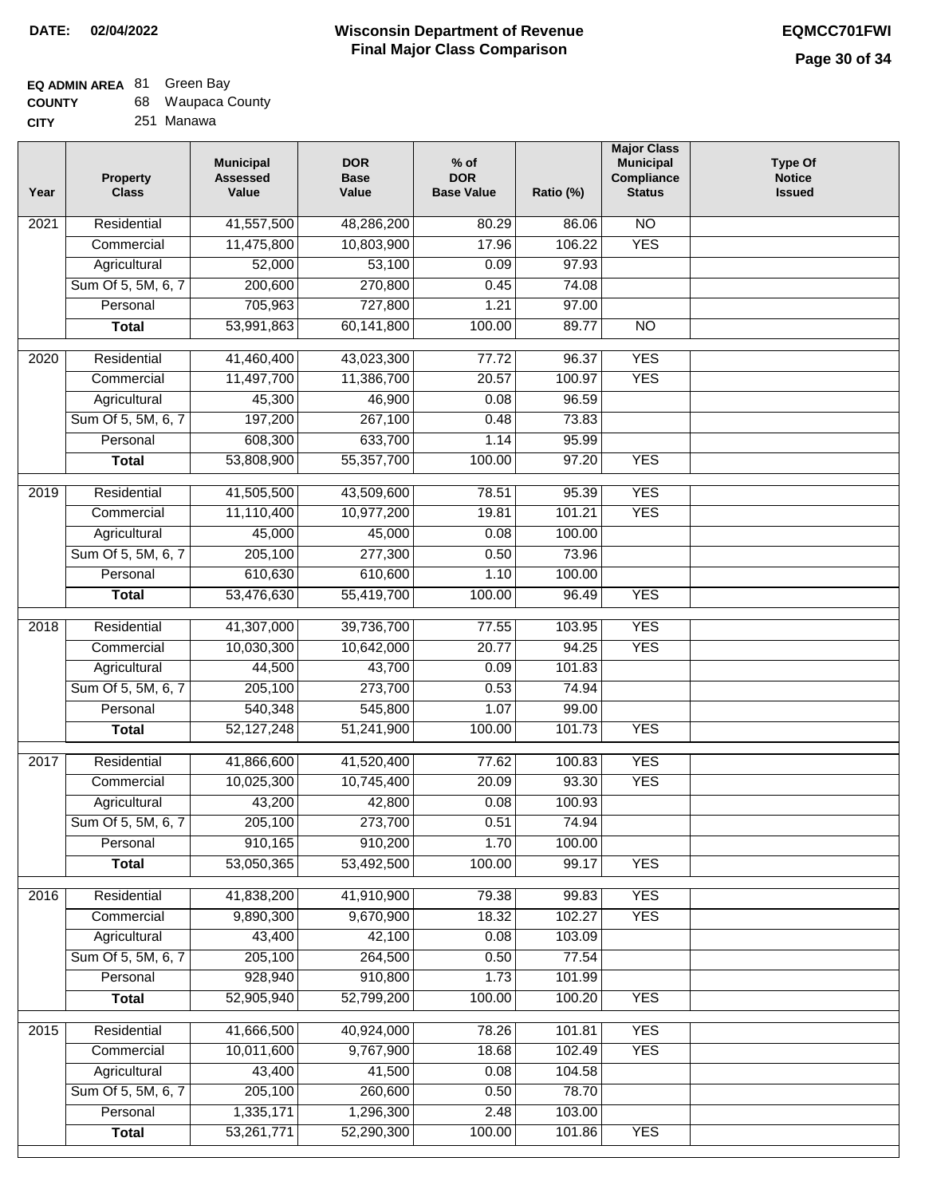**DATE:** 02/04/2022

# Wisconsin Department of Revenue
## Final Major Class Comparison

**EQMCC701FWI**

**EQ ADMIN AREA** 81 Green Bay
**COUNTY** 68 Waupaca County
**CITY** 251 Manawa

| Year | Property Class | Municipal Assessed Value | DOR Base Value | % of DOR Base Value | Ratio (%) | Major Class Municipal Compliance Status | Type Of Notice Issued |
|---|---|---|---|---|---|---|---|
| 2021 | Residential | 41,557,500 | 48,286,200 | 80.29 | 86.06 | NO | |
| | Commercial | 11,475,800 | 10,803,900 | 17.96 | 106.22 | YES | |
| | Agricultural | 52,000 | 53,100 | 0.09 | 97.93 | | |
| | Sum Of 5, 5M, 6, 7 | 200,600 | 270,800 | 0.45 | 74.08 | | |
| | Personal | 705,963 | 727,800 | 1.21 | 97.00 | | |
| | **Total** | 53,991,863 | 60,141,800 | 100.00 | 89.77 | NO | |
| 2020 | Residential | 41,460,400 | 43,023,300 | 77.72 | 96.37 | YES | |
| | Commercial | 11,497,700 | 11,386,700 | 20.57 | 100.97 | YES | |
| | Agricultural | 45,300 | 46,900 | 0.08 | 96.59 | | |
| | Sum Of 5, 5M, 6, 7 | 197,200 | 267,100 | 0.48 | 73.83 | | |
| | Personal | 608,300 | 633,700 | 1.14 | 95.99 | | |
| | **Total** | 53,808,900 | 55,357,700 | 100.00 | 97.20 | YES | |
| 2019 | Residential | 41,505,500 | 43,509,600 | 78.51 | 95.39 | YES | |
| | Commercial | 11,110,400 | 10,977,200 | 19.81 | 101.21 | YES | |
| | Agricultural | 45,000 | 45,000 | 0.08 | 100.00 | | |
| | Sum Of 5, 5M, 6, 7 | 205,100 | 277,300 | 0.50 | 73.96 | | |
| | Personal | 610,630 | 610,600 | 1.10 | 100.00 | | |
| | **Total** | 53,476,630 | 55,419,700 | 100.00 | 96.49 | YES | |
| 2018 | Residential | 41,307,000 | 39,736,700 | 77.55 | 103.95 | YES | |
| | Commercial | 10,030,300 | 10,642,000 | 20.77 | 94.25 | YES | |
| | Agricultural | 44,500 | 43,700 | 0.09 | 101.83 | | |
| | Sum Of 5, 5M, 6, 7 | 205,100 | 273,700 | 0.53 | 74.94 | | |
| | Personal | 540,348 | 545,800 | 1.07 | 99.00 | | |
| | **Total** | 52,127,248 | 51,241,900 | 100.00 | 101.73 | YES | |
| 2017 | Residential | 41,866,600 | 41,520,400 | 77.62 | 100.83 | YES | |
| | Commercial | 10,025,300 | 10,745,400 | 20.09 | 93.30 | YES | |
| | Agricultural | 43,200 | 42,800 | 0.08 | 100.93 | | |
| | Sum Of 5, 5M, 6, 7 | 205,100 | 273,700 | 0.51 | 74.94 | | |
| | Personal | 910,165 | 910,200 | 1.70 | 100.00 | | |
| | **Total** | 53,050,365 | 53,492,500 | 100.00 | 99.17 | YES | |
| 2016 | Residential | 41,838,200 | 41,910,900 | 79.38 | 99.83 | YES | |
| | Commercial | 9,890,300 | 9,670,900 | 18.32 | 102.27 | YES | |
| | Agricultural | 43,400 | 42,100 | 0.08 | 103.09 | | |
| | Sum Of 5, 5M, 6, 7 | 205,100 | 264,500 | 0.50 | 77.54 | | |
| | Personal | 928,940 | 910,800 | 1.73 | 101.99 | | |
| | **Total** | 52,905,940 | 52,799,200 | 100.00 | 100.20 | YES | |
| 2015 | Residential | 41,666,500 | 40,924,000 | 78.26 | 101.81 | YES | |
| | Commercial | 10,011,600 | 9,767,900 | 18.68 | 102.49 | YES | |
| | Agricultural | 43,400 | 41,500 | 0.08 | 104.58 | | |
| | Sum Of 5, 5M, 6, 7 | 205,100 | 260,600 | 0.50 | 78.70 | | |
| | Personal | 1,335,171 | 1,296,300 | 2.48 | 103.00 | | |
| | **Total** | 53,261,771 | 52,290,300 | 100.00 | 101.86 | YES | |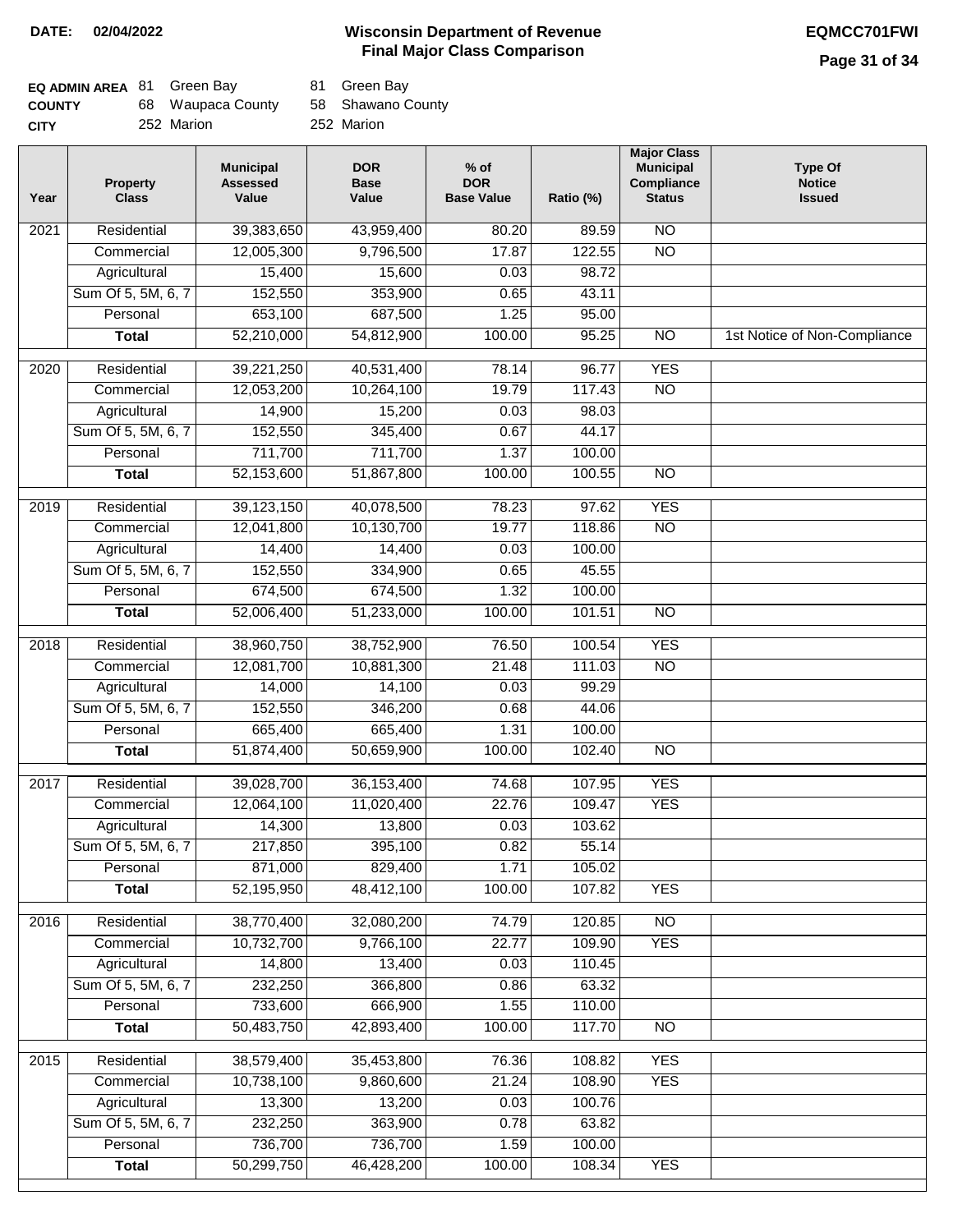**DATE: 02/04/2022**

# Wisconsin Department of Revenue
## Final Major Class Comparison

**EQMCC701FWI**

| EQ ADMIN AREA | 81 Green Bay | 81 Green Bay |
|---|---|---|
| COUNTY | 68 Waupaca County | 58 Shawano County |
| CITY | 252 Marion | 252 Marion |

| Year | Property Class | Municipal Assessed Value | DOR Base Value | % of DOR Base Value | Ratio (%) | Major Class Municipal Compliance Status | Type Of Notice Issued |
|---|---|---|---|---|---|---|---|
| 2021 | Residential | 39,383,650 | 43,959,400 | 80.20 | 89.59 | NO | |
| | Commercial | 12,005,300 | 9,796,500 | 17.87 | 122.55 | NO | |
| | Agricultural | 15,400 | 15,600 | 0.03 | 98.72 | | |
| | Sum Of 5, 5M, 6, 7 | 152,550 | 353,900 | 0.65 | 43.11 | | |
| | Personal | 653,100 | 687,500 | 1.25 | 95.00 | | |
| | **Total** | 52,210,000 | 54,812,900 | 100.00 | 95.25 | NO | 1st Notice of Non-Compliance |
| 2020 | Residential | 39,221,250 | 40,531,400 | 78.14 | 96.77 | YES | |
| | Commercial | 12,053,200 | 10,264,100 | 19.79 | 117.43 | NO | |
| | Agricultural | 14,900 | 15,200 | 0.03 | 98.03 | | |
| | Sum Of 5, 5M, 6, 7 | 152,550 | 345,400 | 0.67 | 44.17 | | |
| | Personal | 711,700 | 711,700 | 1.37 | 100.00 | | |
| | **Total** | 52,153,600 | 51,867,800 | 100.00 | 100.55 | NO | |
| 2019 | Residential | 39,123,150 | 40,078,500 | 78.23 | 97.62 | YES | |
| | Commercial | 12,041,800 | 10,130,700 | 19.77 | 118.86 | NO | |
| | Agricultural | 14,400 | 14,400 | 0.03 | 100.00 | | |
| | Sum Of 5, 5M, 6, 7 | 152,550 | 334,900 | 0.65 | 45.55 | | |
| | Personal | 674,500 | 674,500 | 1.32 | 100.00 | | |
| | **Total** | 52,006,400 | 51,233,000 | 100.00 | 101.51 | NO | |
| 2018 | Residential | 38,960,750 | 38,752,900 | 76.50 | 100.54 | YES | |
| | Commercial | 12,081,700 | 10,881,300 | 21.48 | 111.03 | NO | |
| | Agricultural | 14,000 | 14,100 | 0.03 | 99.29 | | |
| | Sum Of 5, 5M, 6, 7 | 152,550 | 346,200 | 0.68 | 44.06 | | |
| | Personal | 665,400 | 665,400 | 1.31 | 100.00 | | |
| | **Total** | 51,874,400 | 50,659,900 | 100.00 | 102.40 | NO | |
| 2017 | Residential | 39,028,700 | 36,153,400 | 74.68 | 107.95 | YES | |
| | Commercial | 12,064,100 | 11,020,400 | 22.76 | 109.47 | YES | |
| | Agricultural | 14,300 | 13,800 | 0.03 | 103.62 | | |
| | Sum Of 5, 5M, 6, 7 | 217,850 | 395,100 | 0.82 | 55.14 | | |
| | Personal | 871,000 | 829,400 | 1.71 | 105.02 | | |
| | **Total** | 52,195,950 | 48,412,100 | 100.00 | 107.82 | YES | |
| 2016 | Residential | 38,770,400 | 32,080,200 | 74.79 | 120.85 | NO | |
| | Commercial | 10,732,700 | 9,766,100 | 22.77 | 109.90 | YES | |
| | Agricultural | 14,800 | 13,400 | 0.03 | 110.45 | | |
| | Sum Of 5, 5M, 6, 7 | 232,250 | 366,800 | 0.86 | 63.32 | | |
| | Personal | 733,600 | 666,900 | 1.55 | 110.00 | | |
| | **Total** | 50,483,750 | 42,893,400 | 100.00 | 117.70 | NO | |
| 2015 | Residential | 38,579,400 | 35,453,800 | 76.36 | 108.82 | YES | |
| | Commercial | 10,738,100 | 9,860,600 | 21.24 | 108.90 | YES | |
| | Agricultural | 13,300 | 13,200 | 0.03 | 100.76 | | |
| | Sum Of 5, 5M, 6, 7 | 232,250 | 363,900 | 0.78 | 63.82 | | |
| | Personal | 736,700 | 736,700 | 1.59 | 100.00 | | |
| | **Total** | 50,299,750 | 46,428,200 | 100.00 | 108.34 | YES | |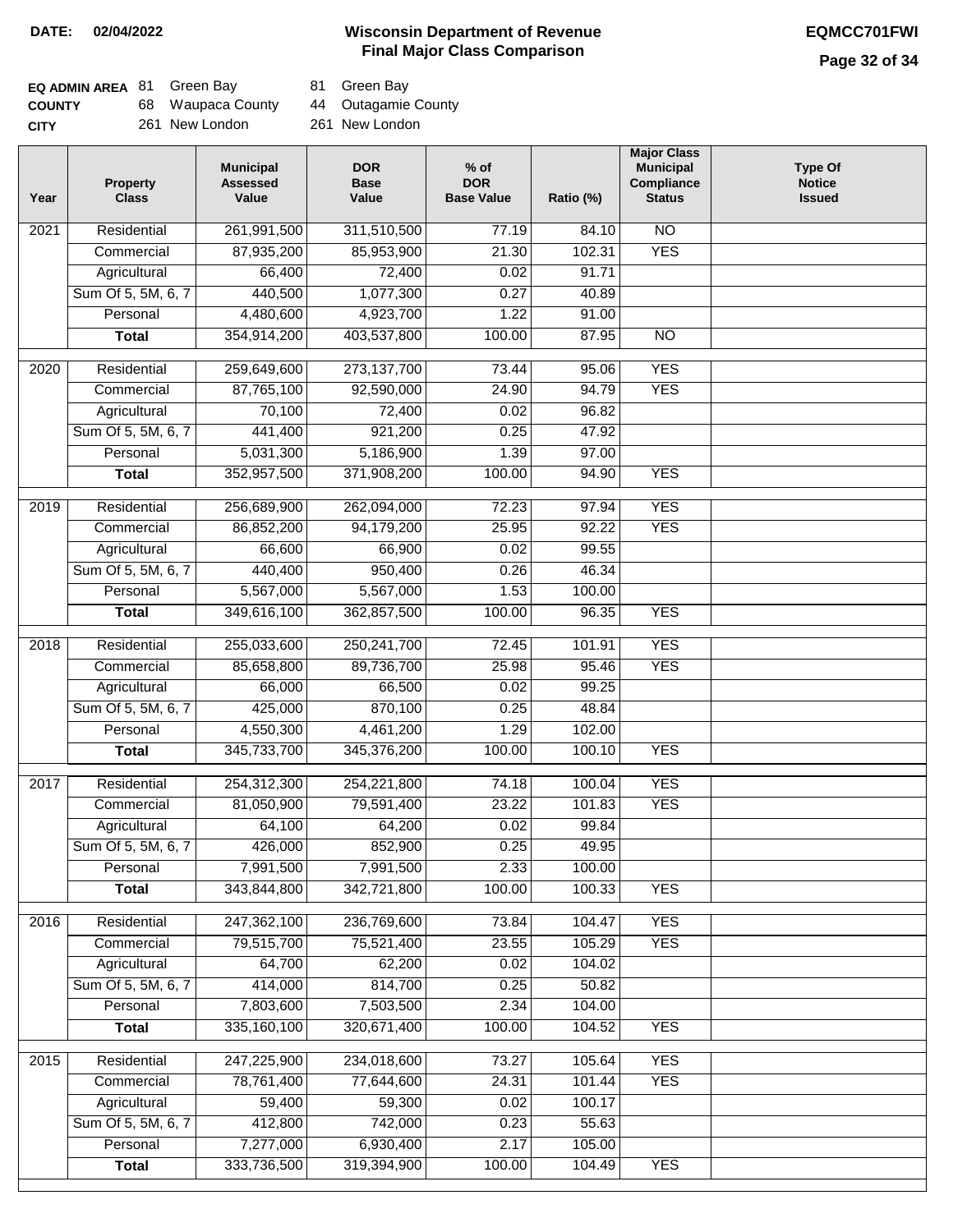**DATE:** 02/04/2022

# Wisconsin Department of Revenue
## Final Major Class Comparison

**EQMCC701FWI**

| | | | | |
|---|---|---|---|---|
| **EQ ADMIN AREA** | 81 | Green Bay | 81 | Green Bay |
| **COUNTY** | 68 | Waupaca County | 44 | Outagamie County |
| **CITY** | 261 | New London | 261 | New London |

| Year | Property Class | Municipal Assessed Value | DOR Base Value | % of DOR Base Value | Ratio (%) | Major Class Municipal Compliance Status | Type Of Notice Issued |
|---|---|---|---|---|---|---|---|
| 2021 | Residential | 261,991,500 | 311,510,500 | 77.19 | 84.10 | NO | |
| | Commercial | 87,935,200 | 85,953,900 | 21.30 | 102.31 | YES | |
| | Agricultural | 66,400 | 72,400 | 0.02 | 91.71 | | |
| | Sum Of 5, 5M, 6, 7 | 440,500 | 1,077,300 | 0.27 | 40.89 | | |
| | Personal | 4,480,600 | 4,923,700 | 1.22 | 91.00 | | |
| | **Total** | 354,914,200 | 403,537,800 | 100.00 | 87.95 | NO | |
| 2020 | Residential | 259,649,600 | 273,137,700 | 73.44 | 95.06 | YES | |
| | Commercial | 87,765,100 | 92,590,000 | 24.90 | 94.79 | YES | |
| | Agricultural | 70,100 | 72,400 | 0.02 | 96.82 | | |
| | Sum Of 5, 5M, 6, 7 | 441,400 | 921,200 | 0.25 | 47.92 | | |
| | Personal | 5,031,300 | 5,186,900 | 1.39 | 97.00 | | |
| | **Total** | 352,957,500 | 371,908,200 | 100.00 | 94.90 | YES | |
| 2019 | Residential | 256,689,900 | 262,094,000 | 72.23 | 97.94 | YES | |
| | Commercial | 86,852,200 | 94,179,200 | 25.95 | 92.22 | YES | |
| | Agricultural | 66,600 | 66,900 | 0.02 | 99.55 | | |
| | Sum Of 5, 5M, 6, 7 | 440,400 | 950,400 | 0.26 | 46.34 | | |
| | Personal | 5,567,000 | 5,567,000 | 1.53 | 100.00 | | |
| | **Total** | 349,616,100 | 362,857,500 | 100.00 | 96.35 | YES | |
| 2018 | Residential | 255,033,600 | 250,241,700 | 72.45 | 101.91 | YES | |
| | Commercial | 85,658,800 | 89,736,700 | 25.98 | 95.46 | YES | |
| | Agricultural | 66,000 | 66,500 | 0.02 | 99.25 | | |
| | Sum Of 5, 5M, 6, 7 | 425,000 | 870,100 | 0.25 | 48.84 | | |
| | Personal | 4,550,300 | 4,461,200 | 1.29 | 102.00 | | |
| | **Total** | 345,733,700 | 345,376,200 | 100.00 | 100.10 | YES | |
| 2017 | Residential | 254,312,300 | 254,221,800 | 74.18 | 100.04 | YES | |
| | Commercial | 81,050,900 | 79,591,400 | 23.22 | 101.83 | YES | |
| | Agricultural | 64,100 | 64,200 | 0.02 | 99.84 | | |
| | Sum Of 5, 5M, 6, 7 | 426,000 | 852,900 | 0.25 | 49.95 | | |
| | Personal | 7,991,500 | 7,991,500 | 2.33 | 100.00 | | |
| | **Total** | 343,844,800 | 342,721,800 | 100.00 | 100.33 | YES | |
| 2016 | Residential | 247,362,100 | 236,769,600 | 73.84 | 104.47 | YES | |
| | Commercial | 79,515,700 | 75,521,400 | 23.55 | 105.29 | YES | |
| | Agricultural | 64,700 | 62,200 | 0.02 | 104.02 | | |
| | Sum Of 5, 5M, 6, 7 | 414,000 | 814,700 | 0.25 | 50.82 | | |
| | Personal | 7,803,600 | 7,503,500 | 2.34 | 104.00 | | |
| | **Total** | 335,160,100 | 320,671,400 | 100.00 | 104.52 | YES | |
| 2015 | Residential | 247,225,900 | 234,018,600 | 73.27 | 105.64 | YES | |
| | Commercial | 78,761,400 | 77,644,600 | 24.31 | 101.44 | YES | |
| | Agricultural | 59,400 | 59,300 | 0.02 | 100.17 | | |
| | Sum Of 5, 5M, 6, 7 | 412,800 | 742,000 | 0.23 | 55.63 | | |
| | Personal | 7,277,000 | 6,930,400 | 2.17 | 105.00 | | |
| | **Total** | 333,736,500 | 319,394,900 | 100.00 | 104.49 | YES | |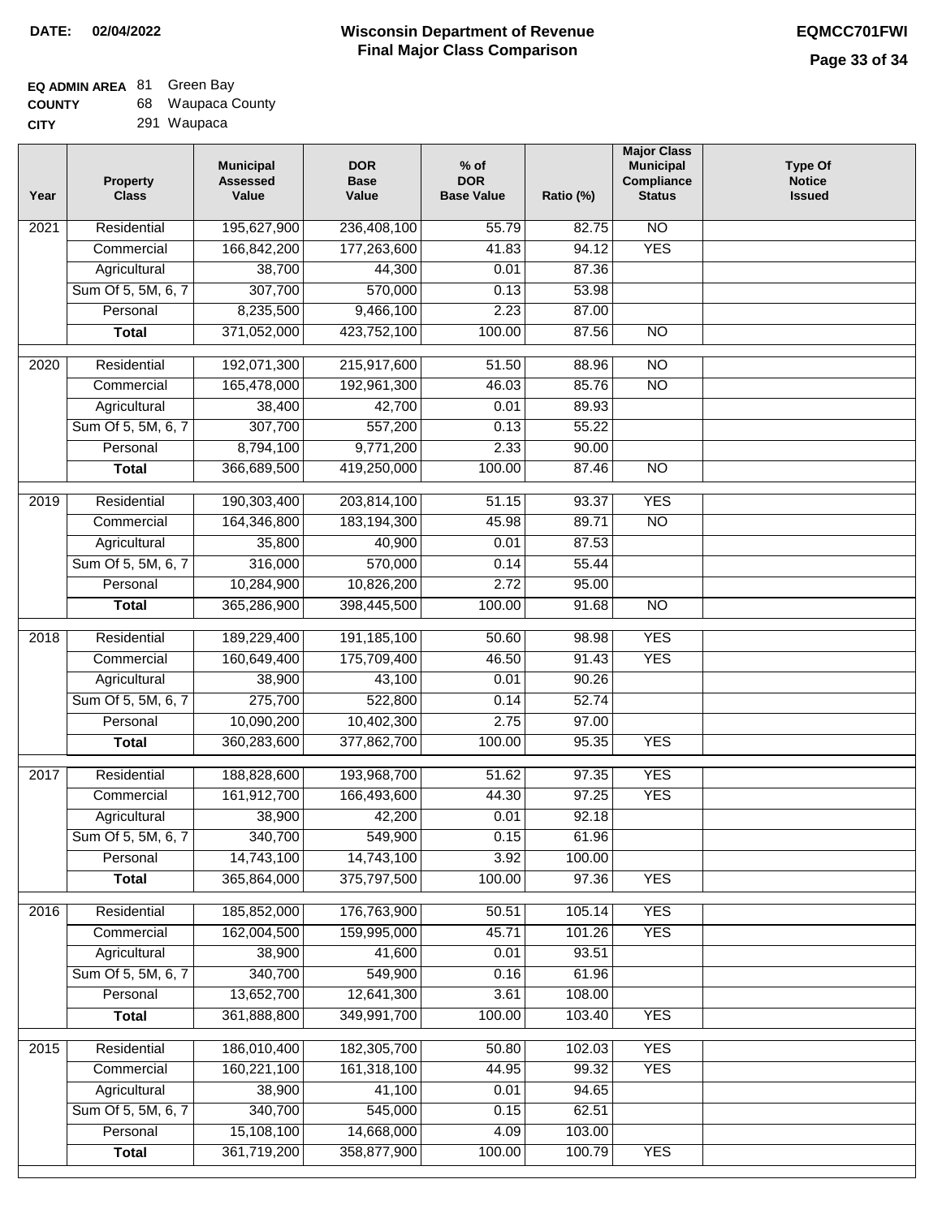**DATE: 02/04/2022**

# Wisconsin Department of Revenue
## Final Major Class Comparison

**EQMCC701FWI**

**EQ ADMIN AREA** 81 Green Bay
**COUNTY** 68 Waupaca County
**CITY** 291 Waupaca

| Year | Property Class | Municipal Assessed Value | DOR Base Value | % of DOR Base Value | Ratio (%) | Major Class Municipal Compliance Status | Type Of Notice Issued |
|---|---|---|---|---|---|---|---|
| 2021 | Residential | 195,627,900 | 236,408,100 | 55.79 | 82.75 | NO | |
| | Commercial | 166,842,200 | 177,263,600 | 41.83 | 94.12 | YES | |
| | Agricultural | 38,700 | 44,300 | 0.01 | 87.36 | | |
| | Sum Of 5, 5M, 6, 7 | 307,700 | 570,000 | 0.13 | 53.98 | | |
| | Personal | 8,235,500 | 9,466,100 | 2.23 | 87.00 | | |
| | **Total** | 371,052,000 | 423,752,100 | 100.00 | 87.56 | NO | |
| 2020 | Residential | 192,071,300 | 215,917,600 | 51.50 | 88.96 | NO | |
| | Commercial | 165,478,000 | 192,961,300 | 46.03 | 85.76 | NO | |
| | Agricultural | 38,400 | 42,700 | 0.01 | 89.93 | | |
| | Sum Of 5, 5M, 6, 7 | 307,700 | 557,200 | 0.13 | 55.22 | | |
| | Personal | 8,794,100 | 9,771,200 | 2.33 | 90.00 | | |
| | **Total** | 366,689,500 | 419,250,000 | 100.00 | 87.46 | NO | |
| 2019 | Residential | 190,303,400 | 203,814,100 | 51.15 | 93.37 | YES | |
| | Commercial | 164,346,800 | 183,194,300 | 45.98 | 89.71 | NO | |
| | Agricultural | 35,800 | 40,900 | 0.01 | 87.53 | | |
| | Sum Of 5, 5M, 6, 7 | 316,000 | 570,000 | 0.14 | 55.44 | | |
| | Personal | 10,284,900 | 10,826,200 | 2.72 | 95.00 | | |
| | **Total** | 365,286,900 | 398,445,500 | 100.00 | 91.68 | NO | |
| 2018 | Residential | 189,229,400 | 191,185,100 | 50.60 | 98.98 | YES | |
| | Commercial | 160,649,400 | 175,709,400 | 46.50 | 91.43 | YES | |
| | Agricultural | 38,900 | 43,100 | 0.01 | 90.26 | | |
| | Sum Of 5, 5M, 6, 7 | 275,700 | 522,800 | 0.14 | 52.74 | | |
| | Personal | 10,090,200 | 10,402,300 | 2.75 | 97.00 | | |
| | **Total** | 360,283,600 | 377,862,700 | 100.00 | 95.35 | YES | |
| 2017 | Residential | 188,828,600 | 193,968,700 | 51.62 | 97.35 | YES | |
| | Commercial | 161,912,700 | 166,493,600 | 44.30 | 97.25 | YES | |
| | Agricultural | 38,900 | 42,200 | 0.01 | 92.18 | | |
| | Sum Of 5, 5M, 6, 7 | 340,700 | 549,900 | 0.15 | 61.96 | | |
| | Personal | 14,743,100 | 14,743,100 | 3.92 | 100.00 | | |
| | **Total** | 365,864,000 | 375,797,500 | 100.00 | 97.36 | YES | |
| 2016 | Residential | 185,852,000 | 176,763,900 | 50.51 | 105.14 | YES | |
| | Commercial | 162,004,500 | 159,995,000 | 45.71 | 101.26 | YES | |
| | Agricultural | 38,900 | 41,600 | 0.01 | 93.51 | | |
| | Sum Of 5, 5M, 6, 7 | 340,700 | 549,900 | 0.16 | 61.96 | | |
| | Personal | 13,652,700 | 12,641,300 | 3.61 | 108.00 | | |
| | **Total** | 361,888,800 | 349,991,700 | 100.00 | 103.40 | YES | |
| 2015 | Residential | 186,010,400 | 182,305,700 | 50.80 | 102.03 | YES | |
| | Commercial | 160,221,100 | 161,318,100 | 44.95 | 99.32 | YES | |
| | Agricultural | 38,900 | 41,100 | 0.01 | 94.65 | | |
| | Sum Of 5, 5M, 6, 7 | 340,700 | 545,000 | 0.15 | 62.51 | | |
| | Personal | 15,108,100 | 14,668,000 | 4.09 | 103.00 | | |
| | **Total** | 361,719,200 | 358,877,900 | 100.00 | 100.79 | YES | |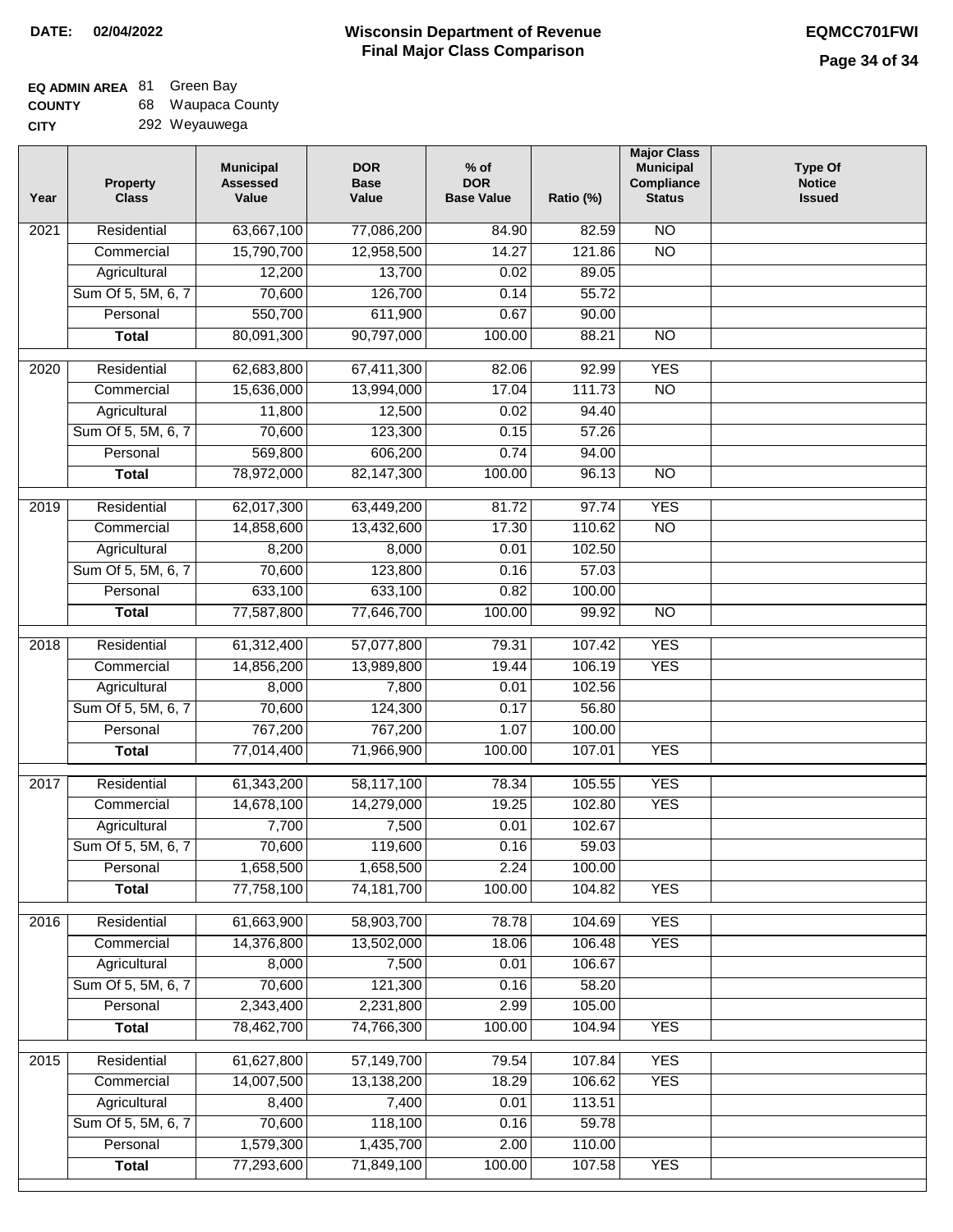**DATE: 02/04/2022**

# Wisconsin Department of Revenue
## Final Major Class Comparison

**EQMCC701FWI**

**EQ ADMIN AREA** 81 Green Bay
**COUNTY** 68 Waupaca County
**CITY** 292 Weyauwega

| Year | Property Class | Municipal Assessed Value | DOR Base Value | % of DOR Base Value | Ratio (%) | Major Class Municipal Compliance Status | Type Of Notice Issued |
|---|---|---|---|---|---|---|---|
| 2021 | Residential | 63,667,100 | 77,086,200 | 84.90 | 82.59 | NO | |
| | Commercial | 15,790,700 | 12,958,500 | 14.27 | 121.86 | NO | |
| | Agricultural | 12,200 | 13,700 | 0.02 | 89.05 | | |
| | Sum Of 5, 5M, 6, 7 | 70,600 | 126,700 | 0.14 | 55.72 | | |
| | Personal | 550,700 | 611,900 | 0.67 | 90.00 | | |
| | **Total** | 80,091,300 | 90,797,000 | 100.00 | 88.21 | NO | |
| 2020 | Residential | 62,683,800 | 67,411,300 | 82.06 | 92.99 | YES | |
| | Commercial | 15,636,000 | 13,994,000 | 17.04 | 111.73 | NO | |
| | Agricultural | 11,800 | 12,500 | 0.02 | 94.40 | | |
| | Sum Of 5, 5M, 6, 7 | 70,600 | 123,300 | 0.15 | 57.26 | | |
| | Personal | 569,800 | 606,200 | 0.74 | 94.00 | | |
| | **Total** | 78,972,000 | 82,147,300 | 100.00 | 96.13 | NO | |
| 2019 | Residential | 62,017,300 | 63,449,200 | 81.72 | 97.74 | YES | |
| | Commercial | 14,858,600 | 13,432,600 | 17.30 | 110.62 | NO | |
| | Agricultural | 8,200 | 8,000 | 0.01 | 102.50 | | |
| | Sum Of 5, 5M, 6, 7 | 70,600 | 123,800 | 0.16 | 57.03 | | |
| | Personal | 633,100 | 633,100 | 0.82 | 100.00 | | |
| | **Total** | 77,587,800 | 77,646,700 | 100.00 | 99.92 | NO | |
| 2018 | Residential | 61,312,400 | 57,077,800 | 79.31 | 107.42 | YES | |
| | Commercial | 14,856,200 | 13,989,800 | 19.44 | 106.19 | YES | |
| | Agricultural | 8,000 | 7,800 | 0.01 | 102.56 | | |
| | Sum Of 5, 5M, 6, 7 | 70,600 | 124,300 | 0.17 | 56.80 | | |
| | Personal | 767,200 | 767,200 | 1.07 | 100.00 | | |
| | **Total** | 77,014,400 | 71,966,900 | 100.00 | 107.01 | YES | |
| 2017 | Residential | 61,343,200 | 58,117,100 | 78.34 | 105.55 | YES | |
| | Commercial | 14,678,100 | 14,279,000 | 19.25 | 102.80 | YES | |
| | Agricultural | 7,700 | 7,500 | 0.01 | 102.67 | | |
| | Sum Of 5, 5M, 6, 7 | 70,600 | 119,600 | 0.16 | 59.03 | | |
| | Personal | 1,658,500 | 1,658,500 | 2.24 | 100.00 | | |
| | **Total** | 77,758,100 | 74,181,700 | 100.00 | 104.82 | YES | |
| 2016 | Residential | 61,663,900 | 58,903,700 | 78.78 | 104.69 | YES | |
| | Commercial | 14,376,800 | 13,502,000 | 18.06 | 106.48 | YES | |
| | Agricultural | 8,000 | 7,500 | 0.01 | 106.67 | | |
| | Sum Of 5, 5M, 6, 7 | 70,600 | 121,300 | 0.16 | 58.20 | | |
| | Personal | 2,343,400 | 2,231,800 | 2.99 | 105.00 | | |
| | **Total** | 78,462,700 | 74,766,300 | 100.00 | 104.94 | YES | |
| 2015 | Residential | 61,627,800 | 57,149,700 | 79.54 | 107.84 | YES | |
| | Commercial | 14,007,500 | 13,138,200 | 18.29 | 106.62 | YES | |
| | Agricultural | 8,400 | 7,400 | 0.01 | 113.51 | | |
| | Sum Of 5, 5M, 6, 7 | 70,600 | 118,100 | 0.16 | 59.78 | | |
| | Personal | 1,579,300 | 1,435,700 | 2.00 | 110.00 | | |
| | **Total** | 77,293,600 | 71,849,100 | 100.00 | 107.58 | YES | |